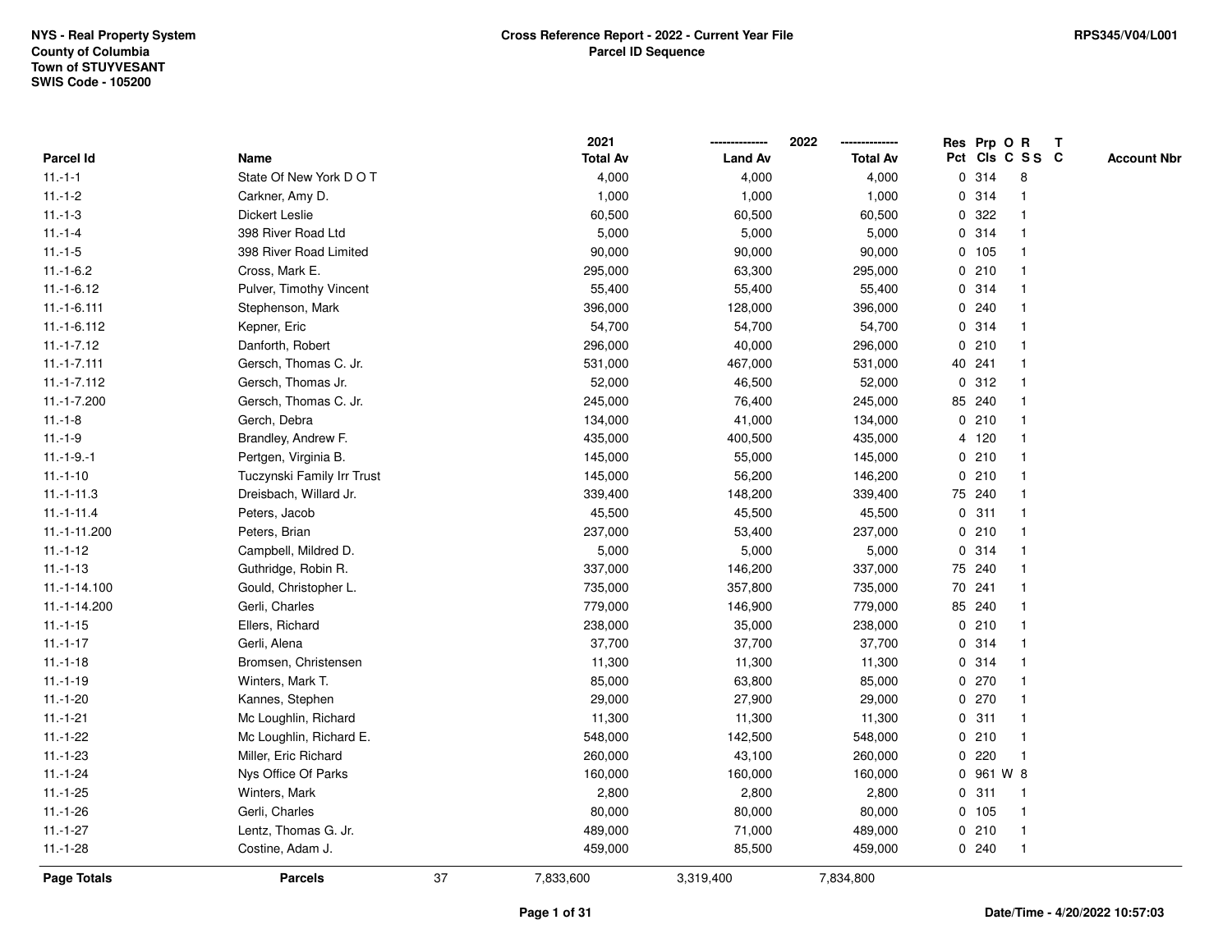**NYS - Real Property System**
**County of Columbia**
**Town of STUYVESANT**
**SWIS Code - 105200**

**Cross Reference Report - 2022 - Current Year File**
**Parcel ID Sequence**

**RPS345/V04/L001**

| Parcel Id | Name | 2021 Total Av | 2022 Land Av | 2022 Total Av | Res Pct | Prp Cls | O C | R S S | T C | Account Nbr |
|---|---|---|---|---|---|---|---|---|---|---|
| 11.-1-1 | State Of New York D O T | 4,000 | 4,000 | 4,000 | 0 | 314 | | 8 | | |
| 11.-1-2 | Carkner, Amy D. | 1,000 | 1,000 | 1,000 | 0 | 314 | | 1 | | |
| 11.-1-3 | Dickert Leslie | 60,500 | 60,500 | 60,500 | 0 | 322 | | 1 | | |
| 11.-1-4 | 398 River Road Ltd | 5,000 | 5,000 | 5,000 | 0 | 314 | | 1 | | |
| 11.-1-5 | 398 River Road Limited | 90,000 | 90,000 | 90,000 | 0 | 105 | | 1 | | |
| 11.-1-6.2 | Cross, Mark E. | 295,000 | 63,300 | 295,000 | 0 | 210 | | 1 | | |
| 11.-1-6.12 | Pulver, Timothy Vincent | 55,400 | 55,400 | 55,400 | 0 | 314 | | 1 | | |
| 11.-1-6.111 | Stephenson, Mark | 396,000 | 128,000 | 396,000 | 0 | 240 | | 1 | | |
| 11.-1-6.112 | Kepner, Eric | 54,700 | 54,700 | 54,700 | 0 | 314 | | 1 | | |
| 11.-1-7.12 | Danforth, Robert | 296,000 | 40,000 | 296,000 | 0 | 210 | | 1 | | |
| 11.-1-7.111 | Gersch, Thomas C. Jr. | 531,000 | 467,000 | 531,000 | 40 | 241 | | 1 | | |
| 11.-1-7.112 | Gersch, Thomas Jr. | 52,000 | 46,500 | 52,000 | 0 | 312 | | 1 | | |
| 11.-1-7.200 | Gersch, Thomas C. Jr. | 245,000 | 76,400 | 245,000 | 85 | 240 | | 1 | | |
| 11.-1-8 | Gerch, Debra | 134,000 | 41,000 | 134,000 | 0 | 210 | | 1 | | |
| 11.-1-9 | Brandley, Andrew F. | 435,000 | 400,500 | 435,000 | 4 | 120 | | 1 | | |
| 11.-1-9.-1 | Pertgen, Virginia B. | 145,000 | 55,000 | 145,000 | 0 | 210 | | 1 | | |
| 11.-1-10 | Tuczynski Family Irr Trust | 145,000 | 56,200 | 146,200 | 0 | 210 | | 1 | | |
| 11.-1-11.3 | Dreisbach, Willard Jr. | 339,400 | 148,200 | 339,400 | 75 | 240 | | 1 | | |
| 11.-1-11.4 | Peters, Jacob | 45,500 | 45,500 | 45,500 | 0 | 311 | | 1 | | |
| 11.-1-11.200 | Peters, Brian | 237,000 | 53,400 | 237,000 | 0 | 210 | | 1 | | |
| 11.-1-12 | Campbell, Mildred D. | 5,000 | 5,000 | 5,000 | 0 | 314 | | 1 | | |
| 11.-1-13 | Guthridge, Robin R. | 337,000 | 146,200 | 337,000 | 75 | 240 | | 1 | | |
| 11.-1-14.100 | Gould, Christopher L. | 735,000 | 357,800 | 735,000 | 70 | 241 | | 1 | | |
| 11.-1-14.200 | Gerli, Charles | 779,000 | 146,900 | 779,000 | 85 | 240 | | 1 | | |
| 11.-1-15 | Ellers, Richard | 238,000 | 35,000 | 238,000 | 0 | 210 | | 1 | | |
| 11.-1-17 | Gerli, Alena | 37,700 | 37,700 | 37,700 | 0 | 314 | | 1 | | |
| 11.-1-18 | Bromsen, Christensen | 11,300 | 11,300 | 11,300 | 0 | 314 | | 1 | | |
| 11.-1-19 | Winters, Mark T. | 85,000 | 63,800 | 85,000 | 0 | 270 | | 1 | | |
| 11.-1-20 | Kannes, Stephen | 29,000 | 27,900 | 29,000 | 0 | 270 | | 1 | | |
| 11.-1-21 | Mc Loughlin, Richard | 11,300 | 11,300 | 11,300 | 0 | 311 | | 1 | | |
| 11.-1-22 | Mc Loughlin, Richard E. | 548,000 | 142,500 | 548,000 | 0 | 210 | | 1 | | |
| 11.-1-23 | Miller, Eric Richard | 260,000 | 43,100 | 260,000 | 0 | 220 | | 1 | | |
| 11.-1-24 | Nys Office Of Parks | 160,000 | 160,000 | 160,000 | 0 | 961 | W | 8 | | |
| 11.-1-25 | Winters, Mark | 2,800 | 2,800 | 2,800 | 0 | 311 | | 1 | | |
| 11.-1-26 | Gerli, Charles | 80,000 | 80,000 | 80,000 | 0 | 105 | | 1 | | |
| 11.-1-27 | Lentz, Thomas G. Jr. | 489,000 | 71,000 | 489,000 | 0 | 210 | | 1 | | |
| 11.-1-28 | Costine, Adam J. | 459,000 | 85,500 | 459,000 | 0 | 240 | | 1 | | |
| **Page Totals** | **Parcels** 37 | 7,833,600 | 3,319,400 | 7,834,800 | | | | | | |

**Date/Time - 4/20/2022 10:57:03**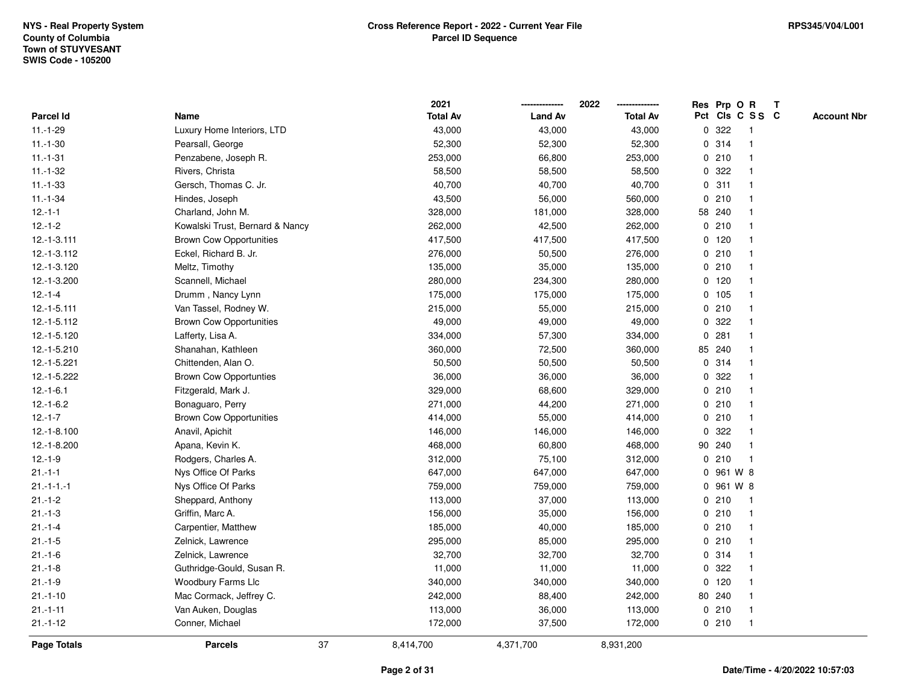**NYS - Real Property System**
**County of Columbia**
**Town of STUYVESANT**
**SWIS Code - 105200**

**Cross Reference Report - 2022 - Current Year File**
**Parcel ID Sequence**

**RPS345/V04/L001**

| Parcel Id | Name | 2021 Total Av | 2022 Land Av | 2022 Total Av | Res Pct | Prp Cls | O C | R S S | T C | Account Nbr |
|---|---|---|---|---|---|---|---|---|---|---|
| 11.-1-29 | Luxury Home Interiors, LTD | 43,000 | 43,000 | 43,000 | 0 | 322 | | 1 | | |
| 11.-1-30 | Pearsall, George | 52,300 | 52,300 | 52,300 | 0 | 314 | | 1 | | |
| 11.-1-31 | Penzabene, Joseph R. | 253,000 | 66,800 | 253,000 | 0 | 210 | | 1 | | |
| 11.-1-32 | Rivers, Christa | 58,500 | 58,500 | 58,500 | 0 | 322 | | 1 | | |
| 11.-1-33 | Gersch, Thomas C. Jr. | 40,700 | 40,700 | 40,700 | 0 | 311 | | 1 | | |
| 11.-1-34 | Hindes, Joseph | 43,500 | 56,000 | 560,000 | 0 | 210 | | 1 | | |
| 12.-1-1 | Charland, John M. | 328,000 | 181,000 | 328,000 | 58 | 240 | | 1 | | |
| 12.-1-2 | Kowalski Trust, Bernard & Nancy | 262,000 | 42,500 | 262,000 | 0 | 210 | | 1 | | |
| 12.-1-3.111 | Brown Cow Opportunities | 417,500 | 417,500 | 417,500 | 0 | 120 | | 1 | | |
| 12.-1-3.112 | Eckel, Richard B. Jr. | 276,000 | 50,500 | 276,000 | 0 | 210 | | 1 | | |
| 12.-1-3.120 | Meltz, Timothy | 135,000 | 35,000 | 135,000 | 0 | 210 | | 1 | | |
| 12.-1-3.200 | Scannell, Michael | 280,000 | 234,300 | 280,000 | 0 | 120 | | 1 | | |
| 12.-1-4 | Drumm , Nancy Lynn | 175,000 | 175,000 | 175,000 | 0 | 105 | | 1 | | |
| 12.-1-5.111 | Van Tassel, Rodney W. | 215,000 | 55,000 | 215,000 | 0 | 210 | | 1 | | |
| 12.-1-5.112 | Brown Cow Opportunities | 49,000 | 49,000 | 49,000 | 0 | 322 | | 1 | | |
| 12.-1-5.120 | Lafferty, Lisa A. | 334,000 | 57,300 | 334,000 | 0 | 281 | | 1 | | |
| 12.-1-5.210 | Shanahan, Kathleen | 360,000 | 72,500 | 360,000 | 85 | 240 | | 1 | | |
| 12.-1-5.221 | Chittenden, Alan O. | 50,500 | 50,500 | 50,500 | 0 | 314 | | 1 | | |
| 12.-1-5.222 | Brown Cow Opportunties | 36,000 | 36,000 | 36,000 | 0 | 322 | | 1 | | |
| 12.-1-6.1 | Fitzgerald, Mark J. | 329,000 | 68,600 | 329,000 | 0 | 210 | | 1 | | |
| 12.-1-6.2 | Bonaguaro, Perry | 271,000 | 44,200 | 271,000 | 0 | 210 | | 1 | | |
| 12.-1-7 | Brown Cow Opportunities | 414,000 | 55,000 | 414,000 | 0 | 210 | | 1 | | |
| 12.-1-8.100 | Anavil, Apichit | 146,000 | 146,000 | 146,000 | 0 | 322 | | 1 | | |
| 12.-1-8.200 | Apana, Kevin K. | 468,000 | 60,800 | 468,000 | 90 | 240 | | 1 | | |
| 12.-1-9 | Rodgers, Charles A. | 312,000 | 75,100 | 312,000 | 0 | 210 | | 1 | | |
| 21.-1-1 | Nys Office Of Parks | 647,000 | 647,000 | 647,000 | 0 | 961 | W | 8 | | |
| 21.-1-1.-1 | Nys Office Of Parks | 759,000 | 759,000 | 759,000 | 0 | 961 | W | 8 | | |
| 21.-1-2 | Sheppard, Anthony | 113,000 | 37,000 | 113,000 | 0 | 210 | | 1 | | |
| 21.-1-3 | Griffin, Marc A. | 156,000 | 35,000 | 156,000 | 0 | 210 | | 1 | | |
| 21.-1-4 | Carpentier, Matthew | 185,000 | 40,000 | 185,000 | 0 | 210 | | 1 | | |
| 21.-1-5 | Zelnick, Lawrence | 295,000 | 85,000 | 295,000 | 0 | 210 | | 1 | | |
| 21.-1-6 | Zelnick, Lawrence | 32,700 | 32,700 | 32,700 | 0 | 314 | | 1 | | |
| 21.-1-8 | Guthridge-Gould, Susan R. | 11,000 | 11,000 | 11,000 | 0 | 322 | | 1 | | |
| 21.-1-9 | Woodbury Farms Llc | 340,000 | 340,000 | 340,000 | 0 | 120 | | 1 | | |
| 21.-1-10 | Mac Cormack, Jeffrey C. | 242,000 | 88,400 | 242,000 | 80 | 240 | | 1 | | |
| 21.-1-11 | Van Auken, Douglas | 113,000 | 36,000 | 113,000 | 0 | 210 | | 1 | | |
| 21.-1-12 | Conner, Michael | 172,000 | 37,500 | 172,000 | 0 | 210 | | 1 | | |
| **Page Totals** | **Parcels** 37 | 8,414,700 | 4,371,700 | 8,931,200 | | | | | | |

**Date/Time - 4/20/2022 10:57:03**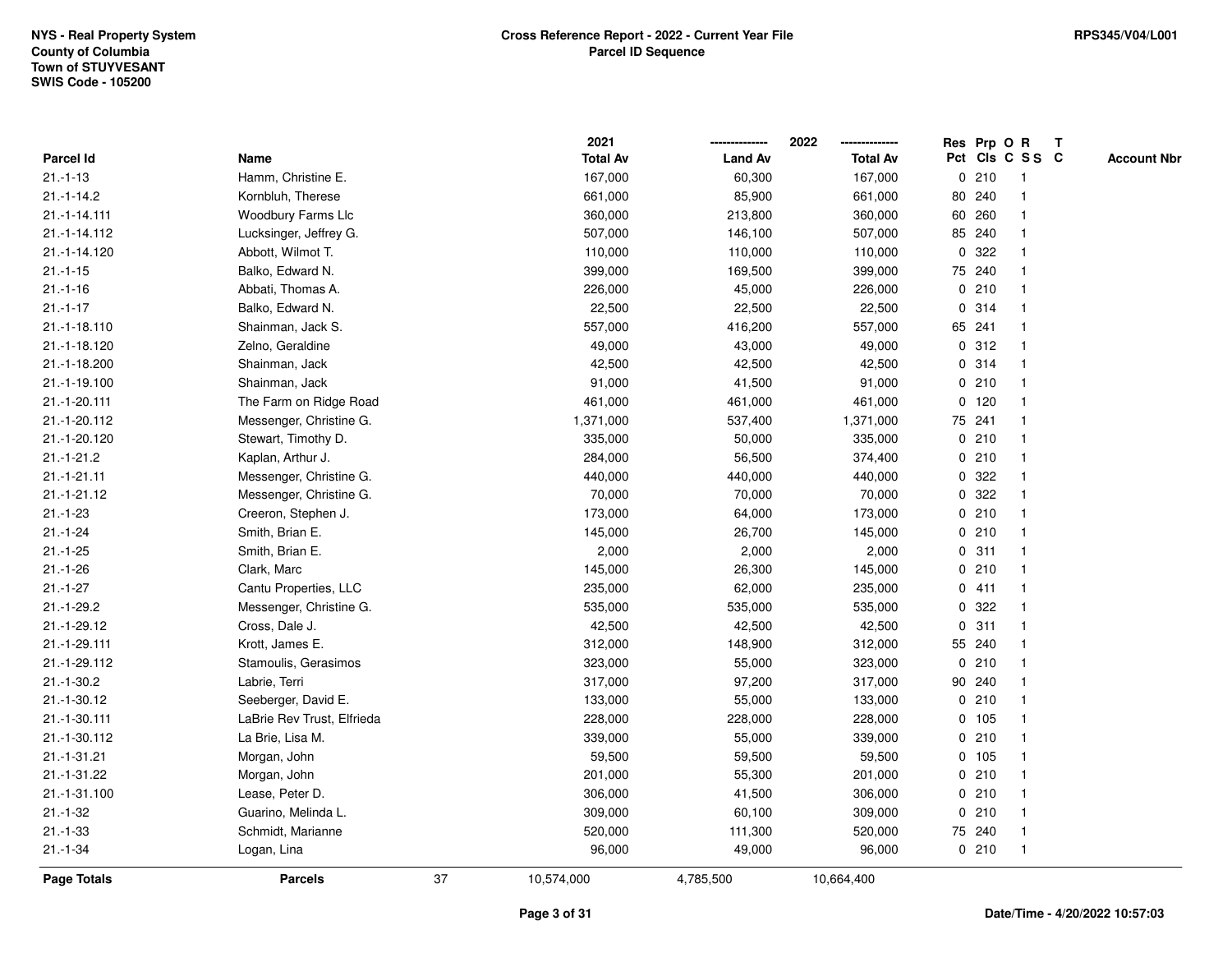NYS - Real Property System
County of Columbia
Town of STUYVESANT
SWIS Code - 105200

**Cross Reference Report - 2022 - Current Year File**
**Parcel ID Sequence**

RPS345/V04/L001

| Parcel Id | Name | 2021 Total Av | 2022 Land Av | 2022 Total Av | Res Pct | Prp Cls | O C | R S S | T C | Account Nbr |
|---|---|---|---|---|---|---|---|---|---|---|
| 21.-1-13 | Hamm, Christine E. | 167,000 | 60,300 | 167,000 | 0 | 210 | | 1 | | |
| 21.-1-14.2 | Kornbluh, Therese | 661,000 | 85,900 | 661,000 | 80 | 240 | | 1 | | |
| 21.-1-14.111 | Woodbury Farms Llc | 360,000 | 213,800 | 360,000 | 60 | 260 | | 1 | | |
| 21.-1-14.112 | Lucksinger, Jeffrey G. | 507,000 | 146,100 | 507,000 | 85 | 240 | | 1 | | |
| 21.-1-14.120 | Abbott, Wilmot T. | 110,000 | 110,000 | 110,000 | 0 | 322 | | 1 | | |
| 21.-1-15 | Balko, Edward N. | 399,000 | 169,500 | 399,000 | 75 | 240 | | 1 | | |
| 21.-1-16 | Abbati, Thomas A. | 226,000 | 45,000 | 226,000 | 0 | 210 | | 1 | | |
| 21.-1-17 | Balko, Edward N. | 22,500 | 22,500 | 22,500 | 0 | 314 | | 1 | | |
| 21.-1-18.110 | Shainman, Jack S. | 557,000 | 416,200 | 557,000 | 65 | 241 | | 1 | | |
| 21.-1-18.120 | Zelno, Geraldine | 49,000 | 43,000 | 49,000 | 0 | 312 | | 1 | | |
| 21.-1-18.200 | Shainman, Jack | 42,500 | 42,500 | 42,500 | 0 | 314 | | 1 | | |
| 21.-1-19.100 | Shainman, Jack | 91,000 | 41,500 | 91,000 | 0 | 210 | | 1 | | |
| 21.-1-20.111 | The Farm on Ridge Road | 461,000 | 461,000 | 461,000 | 0 | 120 | | 1 | | |
| 21.-1-20.112 | Messenger, Christine G. | 1,371,000 | 537,400 | 1,371,000 | 75 | 241 | | 1 | | |
| 21.-1-20.120 | Stewart, Timothy D. | 335,000 | 50,000 | 335,000 | 0 | 210 | | 1 | | |
| 21.-1-21.2 | Kaplan, Arthur J. | 284,000 | 56,500 | 374,400 | 0 | 210 | | 1 | | |
| 21.-1-21.11 | Messenger, Christine G. | 440,000 | 440,000 | 440,000 | 0 | 322 | | 1 | | |
| 21.-1-21.12 | Messenger, Christine G. | 70,000 | 70,000 | 70,000 | 0 | 322 | | 1 | | |
| 21.-1-23 | Creeron, Stephen J. | 173,000 | 64,000 | 173,000 | 0 | 210 | | 1 | | |
| 21.-1-24 | Smith, Brian E. | 145,000 | 26,700 | 145,000 | 0 | 210 | | 1 | | |
| 21.-1-25 | Smith, Brian E. | 2,000 | 2,000 | 2,000 | 0 | 311 | | 1 | | |
| 21.-1-26 | Clark, Marc | 145,000 | 26,300 | 145,000 | 0 | 210 | | 1 | | |
| 21.-1-27 | Cantu Properties, LLC | 235,000 | 62,000 | 235,000 | 0 | 411 | | 1 | | |
| 21.-1-29.2 | Messenger, Christine G. | 535,000 | 535,000 | 535,000 | 0 | 322 | | 1 | | |
| 21.-1-29.12 | Cross, Dale J. | 42,500 | 42,500 | 42,500 | 0 | 311 | | 1 | | |
| 21.-1-29.111 | Krott, James E. | 312,000 | 148,900 | 312,000 | 55 | 240 | | 1 | | |
| 21.-1-29.112 | Stamoulis, Gerasimos | 323,000 | 55,000 | 323,000 | 0 | 210 | | 1 | | |
| 21.-1-30.2 | Labrie, Terri | 317,000 | 97,200 | 317,000 | 90 | 240 | | 1 | | |
| 21.-1-30.12 | Seeberger, David E. | 133,000 | 55,000 | 133,000 | 0 | 210 | | 1 | | |
| 21.-1-30.111 | LaBrie Rev Trust, Elfrieda | 228,000 | 228,000 | 228,000 | 0 | 105 | | 1 | | |
| 21.-1-30.112 | La Brie, Lisa M. | 339,000 | 55,000 | 339,000 | 0 | 210 | | 1 | | |
| 21.-1-31.21 | Morgan, John | 59,500 | 59,500 | 59,500 | 0 | 105 | | 1 | | |
| 21.-1-31.22 | Morgan, John | 201,000 | 55,300 | 201,000 | 0 | 210 | | 1 | | |
| 21.-1-31.100 | Lease, Peter D. | 306,000 | 41,500 | 306,000 | 0 | 210 | | 1 | | |
| 21.-1-32 | Guarino, Melinda L. | 309,000 | 60,100 | 309,000 | 0 | 210 | | 1 | | |
| 21.-1-33 | Schmidt, Marianne | 520,000 | 111,300 | 520,000 | 75 | 240 | | 1 | | |
| 21.-1-34 | Logan, Lina | 96,000 | 49,000 | 96,000 | 0 | 210 | | 1 | | |
| **Page Totals** | **Parcels** 37 | 10,574,000 | 4,785,500 | 10,664,400 | | | | | | |

Date/Time - 4/20/2022 10:57:03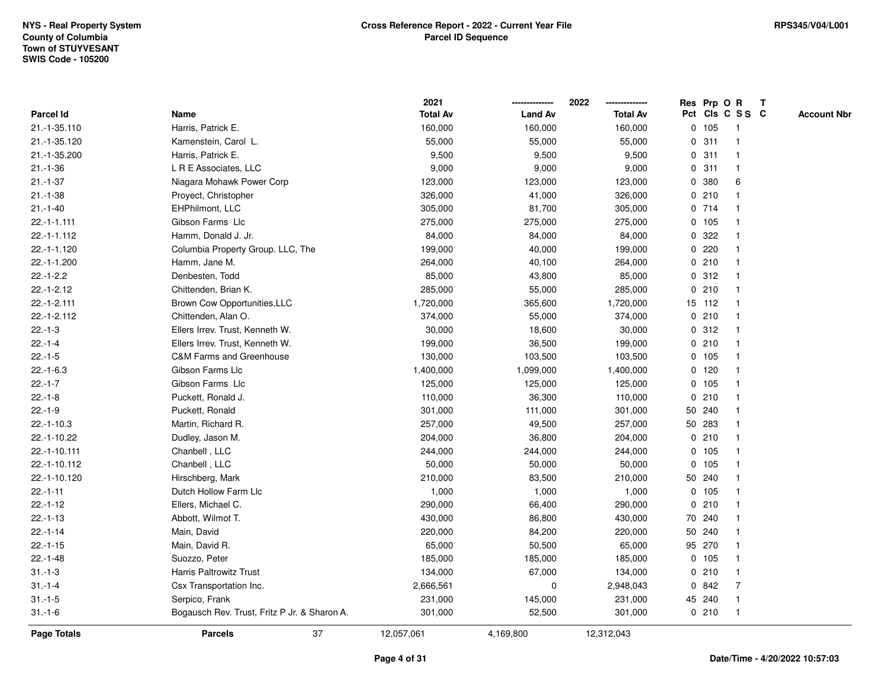NYS - Real Property System
County of Columbia
Town of STUYVESANT
SWIS Code - 105200

**Cross Reference Report - 2022 - Current Year File**
**Parcel ID Sequence**

RPS345/V04/L001

| Parcel Id | Name | 2021 Total Av | 2022 Land Av | 2022 Total Av | Res Pct | Prp Cls | O C | R S S | T C | Account Nbr |
|---|---|---|---|---|---|---|---|---|---|---|
| 21.-1-35.110 | Harris, Patrick E. | 160,000 | 160,000 | 160,000 | 0 | 105 | | 1 | | |
| 21.-1-35.120 | Kamenstein, Carol L. | 55,000 | 55,000 | 55,000 | 0 | 311 | | 1 | | |
| 21.-1-35.200 | Harris, Patrick E. | 9,500 | 9,500 | 9,500 | 0 | 311 | | 1 | | |
| 21.-1-36 | L R E Associates, LLC | 9,000 | 9,000 | 9,000 | 0 | 311 | | 1 | | |
| 21.-1-37 | Niagara Mohawk Power Corp | 123,000 | 123,000 | 123,000 | 0 | 380 | | 6 | | |
| 21.-1-38 | Proyect, Christopher | 326,000 | 41,000 | 326,000 | 0 | 210 | | 1 | | |
| 21.-1-40 | EHPhilmont, LLC | 305,000 | 81,700 | 305,000 | 0 | 714 | | 1 | | |
| 22.-1-1.111 | Gibson Farms Llc | 275,000 | 275,000 | 275,000 | 0 | 105 | | 1 | | |
| 22.-1-1.112 | Hamm, Donald J. Jr. | 84,000 | 84,000 | 84,000 | 0 | 322 | | 1 | | |
| 22.-1-1.120 | Columbia Property Group. LLC, The | 199,000 | 40,000 | 199,000 | 0 | 220 | | 1 | | |
| 22.-1-1.200 | Hamm, Jane M. | 264,000 | 40,100 | 264,000 | 0 | 210 | | 1 | | |
| 22.-1-2.2 | Denbesten, Todd | 85,000 | 43,800 | 85,000 | 0 | 312 | | 1 | | |
| 22.-1-2.12 | Chittenden, Brian K. | 285,000 | 55,000 | 285,000 | 0 | 210 | | 1 | | |
| 22.-1-2.111 | Brown Cow Opportunities,LLC | 1,720,000 | 365,600 | 1,720,000 | 15 | 112 | | 1 | | |
| 22.-1-2.112 | Chittenden, Alan O. | 374,000 | 55,000 | 374,000 | 0 | 210 | | 1 | | |
| 22.-1-3 | Ellers Irrev. Trust, Kenneth W. | 30,000 | 18,600 | 30,000 | 0 | 312 | | 1 | | |
| 22.-1-4 | Ellers Irrev. Trust, Kenneth W. | 199,000 | 36,500 | 199,000 | 0 | 210 | | 1 | | |
| 22.-1-5 | C&M Farms and Greenhouse | 130,000 | 103,500 | 103,500 | 0 | 105 | | 1 | | |
| 22.-1-6.3 | Gibson Farms Llc | 1,400,000 | 1,099,000 | 1,400,000 | 0 | 120 | | 1 | | |
| 22.-1-7 | Gibson Farms Llc | 125,000 | 125,000 | 125,000 | 0 | 105 | | 1 | | |
| 22.-1-8 | Puckett, Ronald J. | 110,000 | 36,300 | 110,000 | 0 | 210 | | 1 | | |
| 22.-1-9 | Puckett, Ronald | 301,000 | 111,000 | 301,000 | 50 | 240 | | 1 | | |
| 22.-1-10.3 | Martin, Richard R. | 257,000 | 49,500 | 257,000 | 50 | 283 | | 1 | | |
| 22.-1-10.22 | Dudley, Jason M. | 204,000 | 36,800 | 204,000 | 0 | 210 | | 1 | | |
| 22.-1-10.111 | Chanbell , LLC | 244,000 | 244,000 | 244,000 | 0 | 105 | | 1 | | |
| 22.-1-10.112 | Chanbell , LLC | 50,000 | 50,000 | 50,000 | 0 | 105 | | 1 | | |
| 22.-1-10.120 | Hirschberg, Mark | 210,000 | 83,500 | 210,000 | 50 | 240 | | 1 | | |
| 22.-1-11 | Dutch Hollow Farm Llc | 1,000 | 1,000 | 1,000 | 0 | 105 | | 1 | | |
| 22.-1-12 | Ellers, Michael C. | 290,000 | 66,400 | 290,000 | 0 | 210 | | 1 | | |
| 22.-1-13 | Abbott, Wilmot T. | 430,000 | 86,800 | 430,000 | 70 | 240 | | 1 | | |
| 22.-1-14 | Main, David | 220,000 | 84,200 | 220,000 | 50 | 240 | | 1 | | |
| 22.-1-15 | Main, David R. | 65,000 | 50,500 | 65,000 | 95 | 270 | | 1 | | |
| 22.-1-48 | Suozzo, Peter | 185,000 | 185,000 | 185,000 | 0 | 105 | | 1 | | |
| 31.-1-3 | Harris Paltrowitz Trust | 134,000 | 67,000 | 134,000 | 0 | 210 | | 1 | | |
| 31.-1-4 | Csx Transportation Inc. | 2,666,561 | 0 | 2,948,043 | 0 | 842 | | 7 | | |
| 31.-1-5 | Serpico, Frank | 231,000 | 145,000 | 231,000 | 45 | 240 | | 1 | | |
| 31.-1-6 | Bogausch Rev. Trust, Fritz P Jr. & Sharon A. | 301,000 | 52,500 | 301,000 | 0 | 210 | | 1 | | |
| **Page Totals** | **Parcels** 37 | 12,057,061 | 4,169,800 | 12,312,043 | | | | | | |

**Date/Time - 4/20/2022 10:57:03**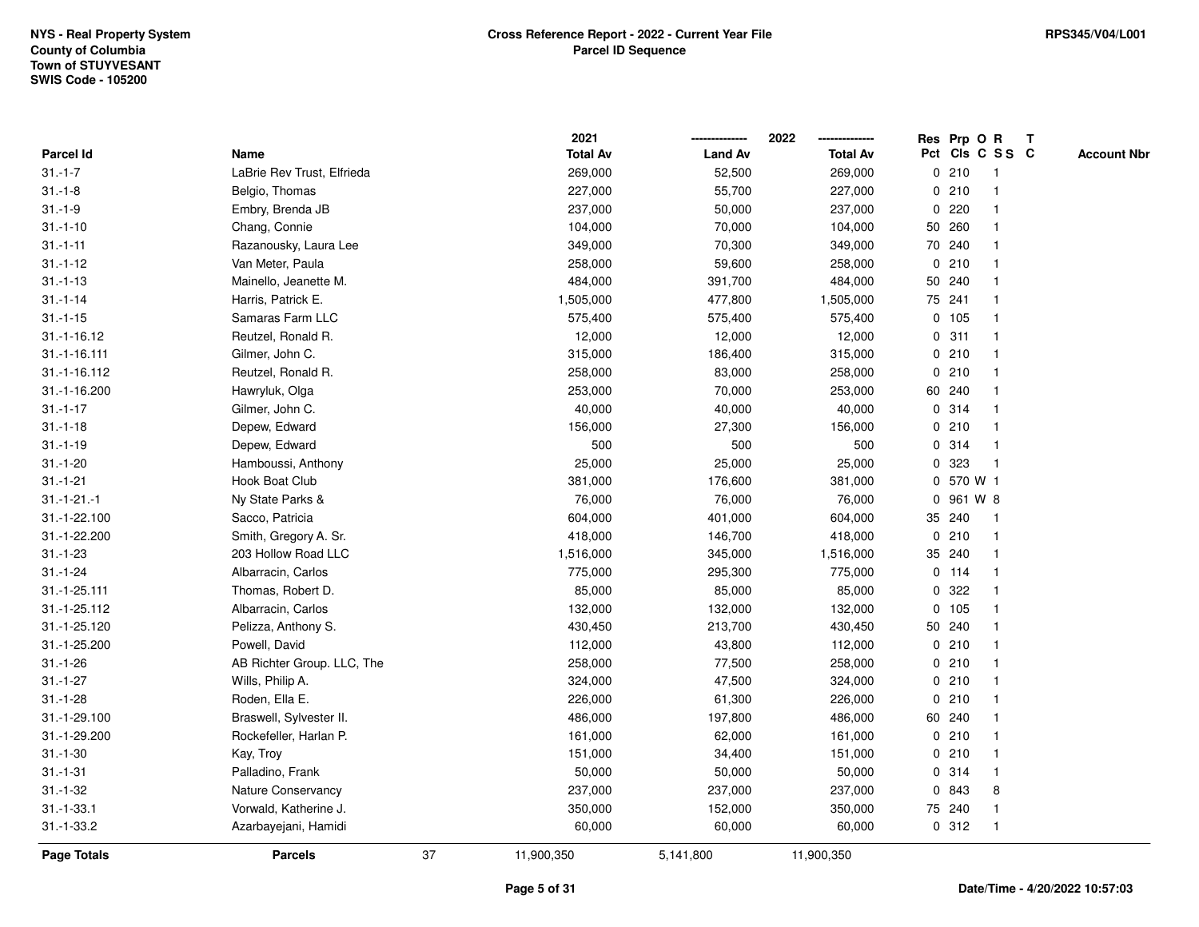NYS - Real Property System
County of Columbia
Town of STUYVESANT
SWIS Code - 105200

**Cross Reference Report - 2022 - Current Year File**
**Parcel ID Sequence**

RPS345/V04/L001

| Parcel Id | Name | 2021 Total Av | 2022 Land Av | 2022 Total Av | Res Pct | Prp Cls | O C | R SS | T C | Account Nbr |
|---|---|---|---|---|---|---|---|---|---|---|
| 31.-1-7 | LaBrie Rev Trust, Elfrieda | 269,000 | 52,500 | 269,000 | 0 | 210 | | 1 | | |
| 31.-1-8 | Belgio, Thomas | 227,000 | 55,700 | 227,000 | 0 | 210 | | 1 | | |
| 31.-1-9 | Embry, Brenda JB | 237,000 | 50,000 | 237,000 | 0 | 220 | | 1 | | |
| 31.-1-10 | Chang, Connie | 104,000 | 70,000 | 104,000 | 50 | 260 | | 1 | | |
| 31.-1-11 | Razanousky, Laura Lee | 349,000 | 70,300 | 349,000 | 70 | 240 | | 1 | | |
| 31.-1-12 | Van Meter, Paula | 258,000 | 59,600 | 258,000 | 0 | 210 | | 1 | | |
| 31.-1-13 | Mainello, Jeanette M. | 484,000 | 391,700 | 484,000 | 50 | 240 | | 1 | | |
| 31.-1-14 | Harris, Patrick E. | 1,505,000 | 477,800 | 1,505,000 | 75 | 241 | | 1 | | |
| 31.-1-15 | Samaras Farm LLC | 575,400 | 575,400 | 575,400 | 0 | 105 | | 1 | | |
| 31.-1-16.12 | Reutzel, Ronald R. | 12,000 | 12,000 | 12,000 | 0 | 311 | | 1 | | |
| 31.-1-16.111 | Gilmer, John C. | 315,000 | 186,400 | 315,000 | 0 | 210 | | 1 | | |
| 31.-1-16.112 | Reutzel, Ronald R. | 258,000 | 83,000 | 258,000 | 0 | 210 | | 1 | | |
| 31.-1-16.200 | Hawryluk, Olga | 253,000 | 70,000 | 253,000 | 60 | 240 | | 1 | | |
| 31.-1-17 | Gilmer, John C. | 40,000 | 40,000 | 40,000 | 0 | 314 | | 1 | | |
| 31.-1-18 | Depew, Edward | 156,000 | 27,300 | 156,000 | 0 | 210 | | 1 | | |
| 31.-1-19 | Depew, Edward | 500 | 500 | 500 | 0 | 314 | | 1 | | |
| 31.-1-20 | Hamboussi, Anthony | 25,000 | 25,000 | 25,000 | 0 | 323 | | 1 | | |
| 31.-1-21 | Hook Boat Club | 381,000 | 176,600 | 381,000 | 0 | 570 | W | 1 | | |
| 31.-1-21.-1 | Ny State Parks & | 76,000 | 76,000 | 76,000 | 0 | 961 | W | 8 | | |
| 31.-1-22.100 | Sacco, Patricia | 604,000 | 401,000 | 604,000 | 35 | 240 | | 1 | | |
| 31.-1-22.200 | Smith, Gregory A. Sr. | 418,000 | 146,700 | 418,000 | 0 | 210 | | 1 | | |
| 31.-1-23 | 203 Hollow Road LLC | 1,516,000 | 345,000 | 1,516,000 | 35 | 240 | | 1 | | |
| 31.-1-24 | Albarracin, Carlos | 775,000 | 295,300 | 775,000 | 0 | 114 | | 1 | | |
| 31.-1-25.111 | Thomas, Robert D. | 85,000 | 85,000 | 85,000 | 0 | 322 | | 1 | | |
| 31.-1-25.112 | Albarracin, Carlos | 132,000 | 132,000 | 132,000 | 0 | 105 | | 1 | | |
| 31.-1-25.120 | Pelizza, Anthony S. | 430,450 | 213,700 | 430,450 | 50 | 240 | | 1 | | |
| 31.-1-25.200 | Powell, David | 112,000 | 43,800 | 112,000 | 0 | 210 | | 1 | | |
| 31.-1-26 | AB Richter Group. LLC, The | 258,000 | 77,500 | 258,000 | 0 | 210 | | 1 | | |
| 31.-1-27 | Wills, Philip A. | 324,000 | 47,500 | 324,000 | 0 | 210 | | 1 | | |
| 31.-1-28 | Roden, Ella E. | 226,000 | 61,300 | 226,000 | 0 | 210 | | 1 | | |
| 31.-1-29.100 | Braswell, Sylvester II. | 486,000 | 197,800 | 486,000 | 60 | 240 | | 1 | | |
| 31.-1-29.200 | Rockefeller, Harlan P. | 161,000 | 62,000 | 161,000 | 0 | 210 | | 1 | | |
| 31.-1-30 | Kay, Troy | 151,000 | 34,400 | 151,000 | 0 | 210 | | 1 | | |
| 31.-1-31 | Palladino, Frank | 50,000 | 50,000 | 50,000 | 0 | 314 | | 1 | | |
| 31.-1-32 | Nature Conservancy | 237,000 | 237,000 | 237,000 | 0 | 843 | | 8 | | |
| 31.-1-33.1 | Vorwald, Katherine J. | 350,000 | 152,000 | 350,000 | 75 | 240 | | 1 | | |
| 31.-1-33.2 | Azarbayejani, Hamidi | 60,000 | 60,000 | 60,000 | 0 | 312 | | 1 | | |
| **Page Totals** | **Parcels** 37 | 11,900,350 | 5,141,800 | 11,900,350 | | | | | | |

**Date/Time - 4/20/2022 10:57:03**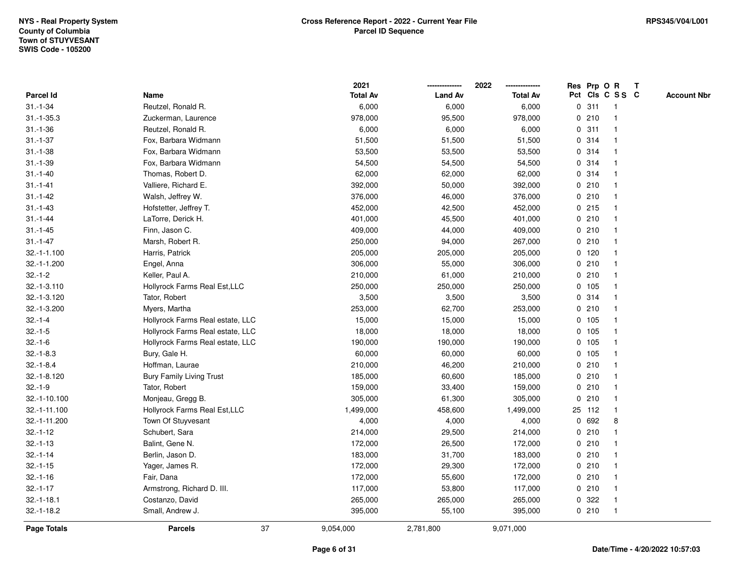NYS - Real Property System
County of Columbia
Town of STUYVESANT
SWIS Code - 105200

**Cross Reference Report - 2022 - Current Year File**
**Parcel ID Sequence**

RPS345/V04/L001

| Parcel Id | Name | 2021 Total Av | 2022 Land Av | 2022 Total Av | Res Pct | Prp Cls | O C | R S S | T C | Account Nbr |
|---|---|---|---|---|---|---|---|---|---|---|
| 31.-1-34 | Reutzel, Ronald R. | 6,000 | 6,000 | 6,000 | 0 | 311 | | 1 | | |
| 31.-1-35.3 | Zuckerman, Laurence | 978,000 | 95,500 | 978,000 | 0 | 210 | | 1 | | |
| 31.-1-36 | Reutzel, Ronald R. | 6,000 | 6,000 | 6,000 | 0 | 311 | | 1 | | |
| 31.-1-37 | Fox, Barbara Widmann | 51,500 | 51,500 | 51,500 | 0 | 314 | | 1 | | |
| 31.-1-38 | Fox, Barbara Widmann | 53,500 | 53,500 | 53,500 | 0 | 314 | | 1 | | |
| 31.-1-39 | Fox, Barbara Widmann | 54,500 | 54,500 | 54,500 | 0 | 314 | | 1 | | |
| 31.-1-40 | Thomas, Robert D. | 62,000 | 62,000 | 62,000 | 0 | 314 | | 1 | | |
| 31.-1-41 | Valliere, Richard E. | 392,000 | 50,000 | 392,000 | 0 | 210 | | 1 | | |
| 31.-1-42 | Walsh, Jeffrey W. | 376,000 | 46,000 | 376,000 | 0 | 210 | | 1 | | |
| 31.-1-43 | Hofstetter, Jeffrey T. | 452,000 | 42,500 | 452,000 | 0 | 215 | | 1 | | |
| 31.-1-44 | LaTorre, Derick H. | 401,000 | 45,500 | 401,000 | 0 | 210 | | 1 | | |
| 31.-1-45 | Finn, Jason C. | 409,000 | 44,000 | 409,000 | 0 | 210 | | 1 | | |
| 31.-1-47 | Marsh, Robert R. | 250,000 | 94,000 | 267,000 | 0 | 210 | | 1 | | |
| 32.-1-1.100 | Harris, Patrick | 205,000 | 205,000 | 205,000 | 0 | 120 | | 1 | | |
| 32.-1-1.200 | Engel, Anna | 306,000 | 55,000 | 306,000 | 0 | 210 | | 1 | | |
| 32.-1-2 | Keller, Paul A. | 210,000 | 61,000 | 210,000 | 0 | 210 | | 1 | | |
| 32.-1-3.110 | Hollyrock Farms Real Est,LLC | 250,000 | 250,000 | 250,000 | 0 | 105 | | 1 | | |
| 32.-1-3.120 | Tator, Robert | 3,500 | 3,500 | 3,500 | 0 | 314 | | 1 | | |
| 32.-1-3.200 | Myers, Martha | 253,000 | 62,700 | 253,000 | 0 | 210 | | 1 | | |
| 32.-1-4 | Hollyrock Farms Real estate, LLC | 15,000 | 15,000 | 15,000 | 0 | 105 | | 1 | | |
| 32.-1-5 | Hollyrock Farms Real estate, LLC | 18,000 | 18,000 | 18,000 | 0 | 105 | | 1 | | |
| 32.-1-6 | Hollyrock Farms Real estate, LLC | 190,000 | 190,000 | 190,000 | 0 | 105 | | 1 | | |
| 32.-1-8.3 | Bury, Gale H. | 60,000 | 60,000 | 60,000 | 0 | 105 | | 1 | | |
| 32.-1-8.4 | Hoffman, Laurae | 210,000 | 46,200 | 210,000 | 0 | 210 | | 1 | | |
| 32.-1-8.120 | Bury Family Living Trust | 185,000 | 60,600 | 185,000 | 0 | 210 | | 1 | | |
| 32.-1-9 | Tator, Robert | 159,000 | 33,400 | 159,000 | 0 | 210 | | 1 | | |
| 32.-1-10.100 | Monjeau, Gregg B. | 305,000 | 61,300 | 305,000 | 0 | 210 | | 1 | | |
| 32.-1-11.100 | Hollyrock Farms Real Est,LLC | 1,499,000 | 458,600 | 1,499,000 | 25 | 112 | | 1 | | |
| 32.-1-11.200 | Town Of Stuyvesant | 4,000 | 4,000 | 4,000 | 0 | 692 | | 8 | | |
| 32.-1-12 | Schubert, Sara | 214,000 | 29,500 | 214,000 | 0 | 210 | | 1 | | |
| 32.-1-13 | Balint, Gene N. | 172,000 | 26,500 | 172,000 | 0 | 210 | | 1 | | |
| 32.-1-14 | Berlin, Jason D. | 183,000 | 31,700 | 183,000 | 0 | 210 | | 1 | | |
| 32.-1-15 | Yager, James R. | 172,000 | 29,300 | 172,000 | 0 | 210 | | 1 | | |
| 32.-1-16 | Fair, Dana | 172,000 | 55,600 | 172,000 | 0 | 210 | | 1 | | |
| 32.-1-17 | Armstrong, Richard D. III. | 117,000 | 53,800 | 117,000 | 0 | 210 | | 1 | | |
| 32.-1-18.1 | Costanzo, David | 265,000 | 265,000 | 265,000 | 0 | 322 | | 1 | | |
| 32.-1-18.2 | Small, Andrew J. | 395,000 | 55,100 | 395,000 | 0 | 210 | | 1 | | |
| **Page Totals** | **Parcels** 37 | 9,054,000 | 2,781,800 | 9,071,000 | | | | | | |

Date/Time - 4/20/2022 10:57:03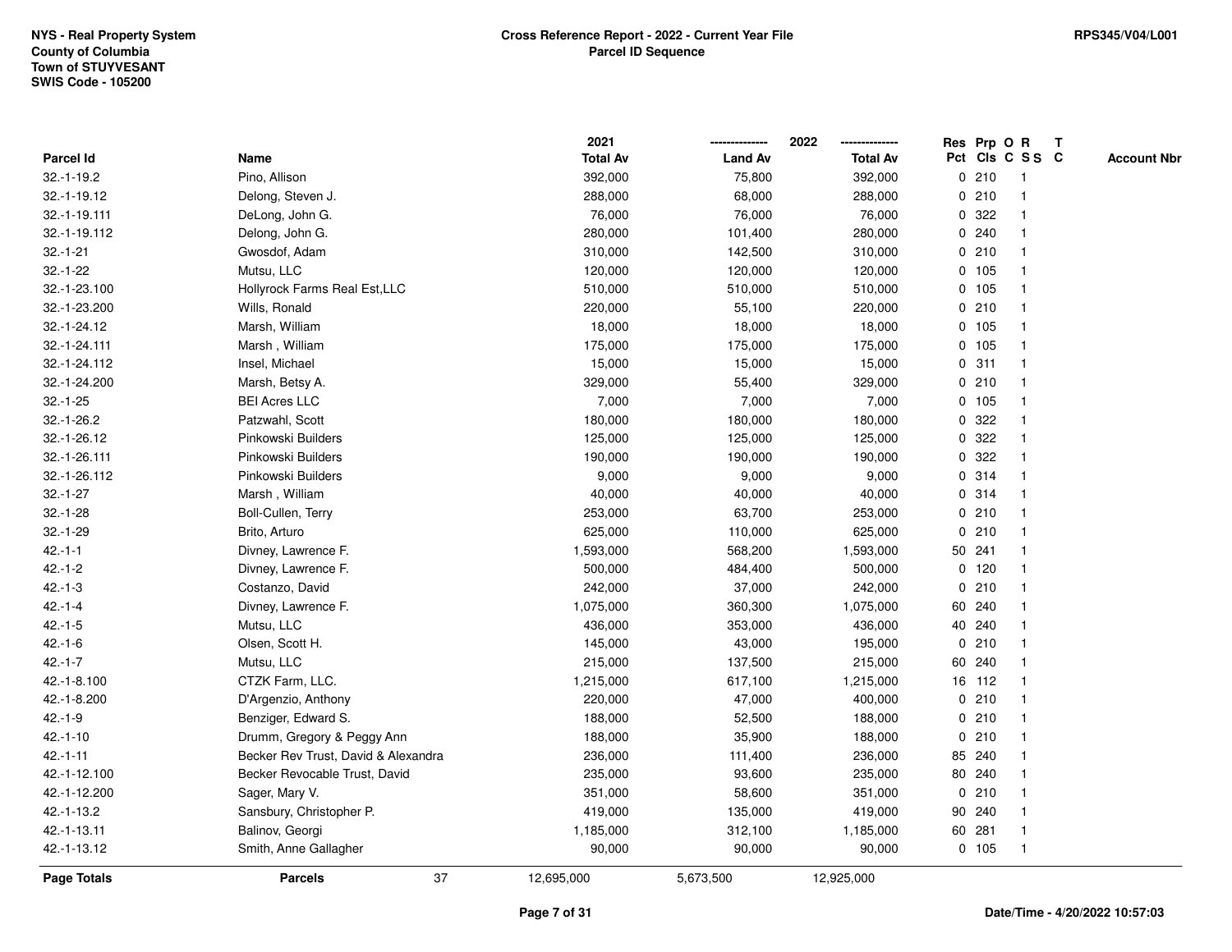NYS - Real Property System
County of Columbia
Town of STUYVESANT
SWIS Code - 105200

**Cross Reference Report - 2022 - Current Year File**
**Parcel ID Sequence**

RPS345/V04/L001

| Parcel Id | Name | 2021 Total Av | 2022 Land Av | 2022 Total Av | Res Pct | Prp Cls | O C | R S S | T C | Account Nbr |
|---|---|---|---|---|---|---|---|---|---|---|
| 32.-1-19.2 | Pino, Allison | 392,000 | 75,800 | 392,000 | 0 | 210 | | 1 | | |
| 32.-1-19.12 | Delong, Steven J. | 288,000 | 68,000 | 288,000 | 0 | 210 | | 1 | | |
| 32.-1-19.111 | DeLong, John G. | 76,000 | 76,000 | 76,000 | 0 | 322 | | 1 | | |
| 32.-1-19.112 | Delong, John G. | 280,000 | 101,400 | 280,000 | 0 | 240 | | 1 | | |
| 32.-1-21 | Gwosdof, Adam | 310,000 | 142,500 | 310,000 | 0 | 210 | | 1 | | |
| 32.-1-22 | Mutsu, LLC | 120,000 | 120,000 | 120,000 | 0 | 105 | | 1 | | |
| 32.-1-23.100 | Hollyrock Farms Real Est,LLC | 510,000 | 510,000 | 510,000 | 0 | 105 | | 1 | | |
| 32.-1-23.200 | Wills, Ronald | 220,000 | 55,100 | 220,000 | 0 | 210 | | 1 | | |
| 32.-1-24.12 | Marsh, William | 18,000 | 18,000 | 18,000 | 0 | 105 | | 1 | | |
| 32.-1-24.111 | Marsh , William | 175,000 | 175,000 | 175,000 | 0 | 105 | | 1 | | |
| 32.-1-24.112 | Insel, Michael | 15,000 | 15,000 | 15,000 | 0 | 311 | | 1 | | |
| 32.-1-24.200 | Marsh, Betsy A. | 329,000 | 55,400 | 329,000 | 0 | 210 | | 1 | | |
| 32.-1-25 | BEI Acres LLC | 7,000 | 7,000 | 7,000 | 0 | 105 | | 1 | | |
| 32.-1-26.2 | Patzwahl, Scott | 180,000 | 180,000 | 180,000 | 0 | 322 | | 1 | | |
| 32.-1-26.12 | Pinkowski Builders | 125,000 | 125,000 | 125,000 | 0 | 322 | | 1 | | |
| 32.-1-26.111 | Pinkowski Builders | 190,000 | 190,000 | 190,000 | 0 | 322 | | 1 | | |
| 32.-1-26.112 | Pinkowski Builders | 9,000 | 9,000 | 9,000 | 0 | 314 | | 1 | | |
| 32.-1-27 | Marsh , William | 40,000 | 40,000 | 40,000 | 0 | 314 | | 1 | | |
| 32.-1-28 | Boll-Cullen, Terry | 253,000 | 63,700 | 253,000 | 0 | 210 | | 1 | | |
| 32.-1-29 | Brito, Arturo | 625,000 | 110,000 | 625,000 | 0 | 210 | | 1 | | |
| 42.-1-1 | Divney, Lawrence F. | 1,593,000 | 568,200 | 1,593,000 | 50 | 241 | | 1 | | |
| 42.-1-2 | Divney, Lawrence F. | 500,000 | 484,400 | 500,000 | 0 | 120 | | 1 | | |
| 42.-1-3 | Costanzo, David | 242,000 | 37,000 | 242,000 | 0 | 210 | | 1 | | |
| 42.-1-4 | Divney, Lawrence F. | 1,075,000 | 360,300 | 1,075,000 | 60 | 240 | | 1 | | |
| 42.-1-5 | Mutsu, LLC | 436,000 | 353,000 | 436,000 | 40 | 240 | | 1 | | |
| 42.-1-6 | Olsen, Scott H. | 145,000 | 43,000 | 195,000 | 0 | 210 | | 1 | | |
| 42.-1-7 | Mutsu, LLC | 215,000 | 137,500 | 215,000 | 60 | 240 | | 1 | | |
| 42.-1-8.100 | CTZK Farm, LLC. | 1,215,000 | 617,100 | 1,215,000 | 16 | 112 | | 1 | | |
| 42.-1-8.200 | D'Argenzio, Anthony | 220,000 | 47,000 | 400,000 | 0 | 210 | | 1 | | |
| 42.-1-9 | Benziger, Edward S. | 188,000 | 52,500 | 188,000 | 0 | 210 | | 1 | | |
| 42.-1-10 | Drumm, Gregory & Peggy Ann | 188,000 | 35,900 | 188,000 | 0 | 210 | | 1 | | |
| 42.-1-11 | Becker Rev Trust, David & Alexandra | 236,000 | 111,400 | 236,000 | 85 | 240 | | 1 | | |
| 42.-1-12.100 | Becker Revocable Trust, David | 235,000 | 93,600 | 235,000 | 80 | 240 | | 1 | | |
| 42.-1-12.200 | Sager, Mary V. | 351,000 | 58,600 | 351,000 | 0 | 210 | | 1 | | |
| 42.-1-13.2 | Sansbury, Christopher P. | 419,000 | 135,000 | 419,000 | 90 | 240 | | 1 | | |
| 42.-1-13.11 | Balinov, Georgi | 1,185,000 | 312,100 | 1,185,000 | 60 | 281 | | 1 | | |
| 42.-1-13.12 | Smith, Anne Gallagher | 90,000 | 90,000 | 90,000 | 0 | 105 | | 1 | | |
| **Page Totals** | **Parcels** 37 | 12,695,000 | 5,673,500 | 12,925,000 | | | | | | |

Date/Time - 4/20/2022 10:57:03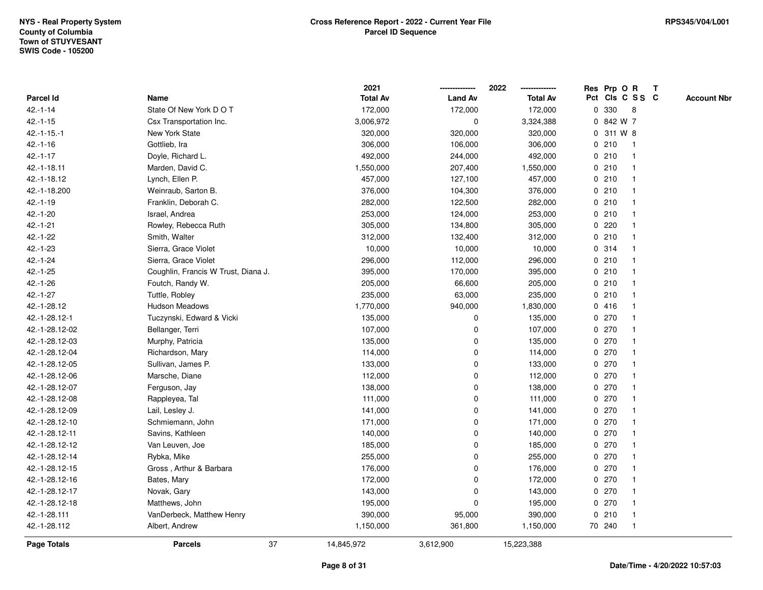NYS - Real Property System
County of Columbia
Town of STUYVESANT
SWIS Code - 105200

**Cross Reference Report - 2022 - Current Year File**
**Parcel ID Sequence**

RPS345/V04/L001

| Parcel Id | Name | 2021 Total Av | 2022 Land Av | 2022 Total Av | Res Pct | Prp Cls | O C | R S S | T C | Account Nbr |
|---|---|---|---|---|---|---|---|---|---|---|
| 42.-1-14 | State Of New York D O T | 172,000 | 172,000 | 172,000 | 0 | 330 | | 8 | | |
| 42.-1-15 | Csx Transportation Inc. | 3,006,972 | 0 | 3,324,388 | 0 | 842 | W | 7 | | |
| 42.-1-15.-1 | New York State | 320,000 | 320,000 | 320,000 | 0 | 311 | W | 8 | | |
| 42.-1-16 | Gottlieb, Ira | 306,000 | 106,000 | 306,000 | 0 | 210 | | 1 | | |
| 42.-1-17 | Doyle, Richard L. | 492,000 | 244,000 | 492,000 | 0 | 210 | | 1 | | |
| 42.-1-18.11 | Marden, David C. | 1,550,000 | 207,400 | 1,550,000 | 0 | 210 | | 1 | | |
| 42.-1-18.12 | Lynch, Ellen P. | 457,000 | 127,100 | 457,000 | 0 | 210 | | 1 | | |
| 42.-1-18.200 | Weinraub, Sarton B. | 376,000 | 104,300 | 376,000 | 0 | 210 | | 1 | | |
| 42.-1-19 | Franklin, Deborah C. | 282,000 | 122,500 | 282,000 | 0 | 210 | | 1 | | |
| 42.-1-20 | Israel, Andrea | 253,000 | 124,000 | 253,000 | 0 | 210 | | 1 | | |
| 42.-1-21 | Rowley, Rebecca Ruth | 305,000 | 134,800 | 305,000 | 0 | 220 | | 1 | | |
| 42.-1-22 | Smith, Walter | 312,000 | 132,400 | 312,000 | 0 | 210 | | 1 | | |
| 42.-1-23 | Sierra, Grace Violet | 10,000 | 10,000 | 10,000 | 0 | 314 | | 1 | | |
| 42.-1-24 | Sierra, Grace Violet | 296,000 | 112,000 | 296,000 | 0 | 210 | | 1 | | |
| 42.-1-25 | Coughlin, Francis W Trust, Diana J. | 395,000 | 170,000 | 395,000 | 0 | 210 | | 1 | | |
| 42.-1-26 | Foutch, Randy W. | 205,000 | 66,600 | 205,000 | 0 | 210 | | 1 | | |
| 42.-1-27 | Tuttle, Robley | 235,000 | 63,000 | 235,000 | 0 | 210 | | 1 | | |
| 42.-1-28.12 | Hudson Meadows | 1,770,000 | 940,000 | 1,830,000 | 0 | 416 | | 1 | | |
| 42.-1-28.12-1 | Tuczynski, Edward & Vicki | 135,000 | 0 | 135,000 | 0 | 270 | | 1 | | |
| 42.-1-28.12-02 | Bellanger, Terri | 107,000 | 0 | 107,000 | 0 | 270 | | 1 | | |
| 42.-1-28.12-03 | Murphy, Patricia | 135,000 | 0 | 135,000 | 0 | 270 | | 1 | | |
| 42.-1-28.12-04 | Richardson, Mary | 114,000 | 0 | 114,000 | 0 | 270 | | 1 | | |
| 42.-1-28.12-05 | Sullivan, James P. | 133,000 | 0 | 133,000 | 0 | 270 | | 1 | | |
| 42.-1-28.12-06 | Marsche, Diane | 112,000 | 0 | 112,000 | 0 | 270 | | 1 | | |
| 42.-1-28.12-07 | Ferguson, Jay | 138,000 | 0 | 138,000 | 0 | 270 | | 1 | | |
| 42.-1-28.12-08 | Rappleyea, Tal | 111,000 | 0 | 111,000 | 0 | 270 | | 1 | | |
| 42.-1-28.12-09 | Lail, Lesley J. | 141,000 | 0 | 141,000 | 0 | 270 | | 1 | | |
| 42.-1-28.12-10 | Schmiemann, John | 171,000 | 0 | 171,000 | 0 | 270 | | 1 | | |
| 42.-1-28.12-11 | Savins, Kathleen | 140,000 | 0 | 140,000 | 0 | 270 | | 1 | | |
| 42.-1-28.12-12 | Van Leuven, Joe | 185,000 | 0 | 185,000 | 0 | 270 | | 1 | | |
| 42.-1-28.12-14 | Rybka, Mike | 255,000 | 0 | 255,000 | 0 | 270 | | 1 | | |
| 42.-1-28.12-15 | Gross , Arthur & Barbara | 176,000 | 0 | 176,000 | 0 | 270 | | 1 | | |
| 42.-1-28.12-16 | Bates, Mary | 172,000 | 0 | 172,000 | 0 | 270 | | 1 | | |
| 42.-1-28.12-17 | Novak, Gary | 143,000 | 0 | 143,000 | 0 | 270 | | 1 | | |
| 42.-1-28.12-18 | Matthews, John | 195,000 | 0 | 195,000 | 0 | 270 | | 1 | | |
| 42.-1-28.111 | VanDerbeck, Matthew Henry | 390,000 | 95,000 | 390,000 | 0 | 210 | | 1 | | |
| 42.-1-28.112 | Albert, Andrew | 1,150,000 | 361,800 | 1,150,000 | 70 | 240 | | 1 | | |
| **Page Totals** | **Parcels** 37 | 14,845,972 | 3,612,900 | 15,223,388 | | | | | | |

Date/Time - 4/20/2022 10:57:03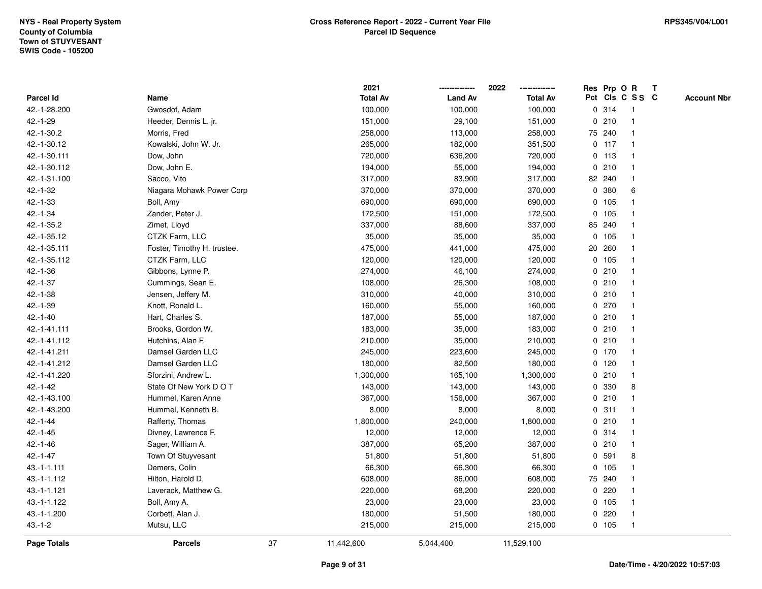| Parcel Id | Name | 2021 Total Av | 2022 Land Av | 2022 Total Av | Res Pct | Prp Cls | O C | R SS | T C | Account Nbr |
|---|---|---|---|---|---|---|---|---|---|---|
| 42.-1-28.200 | Gwosdof, Adam | 100,000 | 100,000 | 100,000 | 0 | 314 | | 1 | | |
| 42.-1-29 | Heeder, Dennis L. jr. | 151,000 | 29,100 | 151,000 | 0 | 210 | | 1 | | |
| 42.-1-30.2 | Morris, Fred | 258,000 | 113,000 | 258,000 | 75 | 240 | | 1 | | |
| 42.-1-30.12 | Kowalski, John W. Jr. | 265,000 | 182,000 | 351,500 | 0 | 117 | | 1 | | |
| 42.-1-30.111 | Dow, John | 720,000 | 636,200 | 720,000 | 0 | 113 | | 1 | | |
| 42.-1-30.112 | Dow, John E. | 194,000 | 55,000 | 194,000 | 0 | 210 | | 1 | | |
| 42.-1-31.100 | Sacco, Vito | 317,000 | 83,900 | 317,000 | 82 | 240 | | 1 | | |
| 42.-1-32 | Niagara Mohawk Power Corp | 370,000 | 370,000 | 370,000 | 0 | 380 | | 6 | | |
| 42.-1-33 | Boll, Amy | 690,000 | 690,000 | 690,000 | 0 | 105 | | 1 | | |
| 42.-1-34 | Zander, Peter J. | 172,500 | 151,000 | 172,500 | 0 | 105 | | 1 | | |
| 42.-1-35.2 | Zimet, Lloyd | 337,000 | 88,600 | 337,000 | 85 | 240 | | 1 | | |
| 42.-1-35.12 | CTZK Farm, LLC | 35,000 | 35,000 | 35,000 | 0 | 105 | | 1 | | |
| 42.-1-35.111 | Foster, Timothy H. trustee. | 475,000 | 441,000 | 475,000 | 20 | 260 | | 1 | | |
| 42.-1-35.112 | CTZK Farm, LLC | 120,000 | 120,000 | 120,000 | 0 | 105 | | 1 | | |
| 42.-1-36 | Gibbons, Lynne P. | 274,000 | 46,100 | 274,000 | 0 | 210 | | 1 | | |
| 42.-1-37 | Cummings, Sean E. | 108,000 | 26,300 | 108,000 | 0 | 210 | | 1 | | |
| 42.-1-38 | Jensen, Jeffery M. | 310,000 | 40,000 | 310,000 | 0 | 210 | | 1 | | |
| 42.-1-39 | Knott, Ronald L. | 160,000 | 55,000 | 160,000 | 0 | 270 | | 1 | | |
| 42.-1-40 | Hart, Charles S. | 187,000 | 55,000 | 187,000 | 0 | 210 | | 1 | | |
| 42.-1-41.111 | Brooks, Gordon W. | 183,000 | 35,000 | 183,000 | 0 | 210 | | 1 | | |
| 42.-1-41.112 | Hutchins, Alan F. | 210,000 | 35,000 | 210,000 | 0 | 210 | | 1 | | |
| 42.-1-41.211 | Damsel Garden LLC | 245,000 | 223,600 | 245,000 | 0 | 170 | | 1 | | |
| 42.-1-41.212 | Damsel Garden LLC | 180,000 | 82,500 | 180,000 | 0 | 120 | | 1 | | |
| 42.-1-41.220 | Sforzini, Andrew L. | 1,300,000 | 165,100 | 1,300,000 | 0 | 210 | | 1 | | |
| 42.-1-42 | State Of New York D O T | 143,000 | 143,000 | 143,000 | 0 | 330 | | 8 | | |
| 42.-1-43.100 | Hummel, Karen Anne | 367,000 | 156,000 | 367,000 | 0 | 210 | | 1 | | |
| 42.-1-43.200 | Hummel, Kenneth B. | 8,000 | 8,000 | 8,000 | 0 | 311 | | 1 | | |
| 42.-1-44 | Rafferty, Thomas | 1,800,000 | 240,000 | 1,800,000 | 0 | 210 | | 1 | | |
| 42.-1-45 | Divney, Lawrence F. | 12,000 | 12,000 | 12,000 | 0 | 314 | | 1 | | |
| 42.-1-46 | Sager, William A. | 387,000 | 65,200 | 387,000 | 0 | 210 | | 1 | | |
| 42.-1-47 | Town Of Stuyvesant | 51,800 | 51,800 | 51,800 | 0 | 591 | | 8 | | |
| 43.-1-1.111 | Demers, Colin | 66,300 | 66,300 | 66,300 | 0 | 105 | | 1 | | |
| 43.-1-1.112 | Hilton, Harold D. | 608,000 | 86,000 | 608,000 | 75 | 240 | | 1 | | |
| 43.-1-1.121 | Laverack, Matthew G. | 220,000 | 68,200 | 220,000 | 0 | 220 | | 1 | | |
| 43.-1-1.122 | Boll, Amy A. | 23,000 | 23,000 | 23,000 | 0 | 105 | | 1 | | |
| 43.-1-1.200 | Corbett, Alan J. | 180,000 | 51,500 | 180,000 | 0 | 220 | | 1 | | |
| 43.-1-2 | Mutsu, LLC | 215,000 | 215,000 | 215,000 | 0 | 105 | | 1 | | |
| **Page Totals** | **Parcels** 37 | 11,442,600 | 5,044,400 | 11,529,100 | | | | | | |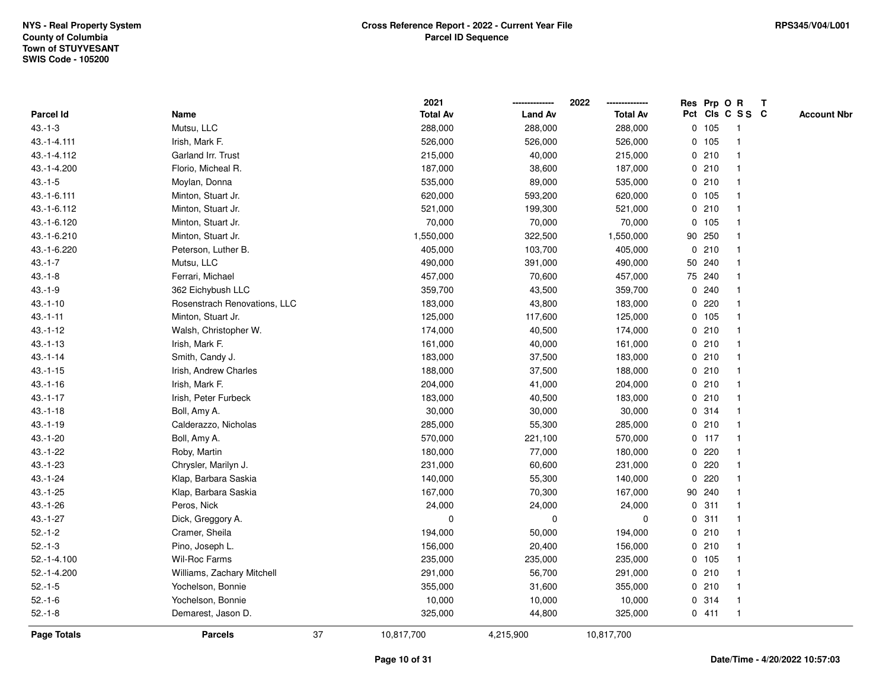NYS - Real Property System
County of Columbia
Town of STUYVESANT
SWIS Code - 105200

**Cross Reference Report - 2022 - Current Year File**
**Parcel ID Sequence**

RPS345/V04/L001

| Parcel Id | Name | 2021 Total Av | 2022 Land Av | 2022 Total Av | Res Pct | Prp Cls | O C | R S S | T C | Account Nbr |
|---|---|---|---|---|---|---|---|---|---|---|
| 43.-1-3 | Mutsu, LLC | 288,000 | 288,000 | 288,000 | 0 | 105 | | 1 | | |
| 43.-1-4.111 | Irish, Mark F. | 526,000 | 526,000 | 526,000 | 0 | 105 | | 1 | | |
| 43.-1-4.112 | Garland Irr. Trust | 215,000 | 40,000 | 215,000 | 0 | 210 | | 1 | | |
| 43.-1-4.200 | Florio, Micheal R. | 187,000 | 38,600 | 187,000 | 0 | 210 | | 1 | | |
| 43.-1-5 | Moylan, Donna | 535,000 | 89,000 | 535,000 | 0 | 210 | | 1 | | |
| 43.-1-6.111 | Minton, Stuart Jr. | 620,000 | 593,200 | 620,000 | 0 | 105 | | 1 | | |
| 43.-1-6.112 | Minton, Stuart Jr. | 521,000 | 199,300 | 521,000 | 0 | 210 | | 1 | | |
| 43.-1-6.120 | Minton, Stuart Jr. | 70,000 | 70,000 | 70,000 | 0 | 105 | | 1 | | |
| 43.-1-6.210 | Minton, Stuart Jr. | 1,550,000 | 322,500 | 1,550,000 | 90 | 250 | | 1 | | |
| 43.-1-6.220 | Peterson, Luther B. | 405,000 | 103,700 | 405,000 | 0 | 210 | | 1 | | |
| 43.-1-7 | Mutsu, LLC | 490,000 | 391,000 | 490,000 | 50 | 240 | | 1 | | |
| 43.-1-8 | Ferrari, Michael | 457,000 | 70,600 | 457,000 | 75 | 240 | | 1 | | |
| 43.-1-9 | 362 Eichybush LLC | 359,700 | 43,500 | 359,700 | 0 | 240 | | 1 | | |
| 43.-1-10 | Rosenstrach Renovations, LLC | 183,000 | 43,800 | 183,000 | 0 | 220 | | 1 | | |
| 43.-1-11 | Minton, Stuart Jr. | 125,000 | 117,600 | 125,000 | 0 | 105 | | 1 | | |
| 43.-1-12 | Walsh, Christopher W. | 174,000 | 40,500 | 174,000 | 0 | 210 | | 1 | | |
| 43.-1-13 | Irish, Mark F. | 161,000 | 40,000 | 161,000 | 0 | 210 | | 1 | | |
| 43.-1-14 | Smith, Candy J. | 183,000 | 37,500 | 183,000 | 0 | 210 | | 1 | | |
| 43.-1-15 | Irish, Andrew Charles | 188,000 | 37,500 | 188,000 | 0 | 210 | | 1 | | |
| 43.-1-16 | Irish, Mark F. | 204,000 | 41,000 | 204,000 | 0 | 210 | | 1 | | |
| 43.-1-17 | Irish, Peter Furbeck | 183,000 | 40,500 | 183,000 | 0 | 210 | | 1 | | |
| 43.-1-18 | Boll, Amy A. | 30,000 | 30,000 | 30,000 | 0 | 314 | | 1 | | |
| 43.-1-19 | Calderazzo, Nicholas | 285,000 | 55,300 | 285,000 | 0 | 210 | | 1 | | |
| 43.-1-20 | Boll, Amy A. | 570,000 | 221,100 | 570,000 | 0 | 117 | | 1 | | |
| 43.-1-22 | Roby, Martin | 180,000 | 77,000 | 180,000 | 0 | 220 | | 1 | | |
| 43.-1-23 | Chrysler, Marilyn J. | 231,000 | 60,600 | 231,000 | 0 | 220 | | 1 | | |
| 43.-1-24 | Klap, Barbara Saskia | 140,000 | 55,300 | 140,000 | 0 | 220 | | 1 | | |
| 43.-1-25 | Klap, Barbara Saskia | 167,000 | 70,300 | 167,000 | 90 | 240 | | 1 | | |
| 43.-1-26 | Peros, Nick | 24,000 | 24,000 | 24,000 | 0 | 311 | | 1 | | |
| 43.-1-27 | Dick, Greggory A. | 0 | 0 | 0 | 0 | 311 | | 1 | | |
| 52.-1-2 | Cramer, Sheila | 194,000 | 50,000 | 194,000 | 0 | 210 | | 1 | | |
| 52.-1-3 | Pino, Joseph L. | 156,000 | 20,400 | 156,000 | 0 | 210 | | 1 | | |
| 52.-1-4.100 | Wil-Roc Farms | 235,000 | 235,000 | 235,000 | 0 | 105 | | 1 | | |
| 52.-1-4.200 | Williams, Zachary Mitchell | 291,000 | 56,700 | 291,000 | 0 | 210 | | 1 | | |
| 52.-1-5 | Yochelson, Bonnie | 355,000 | 31,600 | 355,000 | 0 | 210 | | 1 | | |
| 52.-1-6 | Yochelson, Bonnie | 10,000 | 10,000 | 10,000 | 0 | 314 | | 1 | | |
| 52.-1-8 | Demarest, Jason D. | 325,000 | 44,800 | 325,000 | 0 | 411 | | 1 | | |
| **Page Totals** | **Parcels** 37 | 10,817,700 | 4,215,900 | 10,817,700 | | | | | | |

Date/Time - 4/20/2022 10:57:03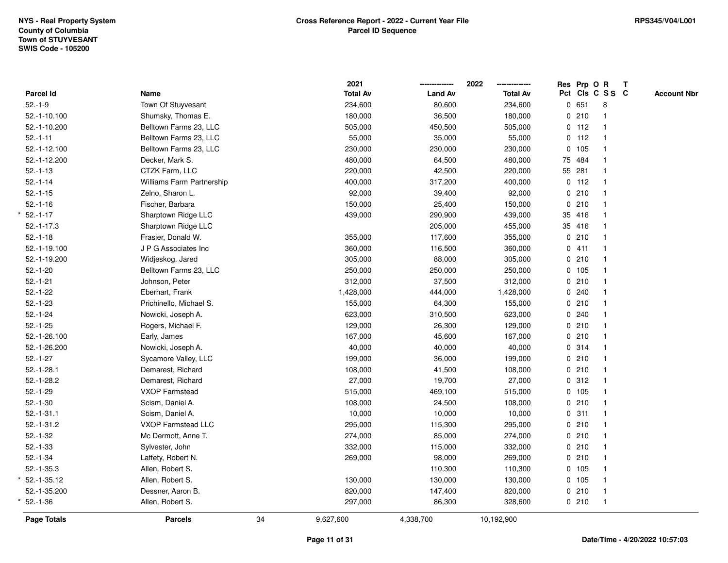NYS - Real Property System
County of Columbia
Town of STUYVESANT
SWIS Code - 105200

**Cross Reference Report - 2022 - Current Year File**
**Parcel ID Sequence**

RPS345/V04/L001

| | Parcel Id | Name | 2021 Total Av | 2022 Land Av | 2022 Total Av | Res Pct | Prp Cls | O C | R S S | T C | Account Nbr |
|---|---|---|---|---|---|---|---|---|---|---|---|
| | 52.-1-9 | Town Of Stuyvesant | 234,600 | 80,600 | 234,600 | 0 | 651 | | 8 | | |
| | 52.-1-10.100 | Shumsky, Thomas E. | 180,000 | 36,500 | 180,000 | 0 | 210 | | 1 | | |
| | 52.-1-10.200 | Belltown Farms 23, LLC | 505,000 | 450,500 | 505,000 | 0 | 112 | | 1 | | |
| | 52.-1-11 | Belltown Farms 23, LLC | 55,000 | 35,000 | 55,000 | 0 | 112 | | 1 | | |
| | 52.-1-12.100 | Belltown Farms 23, LLC | 230,000 | 230,000 | 230,000 | 0 | 105 | | 1 | | |
| | 52.-1-12.200 | Decker, Mark S. | 480,000 | 64,500 | 480,000 | 75 | 484 | | 1 | | |
| | 52.-1-13 | CTZK Farm, LLC | 220,000 | 42,500 | 220,000 | 55 | 281 | | 1 | | |
| | 52.-1-14 | Williams Farm Partnership | 400,000 | 317,200 | 400,000 | 0 | 112 | | 1 | | |
| | 52.-1-15 | Zelno, Sharon L. | 92,000 | 39,400 | 92,000 | 0 | 210 | | 1 | | |
| | 52.-1-16 | Fischer, Barbara | 150,000 | 25,400 | 150,000 | 0 | 210 | | 1 | | |
| * | 52.-1-17 | Sharptown Ridge LLC | 439,000 | 290,900 | 439,000 | 35 | 416 | | 1 | | |
| | 52.-1-17.3 | Sharptown Ridge LLC | | 205,000 | 455,000 | 35 | 416 | | 1 | | |
| | 52.-1-18 | Frasier, Donald W. | 355,000 | 117,600 | 355,000 | 0 | 210 | | 1 | | |
| | 52.-1-19.100 | J P G Associates Inc | 360,000 | 116,500 | 360,000 | 0 | 411 | | 1 | | |
| | 52.-1-19.200 | Widjeskog, Jared | 305,000 | 88,000 | 305,000 | 0 | 210 | | 1 | | |
| | 52.-1-20 | Belltown Farms 23, LLC | 250,000 | 250,000 | 250,000 | 0 | 105 | | 1 | | |
| | 52.-1-21 | Johnson, Peter | 312,000 | 37,500 | 312,000 | 0 | 210 | | 1 | | |
| | 52.-1-22 | Eberhart, Frank | 1,428,000 | 444,000 | 1,428,000 | 0 | 240 | | 1 | | |
| | 52.-1-23 | Prichinello, Michael S. | 155,000 | 64,300 | 155,000 | 0 | 210 | | 1 | | |
| | 52.-1-24 | Nowicki, Joseph A. | 623,000 | 310,500 | 623,000 | 0 | 240 | | 1 | | |
| | 52.-1-25 | Rogers, Michael F. | 129,000 | 26,300 | 129,000 | 0 | 210 | | 1 | | |
| | 52.-1-26.100 | Early, James | 167,000 | 45,600 | 167,000 | 0 | 210 | | 1 | | |
| | 52.-1-26.200 | Nowicki, Joseph A. | 40,000 | 40,000 | 40,000 | 0 | 314 | | 1 | | |
| | 52.-1-27 | Sycamore Valley, LLC | 199,000 | 36,000 | 199,000 | 0 | 210 | | 1 | | |
| | 52.-1-28.1 | Demarest, Richard | 108,000 | 41,500 | 108,000 | 0 | 210 | | 1 | | |
| | 52.-1-28.2 | Demarest, Richard | 27,000 | 19,700 | 27,000 | 0 | 312 | | 1 | | |
| | 52.-1-29 | VXOP Farmstead | 515,000 | 469,100 | 515,000 | 0 | 105 | | 1 | | |
| | 52.-1-30 | Scism, Daniel A. | 108,000 | 24,500 | 108,000 | 0 | 210 | | 1 | | |
| | 52.-1-31.1 | Scism, Daniel A. | 10,000 | 10,000 | 10,000 | 0 | 311 | | 1 | | |
| | 52.-1-31.2 | VXOP Farmstead LLC | 295,000 | 115,300 | 295,000 | 0 | 210 | | 1 | | |
| | 52.-1-32 | Mc Dermott, Anne T. | 274,000 | 85,000 | 274,000 | 0 | 210 | | 1 | | |
| | 52.-1-33 | Sylvester, John | 332,000 | 115,000 | 332,000 | 0 | 210 | | 1 | | |
| | 52.-1-34 | Laffety, Robert N. | 269,000 | 98,000 | 269,000 | 0 | 210 | | 1 | | |
| | 52.-1-35.3 | Allen, Robert S. | | 110,300 | 110,300 | 0 | 105 | | 1 | | |
| * | 52.-1-35.12 | Allen, Robert S. | 130,000 | 130,000 | 130,000 | 0 | 105 | | 1 | | |
| | 52.-1-35.200 | Dessner, Aaron B. | 820,000 | 147,400 | 820,000 | 0 | 210 | | 1 | | |
| * | 52.-1-36 | Allen, Robert S. | 297,000 | 86,300 | 328,600 | 0 | 210 | | 1 | | |
| | **Page Totals** | **Parcels** 34 | 9,627,600 | 4,338,700 | 10,192,900 | | | | | | |

Date/Time - 4/20/2022 10:57:03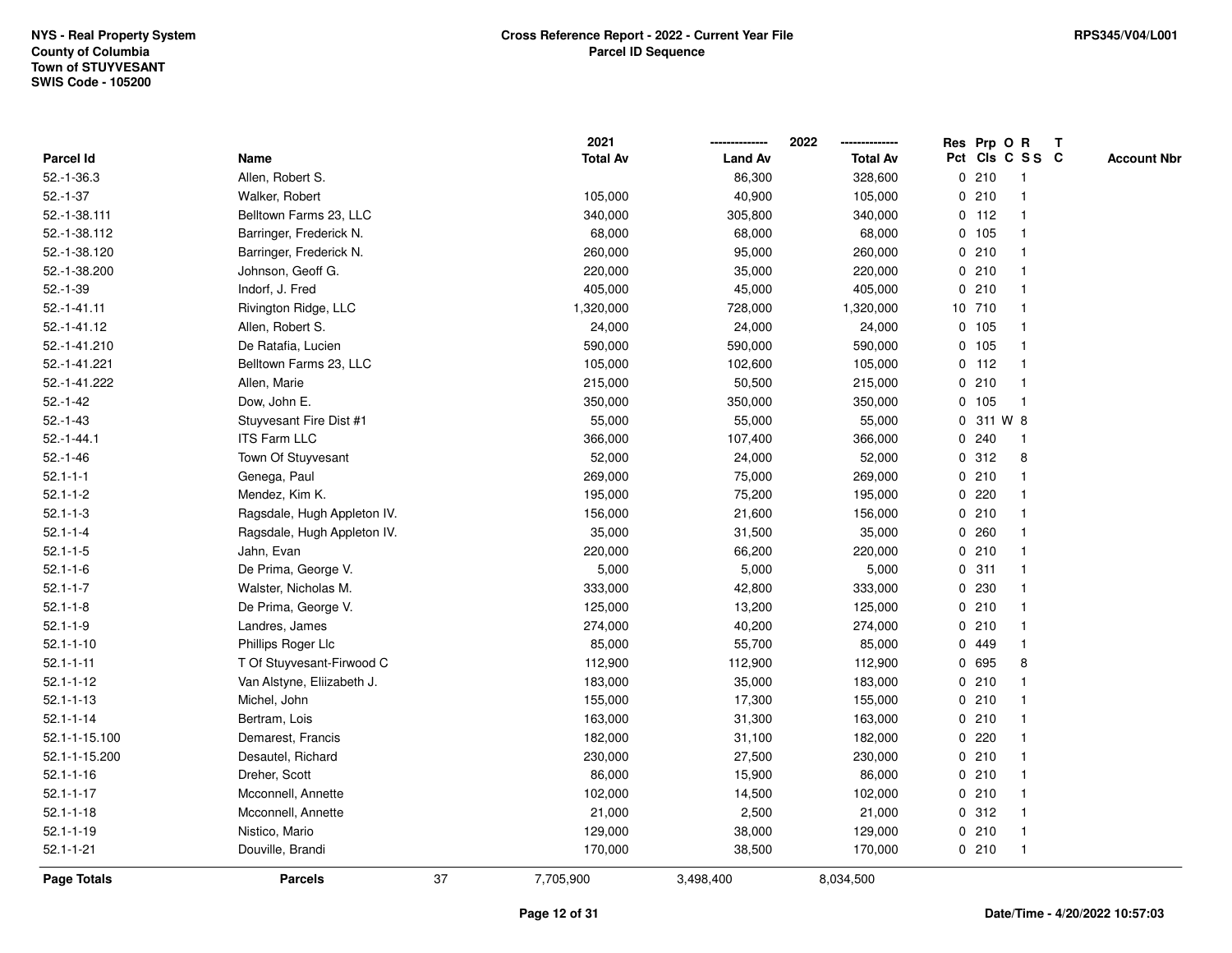NYS - Real Property System
County of Columbia
Town of STUYVESANT
SWIS Code - 105200

**Cross Reference Report - 2022 - Current Year File**
**Parcel ID Sequence**

RPS345/V04/L001

| Parcel Id | Name | 2021 Total Av | 2022 Land Av | 2022 Total Av | Res Pct | Prp Cls | O C | R S S | T C | Account Nbr |
|---|---|---|---|---|---|---|---|---|---|---|
| 52.-1-36.3 | Allen, Robert S. | | 86,300 | 328,600 | 0 | 210 | | 1 | | |
| 52.-1-37 | Walker, Robert | 105,000 | 40,900 | 105,000 | 0 | 210 | | 1 | | |
| 52.-1-38.111 | Belltown Farms 23, LLC | 340,000 | 305,800 | 340,000 | 0 | 112 | | 1 | | |
| 52.-1-38.112 | Barringer, Frederick N. | 68,000 | 68,000 | 68,000 | 0 | 105 | | 1 | | |
| 52.-1-38.120 | Barringer, Frederick N. | 260,000 | 95,000 | 260,000 | 0 | 210 | | 1 | | |
| 52.-1-38.200 | Johnson, Geoff G. | 220,000 | 35,000 | 220,000 | 0 | 210 | | 1 | | |
| 52.-1-39 | Indorf, J. Fred | 405,000 | 45,000 | 405,000 | 0 | 210 | | 1 | | |
| 52.-1-41.11 | Rivington Ridge, LLC | 1,320,000 | 728,000 | 1,320,000 | 10 | 710 | | 1 | | |
| 52.-1-41.12 | Allen, Robert S. | 24,000 | 24,000 | 24,000 | 0 | 105 | | 1 | | |
| 52.-1-41.210 | De Ratafia, Lucien | 590,000 | 590,000 | 590,000 | 0 | 105 | | 1 | | |
| 52.-1-41.221 | Belltown Farms 23, LLC | 105,000 | 102,600 | 105,000 | 0 | 112 | | 1 | | |
| 52.-1-41.222 | Allen, Marie | 215,000 | 50,500 | 215,000 | 0 | 210 | | 1 | | |
| 52.-1-42 | Dow, John E. | 350,000 | 350,000 | 350,000 | 0 | 105 | | 1 | | |
| 52.-1-43 | Stuyvesant Fire Dist #1 | 55,000 | 55,000 | 55,000 | 0 | 311 | W | 8 | | |
| 52.-1-44.1 | ITS Farm LLC | 366,000 | 107,400 | 366,000 | 0 | 240 | | 1 | | |
| 52.-1-46 | Town Of Stuyvesant | 52,000 | 24,000 | 52,000 | 0 | 312 | | 8 | | |
| 52.1-1-1 | Genega, Paul | 269,000 | 75,000 | 269,000 | 0 | 210 | | 1 | | |
| 52.1-1-2 | Mendez, Kim K. | 195,000 | 75,200 | 195,000 | 0 | 220 | | 1 | | |
| 52.1-1-3 | Ragsdale, Hugh Appleton IV. | 156,000 | 21,600 | 156,000 | 0 | 210 | | 1 | | |
| 52.1-1-4 | Ragsdale, Hugh Appleton IV. | 35,000 | 31,500 | 35,000 | 0 | 260 | | 1 | | |
| 52.1-1-5 | Jahn, Evan | 220,000 | 66,200 | 220,000 | 0 | 210 | | 1 | | |
| 52.1-1-6 | De Prima, George V. | 5,000 | 5,000 | 5,000 | 0 | 311 | | 1 | | |
| 52.1-1-7 | Walster, Nicholas M. | 333,000 | 42,800 | 333,000 | 0 | 230 | | 1 | | |
| 52.1-1-8 | De Prima, George V. | 125,000 | 13,200 | 125,000 | 0 | 210 | | 1 | | |
| 52.1-1-9 | Landres, James | 274,000 | 40,200 | 274,000 | 0 | 210 | | 1 | | |
| 52.1-1-10 | Phillips Roger Llc | 85,000 | 55,700 | 85,000 | 0 | 449 | | 1 | | |
| 52.1-1-11 | T Of Stuyvesant-Firwood C | 112,900 | 112,900 | 112,900 | 0 | 695 | | 8 | | |
| 52.1-1-12 | Van Alstyne, Eliizabeth J. | 183,000 | 35,000 | 183,000 | 0 | 210 | | 1 | | |
| 52.1-1-13 | Michel, John | 155,000 | 17,300 | 155,000 | 0 | 210 | | 1 | | |
| 52.1-1-14 | Bertram, Lois | 163,000 | 31,300 | 163,000 | 0 | 210 | | 1 | | |
| 52.1-1-15.100 | Demarest, Francis | 182,000 | 31,100 | 182,000 | 0 | 220 | | 1 | | |
| 52.1-1-15.200 | Desautel, Richard | 230,000 | 27,500 | 230,000 | 0 | 210 | | 1 | | |
| 52.1-1-16 | Dreher, Scott | 86,000 | 15,900 | 86,000 | 0 | 210 | | 1 | | |
| 52.1-1-17 | Mcconnell, Annette | 102,000 | 14,500 | 102,000 | 0 | 210 | | 1 | | |
| 52.1-1-18 | Mcconnell, Annette | 21,000 | 2,500 | 21,000 | 0 | 312 | | 1 | | |
| 52.1-1-19 | Nistico, Mario | 129,000 | 38,000 | 129,000 | 0 | 210 | | 1 | | |
| 52.1-1-21 | Douville, Brandi | 170,000 | 38,500 | 170,000 | 0 | 210 | | 1 | | |
| **Page Totals** | **Parcels** 37 | 7,705,900 | 3,498,400 | 8,034,500 | | | | | | |

Date/Time - 4/20/2022 10:57:03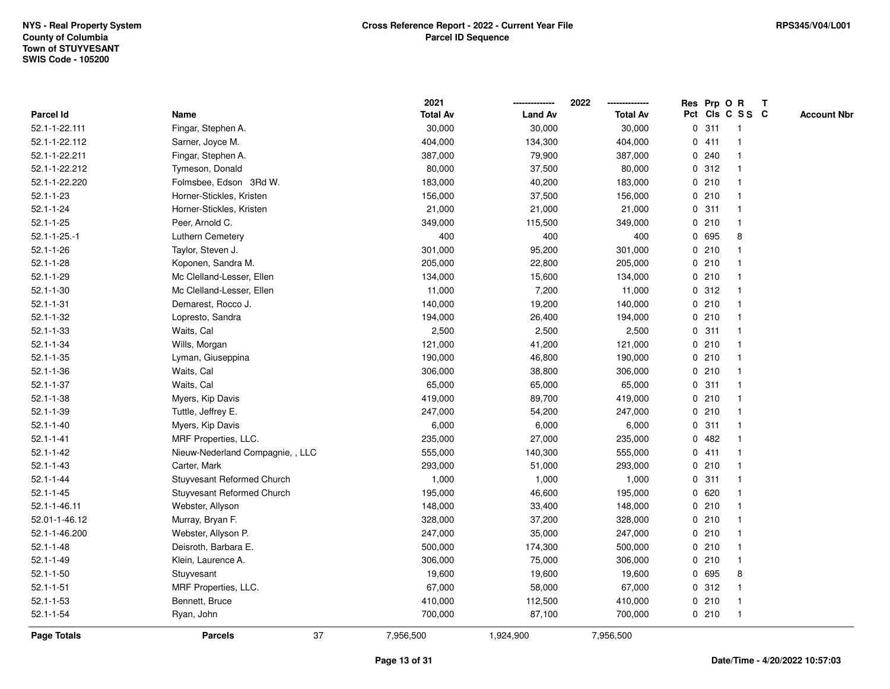NYS - Real Property System
County of Columbia
Town of STUYVESANT
SWIS Code - 105200

**Cross Reference Report - 2022 - Current Year File**
**Parcel ID Sequence**

RPS345/V04/L001

| Parcel Id | Name | 2021 Total Av | 2022 Land Av | 2022 Total Av | Res Pct | Prp Cls | O C | R S S | T C | Account Nbr |
|---|---|---|---|---|---|---|---|---|---|---|
| 52.1-1-22.111 | Fingar, Stephen A. | 30,000 | 30,000 | 30,000 | 0 | 311 | | 1 | | |
| 52.1-1-22.112 | Sarner, Joyce M. | 404,000 | 134,300 | 404,000 | 0 | 411 | | 1 | | |
| 52.1-1-22.211 | Fingar, Stephen A. | 387,000 | 79,900 | 387,000 | 0 | 240 | | 1 | | |
| 52.1-1-22.212 | Tymeson, Donald | 80,000 | 37,500 | 80,000 | 0 | 312 | | 1 | | |
| 52.1-1-22.220 | Folmsbee, Edson 3Rd W. | 183,000 | 40,200 | 183,000 | 0 | 210 | | 1 | | |
| 52.1-1-23 | Horner-Stickles, Kristen | 156,000 | 37,500 | 156,000 | 0 | 210 | | 1 | | |
| 52.1-1-24 | Horner-Stickles, Kristen | 21,000 | 21,000 | 21,000 | 0 | 311 | | 1 | | |
| 52.1-1-25 | Peer, Arnold C. | 349,000 | 115,500 | 349,000 | 0 | 210 | | 1 | | |
| 52.1-1-25.-1 | Luthern Cemetery | 400 | 400 | 400 | 0 | 695 | | 8 | | |
| 52.1-1-26 | Taylor, Steven J. | 301,000 | 95,200 | 301,000 | 0 | 210 | | 1 | | |
| 52.1-1-28 | Koponen, Sandra M. | 205,000 | 22,800 | 205,000 | 0 | 210 | | 1 | | |
| 52.1-1-29 | Mc Clelland-Lesser, Ellen | 134,000 | 15,600 | 134,000 | 0 | 210 | | 1 | | |
| 52.1-1-30 | Mc Clelland-Lesser, Ellen | 11,000 | 7,200 | 11,000 | 0 | 312 | | 1 | | |
| 52.1-1-31 | Demarest, Rocco J. | 140,000 | 19,200 | 140,000 | 0 | 210 | | 1 | | |
| 52.1-1-32 | Lopresto, Sandra | 194,000 | 26,400 | 194,000 | 0 | 210 | | 1 | | |
| 52.1-1-33 | Waits, Cal | 2,500 | 2,500 | 2,500 | 0 | 311 | | 1 | | |
| 52.1-1-34 | Wills, Morgan | 121,000 | 41,200 | 121,000 | 0 | 210 | | 1 | | |
| 52.1-1-35 | Lyman, Giuseppina | 190,000 | 46,800 | 190,000 | 0 | 210 | | 1 | | |
| 52.1-1-36 | Waits, Cal | 306,000 | 38,800 | 306,000 | 0 | 210 | | 1 | | |
| 52.1-1-37 | Waits, Cal | 65,000 | 65,000 | 65,000 | 0 | 311 | | 1 | | |
| 52.1-1-38 | Myers, Kip Davis | 419,000 | 89,700 | 419,000 | 0 | 210 | | 1 | | |
| 52.1-1-39 | Tuttle, Jeffrey E. | 247,000 | 54,200 | 247,000 | 0 | 210 | | 1 | | |
| 52.1-1-40 | Myers, Kip Davis | 6,000 | 6,000 | 6,000 | 0 | 311 | | 1 | | |
| 52.1-1-41 | MRF Properties, LLC. | 235,000 | 27,000 | 235,000 | 0 | 482 | | 1 | | |
| 52.1-1-42 | Nieuw-Nederland Compagnie, , LLC | 555,000 | 140,300 | 555,000 | 0 | 411 | | 1 | | |
| 52.1-1-43 | Carter, Mark | 293,000 | 51,000 | 293,000 | 0 | 210 | | 1 | | |
| 52.1-1-44 | Stuyvesant Reformed Church | 1,000 | 1,000 | 1,000 | 0 | 311 | | 1 | | |
| 52.1-1-45 | Stuyvesant Reformed Church | 195,000 | 46,600 | 195,000 | 0 | 620 | | 1 | | |
| 52.1-1-46.11 | Webster, Allyson | 148,000 | 33,400 | 148,000 | 0 | 210 | | 1 | | |
| 52.01-1-46.12 | Murray, Bryan F. | 328,000 | 37,200 | 328,000 | 0 | 210 | | 1 | | |
| 52.1-1-46.200 | Webster, Allyson P. | 247,000 | 35,000 | 247,000 | 0 | 210 | | 1 | | |
| 52.1-1-48 | Deisroth, Barbara E. | 500,000 | 174,300 | 500,000 | 0 | 210 | | 1 | | |
| 52.1-1-49 | Klein, Laurence A. | 306,000 | 75,000 | 306,000 | 0 | 210 | | 1 | | |
| 52.1-1-50 | Stuyvesant | 19,600 | 19,600 | 19,600 | 0 | 695 | | 8 | | |
| 52.1-1-51 | MRF Properties, LLC. | 67,000 | 58,000 | 67,000 | 0 | 312 | | 1 | | |
| 52.1-1-53 | Bennett, Bruce | 410,000 | 112,500 | 410,000 | 0 | 210 | | 1 | | |
| 52.1-1-54 | Ryan, John | 700,000 | 87,100 | 700,000 | 0 | 210 | | 1 | | |
| **Page Totals** | **Parcels** 37 | 7,956,500 | 1,924,900 | 7,956,500 | | | | | | |

Date/Time - 4/20/2022 10:57:03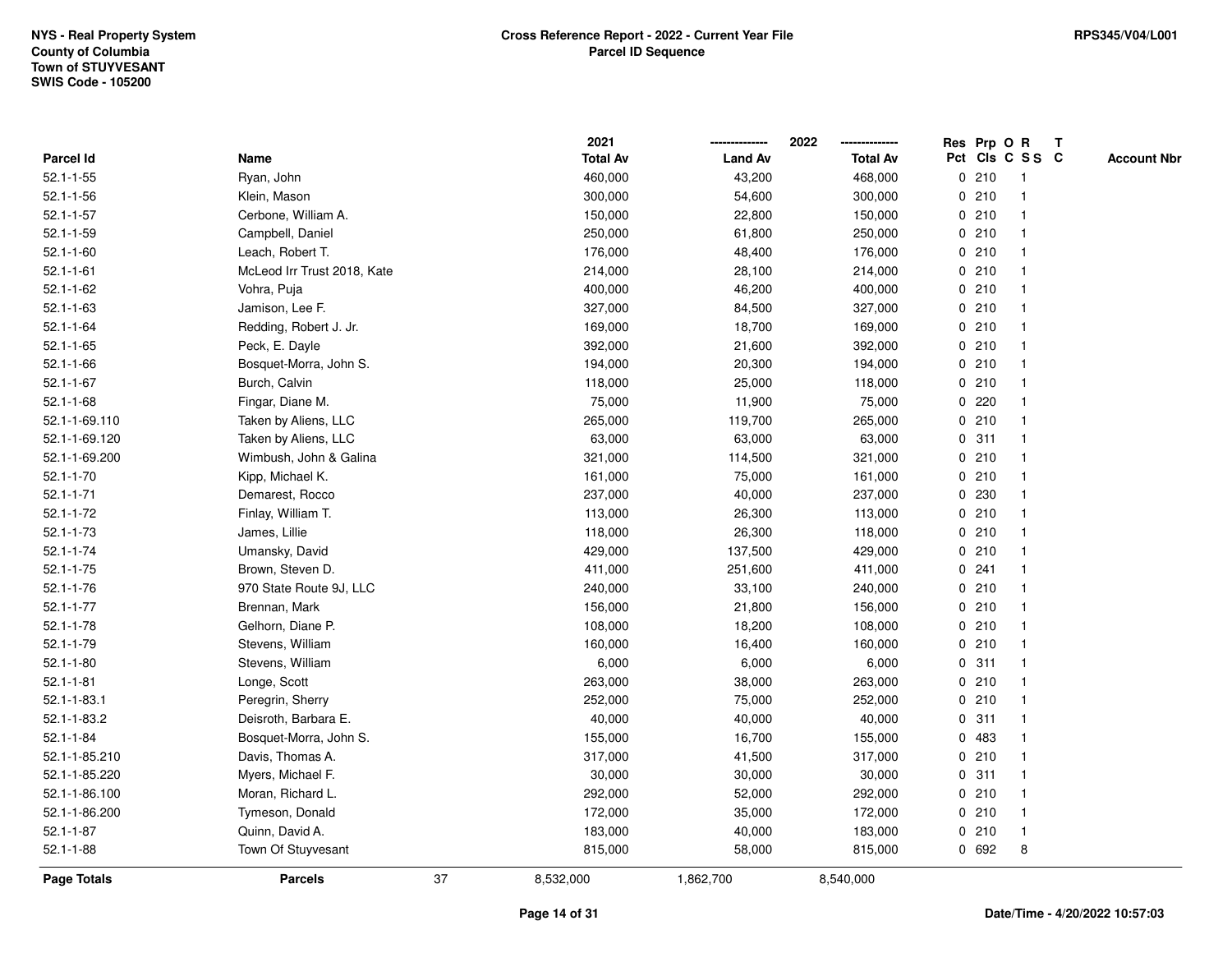NYS - Real Property System
County of Columbia
Town of STUYVESANT
SWIS Code - 105200

**Cross Reference Report - 2022 - Current Year File**
**Parcel ID Sequence**

RPS345/V04/L001

| Parcel Id | Name | 2021 Total Av | 2022 Land Av | 2022 Total Av | Res Pct | Prp Cls | O C | R SS | T C | Account Nbr |
|---|---|---|---|---|---|---|---|---|---|---|
| 52.1-1-55 | Ryan, John | 460,000 | 43,200 | 468,000 | 0 | 210 | | 1 | | |
| 52.1-1-56 | Klein, Mason | 300,000 | 54,600 | 300,000 | 0 | 210 | | 1 | | |
| 52.1-1-57 | Cerbone, William A. | 150,000 | 22,800 | 150,000 | 0 | 210 | | 1 | | |
| 52.1-1-59 | Campbell, Daniel | 250,000 | 61,800 | 250,000 | 0 | 210 | | 1 | | |
| 52.1-1-60 | Leach, Robert T. | 176,000 | 48,400 | 176,000 | 0 | 210 | | 1 | | |
| 52.1-1-61 | McLeod Irr Trust 2018, Kate | 214,000 | 28,100 | 214,000 | 0 | 210 | | 1 | | |
| 52.1-1-62 | Vohra, Puja | 400,000 | 46,200 | 400,000 | 0 | 210 | | 1 | | |
| 52.1-1-63 | Jamison, Lee F. | 327,000 | 84,500 | 327,000 | 0 | 210 | | 1 | | |
| 52.1-1-64 | Redding, Robert J. Jr. | 169,000 | 18,700 | 169,000 | 0 | 210 | | 1 | | |
| 52.1-1-65 | Peck, E. Dayle | 392,000 | 21,600 | 392,000 | 0 | 210 | | 1 | | |
| 52.1-1-66 | Bosquet-Morra, John S. | 194,000 | 20,300 | 194,000 | 0 | 210 | | 1 | | |
| 52.1-1-67 | Burch, Calvin | 118,000 | 25,000 | 118,000 | 0 | 210 | | 1 | | |
| 52.1-1-68 | Fingar, Diane M. | 75,000 | 11,900 | 75,000 | 0 | 220 | | 1 | | |
| 52.1-1-69.110 | Taken by Aliens, LLC | 265,000 | 119,700 | 265,000 | 0 | 210 | | 1 | | |
| 52.1-1-69.120 | Taken by Aliens, LLC | 63,000 | 63,000 | 63,000 | 0 | 311 | | 1 | | |
| 52.1-1-69.200 | Wimbush, John & Galina | 321,000 | 114,500 | 321,000 | 0 | 210 | | 1 | | |
| 52.1-1-70 | Kipp, Michael K. | 161,000 | 75,000 | 161,000 | 0 | 210 | | 1 | | |
| 52.1-1-71 | Demarest, Rocco | 237,000 | 40,000 | 237,000 | 0 | 230 | | 1 | | |
| 52.1-1-72 | Finlay, William T. | 113,000 | 26,300 | 113,000 | 0 | 210 | | 1 | | |
| 52.1-1-73 | James, Lillie | 118,000 | 26,300 | 118,000 | 0 | 210 | | 1 | | |
| 52.1-1-74 | Umansky, David | 429,000 | 137,500 | 429,000 | 0 | 210 | | 1 | | |
| 52.1-1-75 | Brown, Steven D. | 411,000 | 251,600 | 411,000 | 0 | 241 | | 1 | | |
| 52.1-1-76 | 970 State Route 9J, LLC | 240,000 | 33,100 | 240,000 | 0 | 210 | | 1 | | |
| 52.1-1-77 | Brennan, Mark | 156,000 | 21,800 | 156,000 | 0 | 210 | | 1 | | |
| 52.1-1-78 | Gelhorn, Diane P. | 108,000 | 18,200 | 108,000 | 0 | 210 | | 1 | | |
| 52.1-1-79 | Stevens, William | 160,000 | 16,400 | 160,000 | 0 | 210 | | 1 | | |
| 52.1-1-80 | Stevens, William | 6,000 | 6,000 | 6,000 | 0 | 311 | | 1 | | |
| 52.1-1-81 | Longe, Scott | 263,000 | 38,000 | 263,000 | 0 | 210 | | 1 | | |
| 52.1-1-83.1 | Peregrin, Sherry | 252,000 | 75,000 | 252,000 | 0 | 210 | | 1 | | |
| 52.1-1-83.2 | Deisroth, Barbara E. | 40,000 | 40,000 | 40,000 | 0 | 311 | | 1 | | |
| 52.1-1-84 | Bosquet-Morra, John S. | 155,000 | 16,700 | 155,000 | 0 | 483 | | 1 | | |
| 52.1-1-85.210 | Davis, Thomas A. | 317,000 | 41,500 | 317,000 | 0 | 210 | | 1 | | |
| 52.1-1-85.220 | Myers, Michael F. | 30,000 | 30,000 | 30,000 | 0 | 311 | | 1 | | |
| 52.1-1-86.100 | Moran, Richard L. | 292,000 | 52,000 | 292,000 | 0 | 210 | | 1 | | |
| 52.1-1-86.200 | Tymeson, Donald | 172,000 | 35,000 | 172,000 | 0 | 210 | | 1 | | |
| 52.1-1-87 | Quinn, David A. | 183,000 | 40,000 | 183,000 | 0 | 210 | | 1 | | |
| 52.1-1-88 | Town Of Stuyvesant | 815,000 | 58,000 | 815,000 | 0 | 692 | | 8 | | |
| **Page Totals** | **Parcels** 37 | 8,532,000 | 1,862,700 | 8,540,000 | | | | | | |

Date/Time - 4/20/2022 10:57:03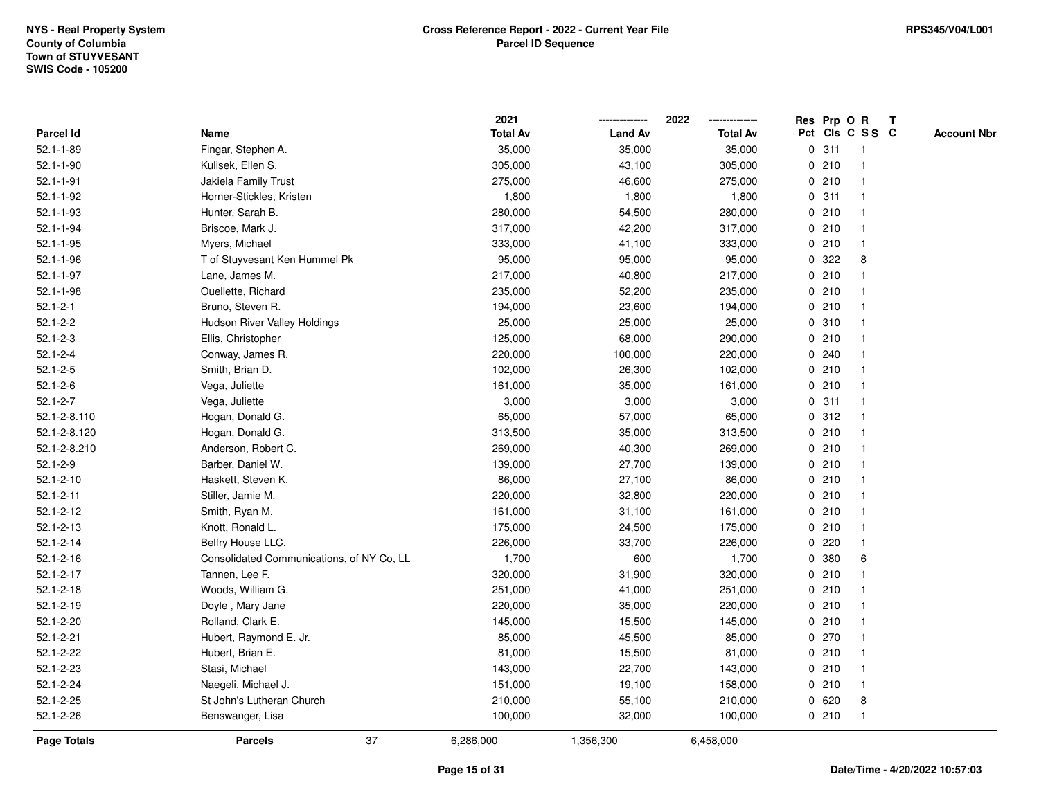NYS - Real Property System
County of Columbia
Town of STUYVESANT
SWIS Code - 105200

**Cross Reference Report - 2022 - Current Year File**
**Parcel ID Sequence**

RPS345/V04/L001

| Parcel Id | Name | 2021 Total Av | 2022 Land Av | 2022 Total Av | Res Pct | Prp Cls | O C | R S S | T C | Account Nbr |
|---|---|---|---|---|---|---|---|---|---|---|
| 52.1-1-89 | Fingar, Stephen A. | 35,000 | 35,000 | 35,000 | 0 | 311 | | 1 | | |
| 52.1-1-90 | Kulisek, Ellen S. | 305,000 | 43,100 | 305,000 | 0 | 210 | | 1 | | |
| 52.1-1-91 | Jakiela Family Trust | 275,000 | 46,600 | 275,000 | 0 | 210 | | 1 | | |
| 52.1-1-92 | Horner-Stickles, Kristen | 1,800 | 1,800 | 1,800 | 0 | 311 | | 1 | | |
| 52.1-1-93 | Hunter, Sarah B. | 280,000 | 54,500 | 280,000 | 0 | 210 | | 1 | | |
| 52.1-1-94 | Briscoe, Mark J. | 317,000 | 42,200 | 317,000 | 0 | 210 | | 1 | | |
| 52.1-1-95 | Myers, Michael | 333,000 | 41,100 | 333,000 | 0 | 210 | | 1 | | |
| 52.1-1-96 | T of Stuyvesant Ken Hummel Pk | 95,000 | 95,000 | 95,000 | 0 | 322 | | 8 | | |
| 52.1-1-97 | Lane, James M. | 217,000 | 40,800 | 217,000 | 0 | 210 | | 1 | | |
| 52.1-1-98 | Ouellette, Richard | 235,000 | 52,200 | 235,000 | 0 | 210 | | 1 | | |
| 52.1-2-1 | Bruno, Steven R. | 194,000 | 23,600 | 194,000 | 0 | 210 | | 1 | | |
| 52.1-2-2 | Hudson River Valley Holdings | 25,000 | 25,000 | 25,000 | 0 | 310 | | 1 | | |
| 52.1-2-3 | Ellis, Christopher | 125,000 | 68,000 | 290,000 | 0 | 210 | | 1 | | |
| 52.1-2-4 | Conway, James R. | 220,000 | 100,000 | 220,000 | 0 | 240 | | 1 | | |
| 52.1-2-5 | Smith, Brian D. | 102,000 | 26,300 | 102,000 | 0 | 210 | | 1 | | |
| 52.1-2-6 | Vega, Juliette | 161,000 | 35,000 | 161,000 | 0 | 210 | | 1 | | |
| 52.1-2-7 | Vega, Juliette | 3,000 | 3,000 | 3,000 | 0 | 311 | | 1 | | |
| 52.1-2-8.110 | Hogan, Donald G. | 65,000 | 57,000 | 65,000 | 0 | 312 | | 1 | | |
| 52.1-2-8.120 | Hogan, Donald G. | 313,500 | 35,000 | 313,500 | 0 | 210 | | 1 | | |
| 52.1-2-8.210 | Anderson, Robert C. | 269,000 | 40,300 | 269,000 | 0 | 210 | | 1 | | |
| 52.1-2-9 | Barber, Daniel W. | 139,000 | 27,700 | 139,000 | 0 | 210 | | 1 | | |
| 52.1-2-10 | Haskett, Steven K. | 86,000 | 27,100 | 86,000 | 0 | 210 | | 1 | | |
| 52.1-2-11 | Stiller, Jamie M. | 220,000 | 32,800 | 220,000 | 0 | 210 | | 1 | | |
| 52.1-2-12 | Smith, Ryan M. | 161,000 | 31,100 | 161,000 | 0 | 210 | | 1 | | |
| 52.1-2-13 | Knott, Ronald L. | 175,000 | 24,500 | 175,000 | 0 | 210 | | 1 | | |
| 52.1-2-14 | Belfry House LLC. | 226,000 | 33,700 | 226,000 | 0 | 220 | | 1 | | |
| 52.1-2-16 | Consolidated Communications, of NY Co, LL | 1,700 | 600 | 1,700 | 0 | 380 | | 6 | | |
| 52.1-2-17 | Tannen, Lee F. | 320,000 | 31,900 | 320,000 | 0 | 210 | | 1 | | |
| 52.1-2-18 | Woods, William G. | 251,000 | 41,000 | 251,000 | 0 | 210 | | 1 | | |
| 52.1-2-19 | Doyle , Mary Jane | 220,000 | 35,000 | 220,000 | 0 | 210 | | 1 | | |
| 52.1-2-20 | Rolland, Clark E. | 145,000 | 15,500 | 145,000 | 0 | 210 | | 1 | | |
| 52.1-2-21 | Hubert, Raymond E. Jr. | 85,000 | 45,500 | 85,000 | 0 | 270 | | 1 | | |
| 52.1-2-22 | Hubert, Brian E. | 81,000 | 15,500 | 81,000 | 0 | 210 | | 1 | | |
| 52.1-2-23 | Stasi, Michael | 143,000 | 22,700 | 143,000 | 0 | 210 | | 1 | | |
| 52.1-2-24 | Naegeli, Michael J. | 151,000 | 19,100 | 158,000 | 0 | 210 | | 1 | | |
| 52.1-2-25 | St John's Lutheran Church | 210,000 | 55,100 | 210,000 | 0 | 620 | | 8 | | |
| 52.1-2-26 | Benswanger, Lisa | 100,000 | 32,000 | 100,000 | 0 | 210 | | 1 | | |
| **Page Totals** | **Parcels** 37 | 6,286,000 | 1,356,300 | 6,458,000 | | | | | | |

Date/Time - 4/20/2022 10:57:03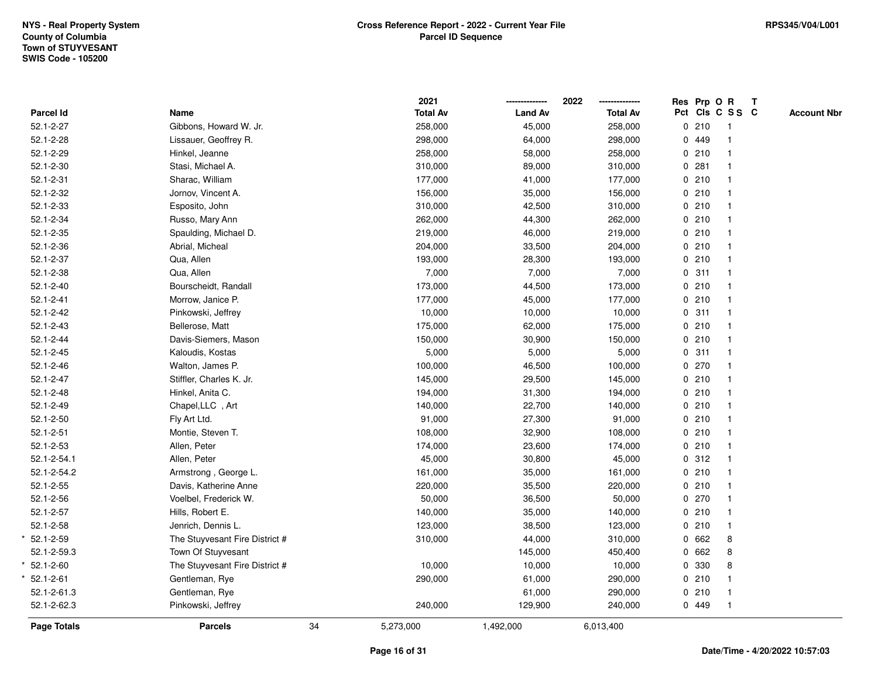NYS - Real Property System
County of Columbia
Town of STUYVESANT
SWIS Code - 105200

**Cross Reference Report - 2022 - Current Year File**
**Parcel ID Sequence**

RPS345/V04/L001

| Parcel Id | Name | 2021 Total Av | 2022 Land Av | 2022 Total Av | Res Pct | Prp Cls | O C | R S S | T C | Account Nbr |
|---|---|---|---|---|---|---|---|---|---|---|
| 52.1-2-27 | Gibbons, Howard W. Jr. | 258,000 | 45,000 | 258,000 | 0 | 210 | | 1 | | |
| 52.1-2-28 | Lissauer, Geoffrey R. | 298,000 | 64,000 | 298,000 | 0 | 449 | | 1 | | |
| 52.1-2-29 | Hinkel, Jeanne | 258,000 | 58,000 | 258,000 | 0 | 210 | | 1 | | |
| 52.1-2-30 | Stasi, Michael A. | 310,000 | 89,000 | 310,000 | 0 | 281 | | 1 | | |
| 52.1-2-31 | Sharac, William | 177,000 | 41,000 | 177,000 | 0 | 210 | | 1 | | |
| 52.1-2-32 | Jornov, Vincent A. | 156,000 | 35,000 | 156,000 | 0 | 210 | | 1 | | |
| 52.1-2-33 | Esposito, John | 310,000 | 42,500 | 310,000 | 0 | 210 | | 1 | | |
| 52.1-2-34 | Russo, Mary Ann | 262,000 | 44,300 | 262,000 | 0 | 210 | | 1 | | |
| 52.1-2-35 | Spaulding, Michael D. | 219,000 | 46,000 | 219,000 | 0 | 210 | | 1 | | |
| 52.1-2-36 | Abrial, Micheal | 204,000 | 33,500 | 204,000 | 0 | 210 | | 1 | | |
| 52.1-2-37 | Qua, Allen | 193,000 | 28,300 | 193,000 | 0 | 210 | | 1 | | |
| 52.1-2-38 | Qua, Allen | 7,000 | 7,000 | 7,000 | 0 | 311 | | 1 | | |
| 52.1-2-40 | Bourscheidt, Randall | 173,000 | 44,500 | 173,000 | 0 | 210 | | 1 | | |
| 52.1-2-41 | Morrow, Janice P. | 177,000 | 45,000 | 177,000 | 0 | 210 | | 1 | | |
| 52.1-2-42 | Pinkowski, Jeffrey | 10,000 | 10,000 | 10,000 | 0 | 311 | | 1 | | |
| 52.1-2-43 | Bellerose, Matt | 175,000 | 62,000 | 175,000 | 0 | 210 | | 1 | | |
| 52.1-2-44 | Davis-Siemers, Mason | 150,000 | 30,900 | 150,000 | 0 | 210 | | 1 | | |
| 52.1-2-45 | Kaloudis, Kostas | 5,000 | 5,000 | 5,000 | 0 | 311 | | 1 | | |
| 52.1-2-46 | Walton, James P. | 100,000 | 46,500 | 100,000 | 0 | 270 | | 1 | | |
| 52.1-2-47 | Stiffler, Charles K. Jr. | 145,000 | 29,500 | 145,000 | 0 | 210 | | 1 | | |
| 52.1-2-48 | Hinkel, Anita C. | 194,000 | 31,300 | 194,000 | 0 | 210 | | 1 | | |
| 52.1-2-49 | Chapel,LLC , Art | 140,000 | 22,700 | 140,000 | 0 | 210 | | 1 | | |
| 52.1-2-50 | Fly Art Ltd. | 91,000 | 27,300 | 91,000 | 0 | 210 | | 1 | | |
| 52.1-2-51 | Montie, Steven T. | 108,000 | 32,900 | 108,000 | 0 | 210 | | 1 | | |
| 52.1-2-53 | Allen, Peter | 174,000 | 23,600 | 174,000 | 0 | 210 | | 1 | | |
| 52.1-2-54.1 | Allen, Peter | 45,000 | 30,800 | 45,000 | 0 | 312 | | 1 | | |
| 52.1-2-54.2 | Armstrong , George L. | 161,000 | 35,000 | 161,000 | 0 | 210 | | 1 | | |
| 52.1-2-55 | Davis, Katherine Anne | 220,000 | 35,500 | 220,000 | 0 | 210 | | 1 | | |
| 52.1-2-56 | Voelbel, Frederick W. | 50,000 | 36,500 | 50,000 | 0 | 270 | | 1 | | |
| 52.1-2-57 | Hills, Robert E. | 140,000 | 35,000 | 140,000 | 0 | 210 | | 1 | | |
| 52.1-2-58 | Jenrich, Dennis L. | 123,000 | 38,500 | 123,000 | 0 | 210 | | 1 | | |
| * 52.1-2-59 | The Stuyvesant Fire District # | 310,000 | 44,000 | 310,000 | 0 | 662 | | 8 | | |
| 52.1-2-59.3 | Town Of Stuyvesant | | 145,000 | 450,400 | 0 | 662 | | 8 | | |
| * 52.1-2-60 | The Stuyvesant Fire District # | 10,000 | 10,000 | 10,000 | 0 | 330 | | 8 | | |
| * 52.1-2-61 | Gentleman, Rye | 290,000 | 61,000 | 290,000 | 0 | 210 | | 1 | | |
| 52.1-2-61.3 | Gentleman, Rye | | 61,000 | 290,000 | 0 | 210 | | 1 | | |
| 52.1-2-62.3 | Pinkowski, Jeffrey | 240,000 | 129,900 | 240,000 | 0 | 449 | | 1 | | |
| **Page Totals** | **Parcels** 34 | 5,273,000 | 1,492,000 | 6,013,400 | | | | | | |

Date/Time - 4/20/2022 10:57:03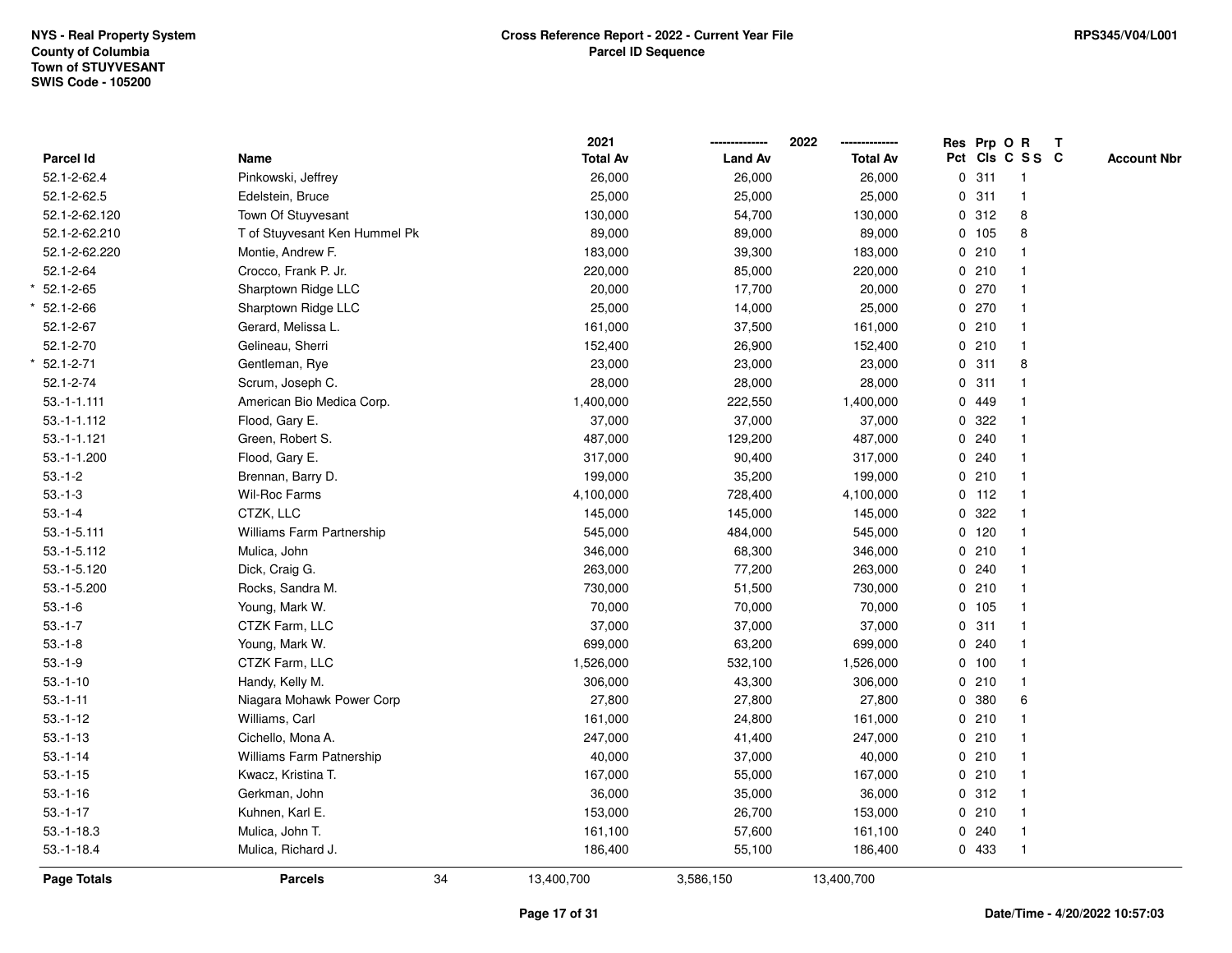NYS - Real Property System
County of Columbia
Town of STUYVESANT
SWIS Code - 105200

**Cross Reference Report - 2022 - Current Year File**
**Parcel ID Sequence**

RPS345/V04/L001

| Parcel Id | Name | 2021 Total Av | 2022 Land Av | 2022 Total Av | Res Pct | Prp Cls | O C | R S S | T C | Account Nbr |
|---|---|---|---|---|---|---|---|---|---|---|
| 52.1-2-62.4 | Pinkowski, Jeffrey | 26,000 | 26,000 | 26,000 | 0 | 311 | | 1 | | |
| 52.1-2-62.5 | Edelstein, Bruce | 25,000 | 25,000 | 25,000 | 0 | 311 | | 1 | | |
| 52.1-2-62.120 | Town Of Stuyvesant | 130,000 | 54,700 | 130,000 | 0 | 312 | | 8 | | |
| 52.1-2-62.210 | T of Stuyvesant Ken Hummel Pk | 89,000 | 89,000 | 89,000 | 0 | 105 | | 8 | | |
| 52.1-2-62.220 | Montie, Andrew F. | 183,000 | 39,300 | 183,000 | 0 | 210 | | 1 | | |
| 52.1-2-64 | Crocco, Frank P. Jr. | 220,000 | 85,000 | 220,000 | 0 | 210 | | 1 | | |
| * 52.1-2-65 | Sharptown Ridge LLC | 20,000 | 17,700 | 20,000 | 0 | 270 | | 1 | | |
| * 52.1-2-66 | Sharptown Ridge LLC | 25,000 | 14,000 | 25,000 | 0 | 270 | | 1 | | |
| 52.1-2-67 | Gerard, Melissa L. | 161,000 | 37,500 | 161,000 | 0 | 210 | | 1 | | |
| 52.1-2-70 | Gelineau, Sherri | 152,400 | 26,900 | 152,400 | 0 | 210 | | 1 | | |
| * 52.1-2-71 | Gentleman, Rye | 23,000 | 23,000 | 23,000 | 0 | 311 | | 8 | | |
| 52.1-2-74 | Scrum, Joseph C. | 28,000 | 28,000 | 28,000 | 0 | 311 | | 1 | | |
| 53.-1-1.111 | American Bio Medica Corp. | 1,400,000 | 222,550 | 1,400,000 | 0 | 449 | | 1 | | |
| 53.-1-1.112 | Flood, Gary E. | 37,000 | 37,000 | 37,000 | 0 | 322 | | 1 | | |
| 53.-1-1.121 | Green, Robert S. | 487,000 | 129,200 | 487,000 | 0 | 240 | | 1 | | |
| 53.-1-1.200 | Flood, Gary E. | 317,000 | 90,400 | 317,000 | 0 | 240 | | 1 | | |
| 53.-1-2 | Brennan, Barry D. | 199,000 | 35,200 | 199,000 | 0 | 210 | | 1 | | |
| 53.-1-3 | Wil-Roc Farms | 4,100,000 | 728,400 | 4,100,000 | 0 | 112 | | 1 | | |
| 53.-1-4 | CTZK, LLC | 145,000 | 145,000 | 145,000 | 0 | 322 | | 1 | | |
| 53.-1-5.111 | Williams Farm Partnership | 545,000 | 484,000 | 545,000 | 0 | 120 | | 1 | | |
| 53.-1-5.112 | Mulica, John | 346,000 | 68,300 | 346,000 | 0 | 210 | | 1 | | |
| 53.-1-5.120 | Dick, Craig G. | 263,000 | 77,200 | 263,000 | 0 | 240 | | 1 | | |
| 53.-1-5.200 | Rocks, Sandra M. | 730,000 | 51,500 | 730,000 | 0 | 210 | | 1 | | |
| 53.-1-6 | Young, Mark W. | 70,000 | 70,000 | 70,000 | 0 | 105 | | 1 | | |
| 53.-1-7 | CTZK Farm, LLC | 37,000 | 37,000 | 37,000 | 0 | 311 | | 1 | | |
| 53.-1-8 | Young, Mark W. | 699,000 | 63,200 | 699,000 | 0 | 240 | | 1 | | |
| 53.-1-9 | CTZK Farm, LLC | 1,526,000 | 532,100 | 1,526,000 | 0 | 100 | | 1 | | |
| 53.-1-10 | Handy, Kelly M. | 306,000 | 43,300 | 306,000 | 0 | 210 | | 1 | | |
| 53.-1-11 | Niagara Mohawk Power Corp | 27,800 | 27,800 | 27,800 | 0 | 380 | | 6 | | |
| 53.-1-12 | Williams, Carl | 161,000 | 24,800 | 161,000 | 0 | 210 | | 1 | | |
| 53.-1-13 | Cichello, Mona A. | 247,000 | 41,400 | 247,000 | 0 | 210 | | 1 | | |
| 53.-1-14 | Williams Farm Patnership | 40,000 | 37,000 | 40,000 | 0 | 210 | | 1 | | |
| 53.-1-15 | Kwacz, Kristina T. | 167,000 | 55,000 | 167,000 | 0 | 210 | | 1 | | |
| 53.-1-16 | Gerkman, John | 36,000 | 35,000 | 36,000 | 0 | 312 | | 1 | | |
| 53.-1-17 | Kuhnen, Karl E. | 153,000 | 26,700 | 153,000 | 0 | 210 | | 1 | | |
| 53.-1-18.3 | Mulica, John T. | 161,100 | 57,600 | 161,100 | 0 | 240 | | 1 | | |
| 53.-1-18.4 | Mulica, Richard J. | 186,400 | 55,100 | 186,400 | 0 | 433 | | 1 | | |
| **Page Totals** | **Parcels** 34 | 13,400,700 | 3,586,150 | 13,400,700 | | | | | | |

Date/Time - 4/20/2022 10:57:03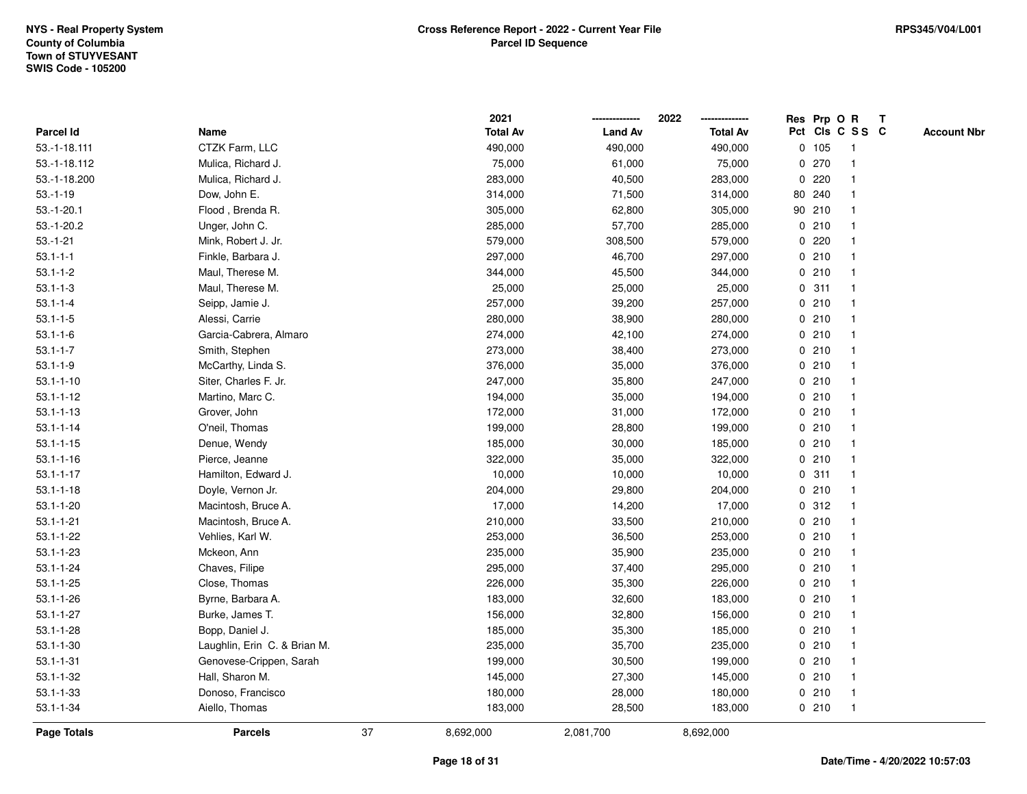NYS - Real Property System
County of Columbia
Town of STUYVESANT
SWIS Code - 105200

**Cross Reference Report - 2022 - Current Year File**
**Parcel ID Sequence**

RPS345/V04/L001

| Parcel Id | Name | 2021 Total Av | 2022 Land Av | 2022 Total Av | Res Pct | Prp Cls | O C | R S S | T C | Account Nbr |
|---|---|---|---|---|---|---|---|---|---|---|
| 53.-1-18.111 | CTZK Farm, LLC | 490,000 | 490,000 | 490,000 | 0 | 105 | | 1 | | |
| 53.-1-18.112 | Mulica, Richard J. | 75,000 | 61,000 | 75,000 | 0 | 270 | | 1 | | |
| 53.-1-18.200 | Mulica, Richard J. | 283,000 | 40,500 | 283,000 | 0 | 220 | | 1 | | |
| 53.-1-19 | Dow, John E. | 314,000 | 71,500 | 314,000 | 80 | 240 | | 1 | | |
| 53.-1-20.1 | Flood , Brenda R. | 305,000 | 62,800 | 305,000 | 90 | 210 | | 1 | | |
| 53.-1-20.2 | Unger, John C. | 285,000 | 57,700 | 285,000 | 0 | 210 | | 1 | | |
| 53.-1-21 | Mink, Robert J. Jr. | 579,000 | 308,500 | 579,000 | 0 | 220 | | 1 | | |
| 53.1-1-1 | Finkle, Barbara J. | 297,000 | 46,700 | 297,000 | 0 | 210 | | 1 | | |
| 53.1-1-2 | Maul, Therese M. | 344,000 | 45,500 | 344,000 | 0 | 210 | | 1 | | |
| 53.1-1-3 | Maul, Therese M. | 25,000 | 25,000 | 25,000 | 0 | 311 | | 1 | | |
| 53.1-1-4 | Seipp, Jamie J. | 257,000 | 39,200 | 257,000 | 0 | 210 | | 1 | | |
| 53.1-1-5 | Alessi, Carrie | 280,000 | 38,900 | 280,000 | 0 | 210 | | 1 | | |
| 53.1-1-6 | Garcia-Cabrera, Almaro | 274,000 | 42,100 | 274,000 | 0 | 210 | | 1 | | |
| 53.1-1-7 | Smith, Stephen | 273,000 | 38,400 | 273,000 | 0 | 210 | | 1 | | |
| 53.1-1-9 | McCarthy, Linda S. | 376,000 | 35,000 | 376,000 | 0 | 210 | | 1 | | |
| 53.1-1-10 | Siter, Charles F. Jr. | 247,000 | 35,800 | 247,000 | 0 | 210 | | 1 | | |
| 53.1-1-12 | Martino, Marc C. | 194,000 | 35,000 | 194,000 | 0 | 210 | | 1 | | |
| 53.1-1-13 | Grover, John | 172,000 | 31,000 | 172,000 | 0 | 210 | | 1 | | |
| 53.1-1-14 | O'neil, Thomas | 199,000 | 28,800 | 199,000 | 0 | 210 | | 1 | | |
| 53.1-1-15 | Denue, Wendy | 185,000 | 30,000 | 185,000 | 0 | 210 | | 1 | | |
| 53.1-1-16 | Pierce, Jeanne | 322,000 | 35,000 | 322,000 | 0 | 210 | | 1 | | |
| 53.1-1-17 | Hamilton, Edward J. | 10,000 | 10,000 | 10,000 | 0 | 311 | | 1 | | |
| 53.1-1-18 | Doyle, Vernon Jr. | 204,000 | 29,800 | 204,000 | 0 | 210 | | 1 | | |
| 53.1-1-20 | Macintosh, Bruce A. | 17,000 | 14,200 | 17,000 | 0 | 312 | | 1 | | |
| 53.1-1-21 | Macintosh, Bruce A. | 210,000 | 33,500 | 210,000 | 0 | 210 | | 1 | | |
| 53.1-1-22 | Vehlies, Karl W. | 253,000 | 36,500 | 253,000 | 0 | 210 | | 1 | | |
| 53.1-1-23 | Mckeon, Ann | 235,000 | 35,900 | 235,000 | 0 | 210 | | 1 | | |
| 53.1-1-24 | Chaves, Filipe | 295,000 | 37,400 | 295,000 | 0 | 210 | | 1 | | |
| 53.1-1-25 | Close, Thomas | 226,000 | 35,300 | 226,000 | 0 | 210 | | 1 | | |
| 53.1-1-26 | Byrne, Barbara A. | 183,000 | 32,600 | 183,000 | 0 | 210 | | 1 | | |
| 53.1-1-27 | Burke, James T. | 156,000 | 32,800 | 156,000 | 0 | 210 | | 1 | | |
| 53.1-1-28 | Bopp, Daniel J. | 185,000 | 35,300 | 185,000 | 0 | 210 | | 1 | | |
| 53.1-1-30 | Laughlin, Erin C. & Brian M. | 235,000 | 35,700 | 235,000 | 0 | 210 | | 1 | | |
| 53.1-1-31 | Genovese-Crippen, Sarah | 199,000 | 30,500 | 199,000 | 0 | 210 | | 1 | | |
| 53.1-1-32 | Hall, Sharon M. | 145,000 | 27,300 | 145,000 | 0 | 210 | | 1 | | |
| 53.1-1-33 | Donoso, Francisco | 180,000 | 28,000 | 180,000 | 0 | 210 | | 1 | | |
| 53.1-1-34 | Aiello, Thomas | 183,000 | 28,500 | 183,000 | 0 | 210 | | 1 | | |
| **Page Totals** | **Parcels** 37 | 8,692,000 | 2,081,700 | 8,692,000 | | | | | | |

Date/Time - 4/20/2022 10:57:03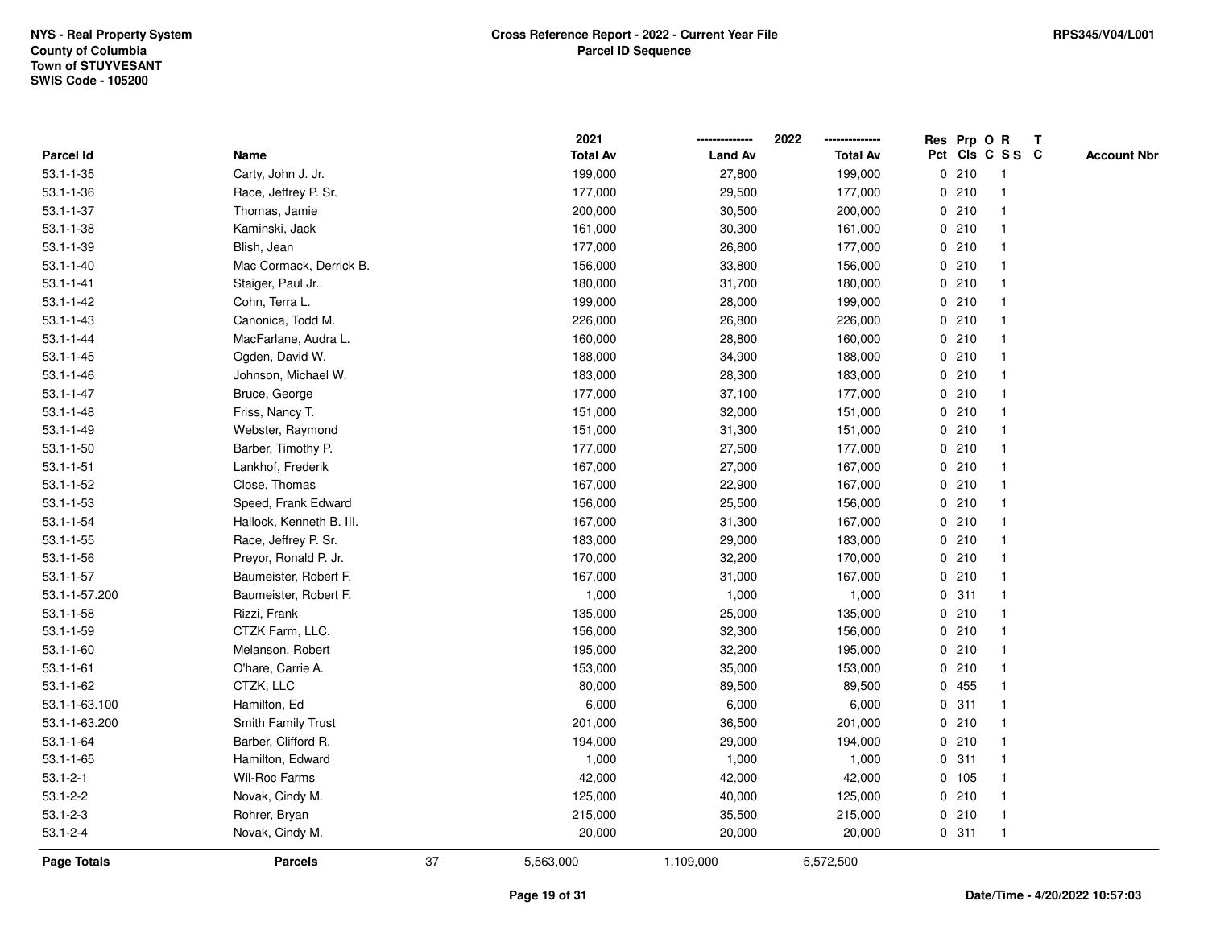NYS - Real Property System
County of Columbia
Town of STUYVESANT
SWIS Code - 105200

**Cross Reference Report - 2022 - Current Year File**
**Parcel ID Sequence**

RPS345/V04/L001

| Parcel Id | Name | 2021 Total Av | 2022 Land Av | 2022 Total Av | Res Pct | Prp Cls | O C | R S S | T C | Account Nbr |
|---|---|---|---|---|---|---|---|---|---|---|
| 53.1-1-35 | Carty, John J. Jr. | 199,000 | 27,800 | 199,000 | 0 | 210 | | 1 | | |
| 53.1-1-36 | Race, Jeffrey P. Sr. | 177,000 | 29,500 | 177,000 | 0 | 210 | | 1 | | |
| 53.1-1-37 | Thomas, Jamie | 200,000 | 30,500 | 200,000 | 0 | 210 | | 1 | | |
| 53.1-1-38 | Kaminski, Jack | 161,000 | 30,300 | 161,000 | 0 | 210 | | 1 | | |
| 53.1-1-39 | Blish, Jean | 177,000 | 26,800 | 177,000 | 0 | 210 | | 1 | | |
| 53.1-1-40 | Mac Cormack, Derrick B. | 156,000 | 33,800 | 156,000 | 0 | 210 | | 1 | | |
| 53.1-1-41 | Staiger, Paul Jr.. | 180,000 | 31,700 | 180,000 | 0 | 210 | | 1 | | |
| 53.1-1-42 | Cohn, Terra L. | 199,000 | 28,000 | 199,000 | 0 | 210 | | 1 | | |
| 53.1-1-43 | Canonica, Todd M. | 226,000 | 26,800 | 226,000 | 0 | 210 | | 1 | | |
| 53.1-1-44 | MacFarlane, Audra L. | 160,000 | 28,800 | 160,000 | 0 | 210 | | 1 | | |
| 53.1-1-45 | Ogden, David W. | 188,000 | 34,900 | 188,000 | 0 | 210 | | 1 | | |
| 53.1-1-46 | Johnson, Michael W. | 183,000 | 28,300 | 183,000 | 0 | 210 | | 1 | | |
| 53.1-1-47 | Bruce, George | 177,000 | 37,100 | 177,000 | 0 | 210 | | 1 | | |
| 53.1-1-48 | Friss, Nancy T. | 151,000 | 32,000 | 151,000 | 0 | 210 | | 1 | | |
| 53.1-1-49 | Webster, Raymond | 151,000 | 31,300 | 151,000 | 0 | 210 | | 1 | | |
| 53.1-1-50 | Barber, Timothy P. | 177,000 | 27,500 | 177,000 | 0 | 210 | | 1 | | |
| 53.1-1-51 | Lankhof, Frederik | 167,000 | 27,000 | 167,000 | 0 | 210 | | 1 | | |
| 53.1-1-52 | Close, Thomas | 167,000 | 22,900 | 167,000 | 0 | 210 | | 1 | | |
| 53.1-1-53 | Speed, Frank Edward | 156,000 | 25,500 | 156,000 | 0 | 210 | | 1 | | |
| 53.1-1-54 | Hallock, Kenneth B. III. | 167,000 | 31,300 | 167,000 | 0 | 210 | | 1 | | |
| 53.1-1-55 | Race, Jeffrey P. Sr. | 183,000 | 29,000 | 183,000 | 0 | 210 | | 1 | | |
| 53.1-1-56 | Preyor, Ronald P. Jr. | 170,000 | 32,200 | 170,000 | 0 | 210 | | 1 | | |
| 53.1-1-57 | Baumeister, Robert F. | 167,000 | 31,000 | 167,000 | 0 | 210 | | 1 | | |
| 53.1-1-57.200 | Baumeister, Robert F. | 1,000 | 1,000 | 1,000 | 0 | 311 | | 1 | | |
| 53.1-1-58 | Rizzi, Frank | 135,000 | 25,000 | 135,000 | 0 | 210 | | 1 | | |
| 53.1-1-59 | CTZK Farm, LLC. | 156,000 | 32,300 | 156,000 | 0 | 210 | | 1 | | |
| 53.1-1-60 | Melanson, Robert | 195,000 | 32,200 | 195,000 | 0 | 210 | | 1 | | |
| 53.1-1-61 | O'hare, Carrie A. | 153,000 | 35,000 | 153,000 | 0 | 210 | | 1 | | |
| 53.1-1-62 | CTZK, LLC | 80,000 | 89,500 | 89,500 | 0 | 455 | | 1 | | |
| 53.1-1-63.100 | Hamilton, Ed | 6,000 | 6,000 | 6,000 | 0 | 311 | | 1 | | |
| 53.1-1-63.200 | Smith Family Trust | 201,000 | 36,500 | 201,000 | 0 | 210 | | 1 | | |
| 53.1-1-64 | Barber, Clifford R. | 194,000 | 29,000 | 194,000 | 0 | 210 | | 1 | | |
| 53.1-1-65 | Hamilton, Edward | 1,000 | 1,000 | 1,000 | 0 | 311 | | 1 | | |
| 53.1-2-1 | Wil-Roc Farms | 42,000 | 42,000 | 42,000 | 0 | 105 | | 1 | | |
| 53.1-2-2 | Novak, Cindy M. | 125,000 | 40,000 | 125,000 | 0 | 210 | | 1 | | |
| 53.1-2-3 | Rohrer, Bryan | 215,000 | 35,500 | 215,000 | 0 | 210 | | 1 | | |
| 53.1-2-4 | Novak, Cindy M. | 20,000 | 20,000 | 20,000 | 0 | 311 | | 1 | | |
| **Page Totals** | **Parcels** 37 | 5,563,000 | 1,109,000 | 5,572,500 | | | | | | |

Date/Time - 4/20/2022 10:57:03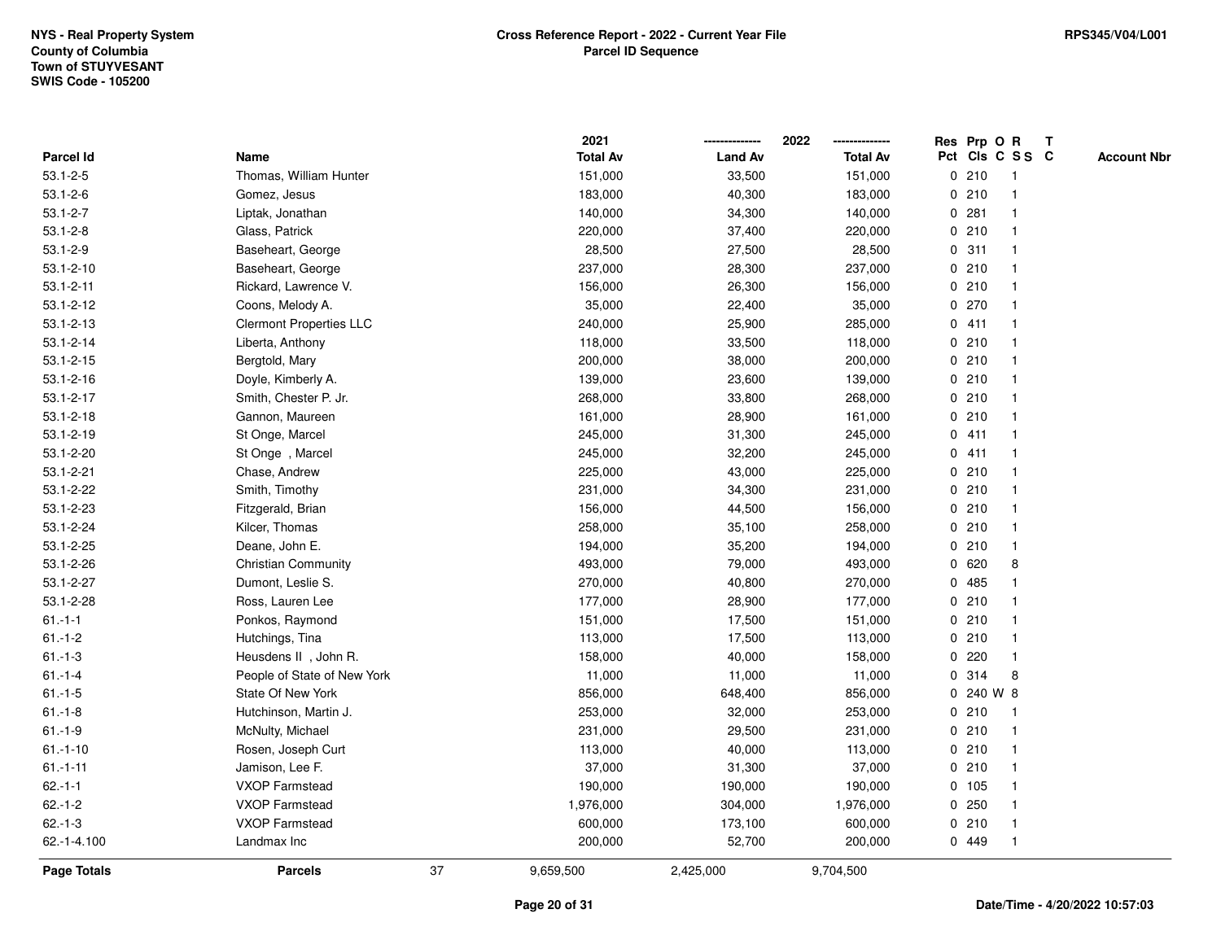NYS - Real Property System
County of Columbia
Town of STUYVESANT
SWIS Code - 105200

**Cross Reference Report - 2022 - Current Year File**
**Parcel ID Sequence**

RPS345/V04/L001

| Parcel Id | Name | 2021 Total Av | 2022 Land Av | 2022 Total Av | Res Pct | Prp Cls | O C | R SS | T C | Account Nbr |
|---|---|---|---|---|---|---|---|---|---|---|
| 53.1-2-5 | Thomas, William Hunter | 151,000 | 33,500 | 151,000 | 0 | 210 | | 1 | | |
| 53.1-2-6 | Gomez, Jesus | 183,000 | 40,300 | 183,000 | 0 | 210 | | 1 | | |
| 53.1-2-7 | Liptak, Jonathan | 140,000 | 34,300 | 140,000 | 0 | 281 | | 1 | | |
| 53.1-2-8 | Glass, Patrick | 220,000 | 37,400 | 220,000 | 0 | 210 | | 1 | | |
| 53.1-2-9 | Baseheart, George | 28,500 | 27,500 | 28,500 | 0 | 311 | | 1 | | |
| 53.1-2-10 | Baseheart, George | 237,000 | 28,300 | 237,000 | 0 | 210 | | 1 | | |
| 53.1-2-11 | Rickard, Lawrence V. | 156,000 | 26,300 | 156,000 | 0 | 210 | | 1 | | |
| 53.1-2-12 | Coons, Melody A. | 35,000 | 22,400 | 35,000 | 0 | 270 | | 1 | | |
| 53.1-2-13 | Clermont Properties LLC | 240,000 | 25,900 | 285,000 | 0 | 411 | | 1 | | |
| 53.1-2-14 | Liberta, Anthony | 118,000 | 33,500 | 118,000 | 0 | 210 | | 1 | | |
| 53.1-2-15 | Bergtold, Mary | 200,000 | 38,000 | 200,000 | 0 | 210 | | 1 | | |
| 53.1-2-16 | Doyle, Kimberly A. | 139,000 | 23,600 | 139,000 | 0 | 210 | | 1 | | |
| 53.1-2-17 | Smith, Chester P. Jr. | 268,000 | 33,800 | 268,000 | 0 | 210 | | 1 | | |
| 53.1-2-18 | Gannon, Maureen | 161,000 | 28,900 | 161,000 | 0 | 210 | | 1 | | |
| 53.1-2-19 | St Onge, Marcel | 245,000 | 31,300 | 245,000 | 0 | 411 | | 1 | | |
| 53.1-2-20 | St Onge , Marcel | 245,000 | 32,200 | 245,000 | 0 | 411 | | 1 | | |
| 53.1-2-21 | Chase, Andrew | 225,000 | 43,000 | 225,000 | 0 | 210 | | 1 | | |
| 53.1-2-22 | Smith, Timothy | 231,000 | 34,300 | 231,000 | 0 | 210 | | 1 | | |
| 53.1-2-23 | Fitzgerald, Brian | 156,000 | 44,500 | 156,000 | 0 | 210 | | 1 | | |
| 53.1-2-24 | Kilcer, Thomas | 258,000 | 35,100 | 258,000 | 0 | 210 | | 1 | | |
| 53.1-2-25 | Deane, John E. | 194,000 | 35,200 | 194,000 | 0 | 210 | | 1 | | |
| 53.1-2-26 | Christian Community | 493,000 | 79,000 | 493,000 | 0 | 620 | | 8 | | |
| 53.1-2-27 | Dumont, Leslie S. | 270,000 | 40,800 | 270,000 | 0 | 485 | | 1 | | |
| 53.1-2-28 | Ross, Lauren Lee | 177,000 | 28,900 | 177,000 | 0 | 210 | | 1 | | |
| 61.-1-1 | Ponkos, Raymond | 151,000 | 17,500 | 151,000 | 0 | 210 | | 1 | | |
| 61.-1-2 | Hutchings, Tina | 113,000 | 17,500 | 113,000 | 0 | 210 | | 1 | | |
| 61.-1-3 | Heusdens II , John R. | 158,000 | 40,000 | 158,000 | 0 | 220 | | 1 | | |
| 61.-1-4 | People of State of New York | 11,000 | 11,000 | 11,000 | 0 | 314 | | 8 | | |
| 61.-1-5 | State Of New York | 856,000 | 648,400 | 856,000 | 0 | 240 | W | 8 | | |
| 61.-1-8 | Hutchinson, Martin J. | 253,000 | 32,000 | 253,000 | 0 | 210 | | 1 | | |
| 61.-1-9 | McNulty, Michael | 231,000 | 29,500 | 231,000 | 0 | 210 | | 1 | | |
| 61.-1-10 | Rosen, Joseph Curt | 113,000 | 40,000 | 113,000 | 0 | 210 | | 1 | | |
| 61.-1-11 | Jamison, Lee F. | 37,000 | 31,300 | 37,000 | 0 | 210 | | 1 | | |
| 62.-1-1 | VXOP Farmstead | 190,000 | 190,000 | 190,000 | 0 | 105 | | 1 | | |
| 62.-1-2 | VXOP Farmstead | 1,976,000 | 304,000 | 1,976,000 | 0 | 250 | | 1 | | |
| 62.-1-3 | VXOP Farmstead | 600,000 | 173,100 | 600,000 | 0 | 210 | | 1 | | |
| 62.-1-4.100 | Landmax Inc | 200,000 | 52,700 | 200,000 | 0 | 449 | | 1 | | |
| **Page Totals** | **Parcels** 37 | 9,659,500 | 2,425,000 | 9,704,500 | | | | | | |

Date/Time - 4/20/2022 10:57:03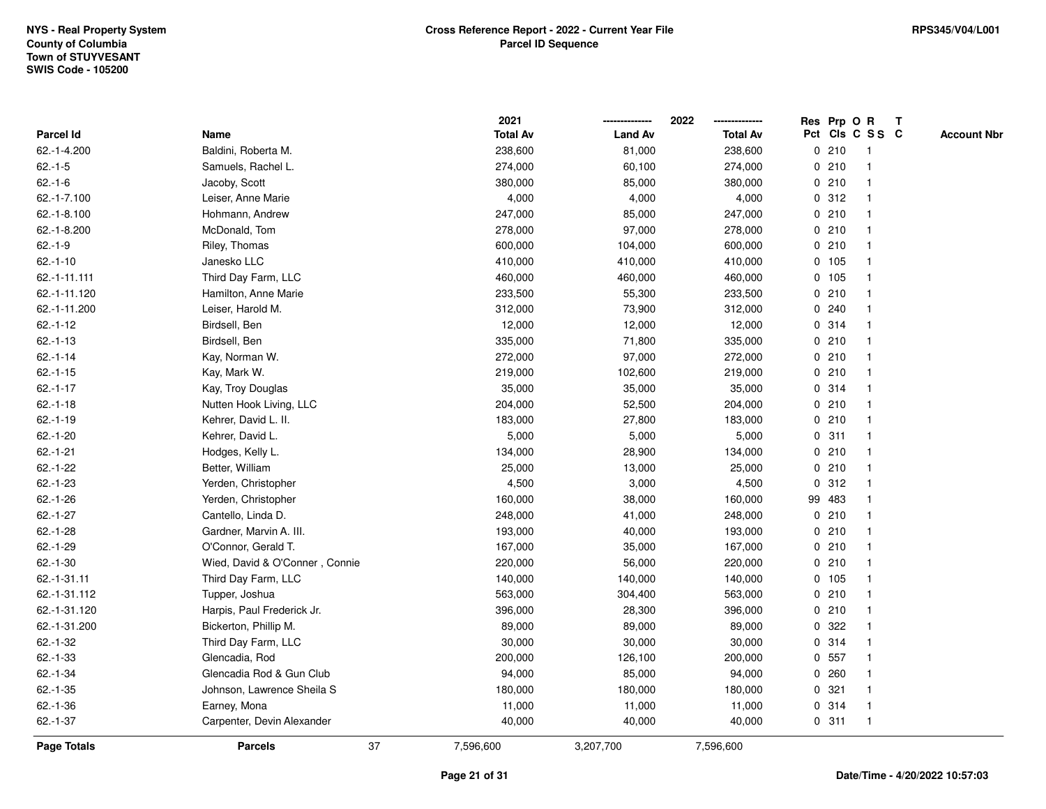NYS - Real Property System
County of Columbia
Town of STUYVESANT
SWIS Code - 105200

**Cross Reference Report - 2022 - Current Year File**
**Parcel ID Sequence**

RPS345/V04/L001

| Parcel Id | Name | 2021 Total Av | 2022 Land Av | 2022 Total Av | Res Pct | Prp Cls | O C | R S S | T C | Account Nbr |
|---|---|---|---|---|---|---|---|---|---|---|
| 62.-1-4.200 | Baldini, Roberta M. | 238,600 | 81,000 | 238,600 | 0 | 210 | | 1 | | |
| 62.-1-5 | Samuels, Rachel L. | 274,000 | 60,100 | 274,000 | 0 | 210 | | 1 | | |
| 62.-1-6 | Jacoby, Scott | 380,000 | 85,000 | 380,000 | 0 | 210 | | 1 | | |
| 62.-1-7.100 | Leiser, Anne Marie | 4,000 | 4,000 | 4,000 | 0 | 312 | | 1 | | |
| 62.-1-8.100 | Hohmann, Andrew | 247,000 | 85,000 | 247,000 | 0 | 210 | | 1 | | |
| 62.-1-8.200 | McDonald, Tom | 278,000 | 97,000 | 278,000 | 0 | 210 | | 1 | | |
| 62.-1-9 | Riley, Thomas | 600,000 | 104,000 | 600,000 | 0 | 210 | | 1 | | |
| 62.-1-10 | Janesko LLC | 410,000 | 410,000 | 410,000 | 0 | 105 | | 1 | | |
| 62.-1-11.111 | Third Day Farm, LLC | 460,000 | 460,000 | 460,000 | 0 | 105 | | 1 | | |
| 62.-1-11.120 | Hamilton, Anne Marie | 233,500 | 55,300 | 233,500 | 0 | 210 | | 1 | | |
| 62.-1-11.200 | Leiser, Harold M. | 312,000 | 73,900 | 312,000 | 0 | 240 | | 1 | | |
| 62.-1-12 | Birdsell, Ben | 12,000 | 12,000 | 12,000 | 0 | 314 | | 1 | | |
| 62.-1-13 | Birdsell, Ben | 335,000 | 71,800 | 335,000 | 0 | 210 | | 1 | | |
| 62.-1-14 | Kay, Norman W. | 272,000 | 97,000 | 272,000 | 0 | 210 | | 1 | | |
| 62.-1-15 | Kay, Mark W. | 219,000 | 102,600 | 219,000 | 0 | 210 | | 1 | | |
| 62.-1-17 | Kay, Troy Douglas | 35,000 | 35,000 | 35,000 | 0 | 314 | | 1 | | |
| 62.-1-18 | Nutten Hook Living, LLC | 204,000 | 52,500 | 204,000 | 0 | 210 | | 1 | | |
| 62.-1-19 | Kehrer, David L. II. | 183,000 | 27,800 | 183,000 | 0 | 210 | | 1 | | |
| 62.-1-20 | Kehrer, David L. | 5,000 | 5,000 | 5,000 | 0 | 311 | | 1 | | |
| 62.-1-21 | Hodges, Kelly L. | 134,000 | 28,900 | 134,000 | 0 | 210 | | 1 | | |
| 62.-1-22 | Better, William | 25,000 | 13,000 | 25,000 | 0 | 210 | | 1 | | |
| 62.-1-23 | Yerden, Christopher | 4,500 | 3,000 | 4,500 | 0 | 312 | | 1 | | |
| 62.-1-26 | Yerden, Christopher | 160,000 | 38,000 | 160,000 | 99 | 483 | | 1 | | |
| 62.-1-27 | Cantello, Linda D. | 248,000 | 41,000 | 248,000 | 0 | 210 | | 1 | | |
| 62.-1-28 | Gardner, Marvin A. III. | 193,000 | 40,000 | 193,000 | 0 | 210 | | 1 | | |
| 62.-1-29 | O'Connor, Gerald T. | 167,000 | 35,000 | 167,000 | 0 | 210 | | 1 | | |
| 62.-1-30 | Wied, David & O'Conner , Connie | 220,000 | 56,000 | 220,000 | 0 | 210 | | 1 | | |
| 62.-1-31.11 | Third Day Farm, LLC | 140,000 | 140,000 | 140,000 | 0 | 105 | | 1 | | |
| 62.-1-31.112 | Tupper, Joshua | 563,000 | 304,400 | 563,000 | 0 | 210 | | 1 | | |
| 62.-1-31.120 | Harpis, Paul Frederick Jr. | 396,000 | 28,300 | 396,000 | 0 | 210 | | 1 | | |
| 62.-1-31.200 | Bickerton, Phillip M. | 89,000 | 89,000 | 89,000 | 0 | 322 | | 1 | | |
| 62.-1-32 | Third Day Farm, LLC | 30,000 | 30,000 | 30,000 | 0 | 314 | | 1 | | |
| 62.-1-33 | Glencadia, Rod | 200,000 | 126,100 | 200,000 | 0 | 557 | | 1 | | |
| 62.-1-34 | Glencadia Rod & Gun Club | 94,000 | 85,000 | 94,000 | 0 | 260 | | 1 | | |
| 62.-1-35 | Johnson, Lawrence Sheila S | 180,000 | 180,000 | 180,000 | 0 | 321 | | 1 | | |
| 62.-1-36 | Earney, Mona | 11,000 | 11,000 | 11,000 | 0 | 314 | | 1 | | |
| 62.-1-37 | Carpenter, Devin Alexander | 40,000 | 40,000 | 40,000 | 0 | 311 | | 1 | | |
| **Page Totals** | **Parcels** 37 | 7,596,600 | 3,207,700 | 7,596,600 | | | | | | |

Date/Time - 4/20/2022 10:57:03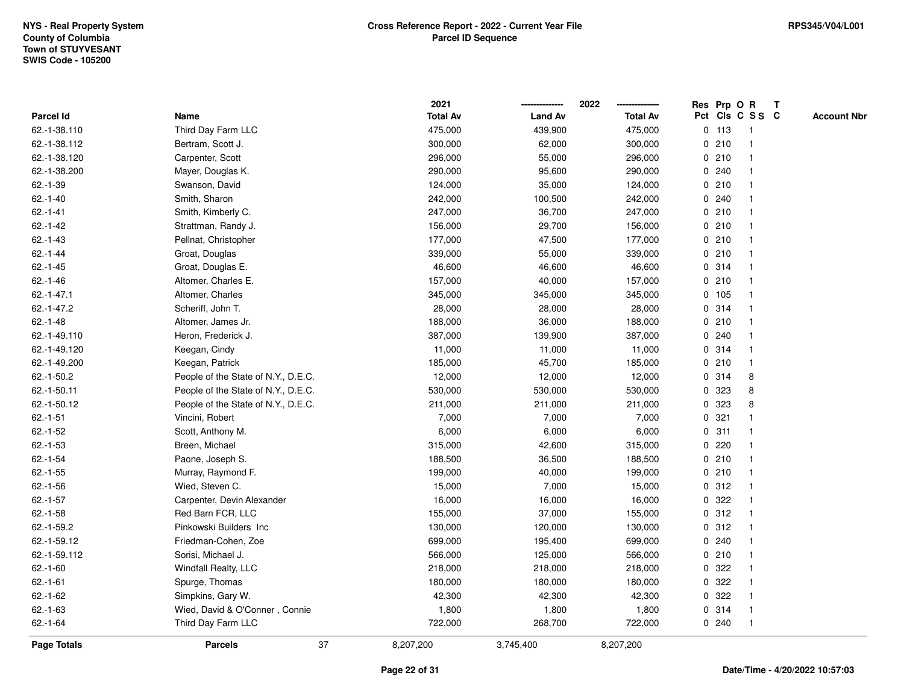NYS - Real Property System
County of Columbia
Town of STUYVESANT
SWIS Code - 105200

**Cross Reference Report - 2022 - Current Year File**
**Parcel ID Sequence**

RPS345/V04/L001

| Parcel Id | Name | 2021 Total Av | 2022 Land Av | 2022 Total Av | Res Pct | Prp Cls | O C | R S S | T C | Account Nbr |
|---|---|---|---|---|---|---|---|---|---|---|
| 62.-1-38.110 | Third Day Farm LLC | 475,000 | 439,900 | 475,000 | 0 | 113 | | 1 | | |
| 62.-1-38.112 | Bertram, Scott J. | 300,000 | 62,000 | 300,000 | 0 | 210 | | 1 | | |
| 62.-1-38.120 | Carpenter, Scott | 296,000 | 55,000 | 296,000 | 0 | 210 | | 1 | | |
| 62.-1-38.200 | Mayer, Douglas K. | 290,000 | 95,600 | 290,000 | 0 | 240 | | 1 | | |
| 62.-1-39 | Swanson, David | 124,000 | 35,000 | 124,000 | 0 | 210 | | 1 | | |
| 62.-1-40 | Smith, Sharon | 242,000 | 100,500 | 242,000 | 0 | 240 | | 1 | | |
| 62.-1-41 | Smith, Kimberly C. | 247,000 | 36,700 | 247,000 | 0 | 210 | | 1 | | |
| 62.-1-42 | Strattman, Randy J. | 156,000 | 29,700 | 156,000 | 0 | 210 | | 1 | | |
| 62.-1-43 | Pellnat, Christopher | 177,000 | 47,500 | 177,000 | 0 | 210 | | 1 | | |
| 62.-1-44 | Groat, Douglas | 339,000 | 55,000 | 339,000 | 0 | 210 | | 1 | | |
| 62.-1-45 | Groat, Douglas E. | 46,600 | 46,600 | 46,600 | 0 | 314 | | 1 | | |
| 62.-1-46 | Altomer, Charles E. | 157,000 | 40,000 | 157,000 | 0 | 210 | | 1 | | |
| 62.-1-47.1 | Altomer, Charles | 345,000 | 345,000 | 345,000 | 0 | 105 | | 1 | | |
| 62.-1-47.2 | Scheriff, John T. | 28,000 | 28,000 | 28,000 | 0 | 314 | | 1 | | |
| 62.-1-48 | Altomer, James Jr. | 188,000 | 36,000 | 188,000 | 0 | 210 | | 1 | | |
| 62.-1-49.110 | Heron, Frederick J. | 387,000 | 139,900 | 387,000 | 0 | 240 | | 1 | | |
| 62.-1-49.120 | Keegan, Cindy | 11,000 | 11,000 | 11,000 | 0 | 314 | | 1 | | |
| 62.-1-49.200 | Keegan, Patrick | 185,000 | 45,700 | 185,000 | 0 | 210 | | 1 | | |
| 62.-1-50.2 | People of the State of N.Y., D.E.C. | 12,000 | 12,000 | 12,000 | 0 | 314 | | 8 | | |
| 62.-1-50.11 | People of the State of N.Y., D.E.C. | 530,000 | 530,000 | 530,000 | 0 | 323 | | 8 | | |
| 62.-1-50.12 | People of the State of N.Y., D.E.C. | 211,000 | 211,000 | 211,000 | 0 | 323 | | 8 | | |
| 62.-1-51 | Vincini, Robert | 7,000 | 7,000 | 7,000 | 0 | 321 | | 1 | | |
| 62.-1-52 | Scott, Anthony M. | 6,000 | 6,000 | 6,000 | 0 | 311 | | 1 | | |
| 62.-1-53 | Breen, Michael | 315,000 | 42,600 | 315,000 | 0 | 220 | | 1 | | |
| 62.-1-54 | Paone, Joseph S. | 188,500 | 36,500 | 188,500 | 0 | 210 | | 1 | | |
| 62.-1-55 | Murray, Raymond F. | 199,000 | 40,000 | 199,000 | 0 | 210 | | 1 | | |
| 62.-1-56 | Wied, Steven C. | 15,000 | 7,000 | 15,000 | 0 | 312 | | 1 | | |
| 62.-1-57 | Carpenter, Devin Alexander | 16,000 | 16,000 | 16,000 | 0 | 322 | | 1 | | |
| 62.-1-58 | Red Barn FCR, LLC | 155,000 | 37,000 | 155,000 | 0 | 312 | | 1 | | |
| 62.-1-59.2 | Pinkowski Builders Inc | 130,000 | 120,000 | 130,000 | 0 | 312 | | 1 | | |
| 62.-1-59.12 | Friedman-Cohen, Zoe | 699,000 | 195,400 | 699,000 | 0 | 240 | | 1 | | |
| 62.-1-59.112 | Sorisi, Michael J. | 566,000 | 125,000 | 566,000 | 0 | 210 | | 1 | | |
| 62.-1-60 | Windfall Realty, LLC | 218,000 | 218,000 | 218,000 | 0 | 322 | | 1 | | |
| 62.-1-61 | Spurge, Thomas | 180,000 | 180,000 | 180,000 | 0 | 322 | | 1 | | |
| 62.-1-62 | Simpkins, Gary W. | 42,300 | 42,300 | 42,300 | 0 | 322 | | 1 | | |
| 62.-1-63 | Wied, David & O'Conner , Connie | 1,800 | 1,800 | 1,800 | 0 | 314 | | 1 | | |
| 62.-1-64 | Third Day Farm LLC | 722,000 | 268,700 | 722,000 | 0 | 240 | | 1 | | |
| **Page Totals** | **Parcels** 37 | 8,207,200 | 3,745,400 | 8,207,200 | | | | | | |

Date/Time - 4/20/2022 10:57:03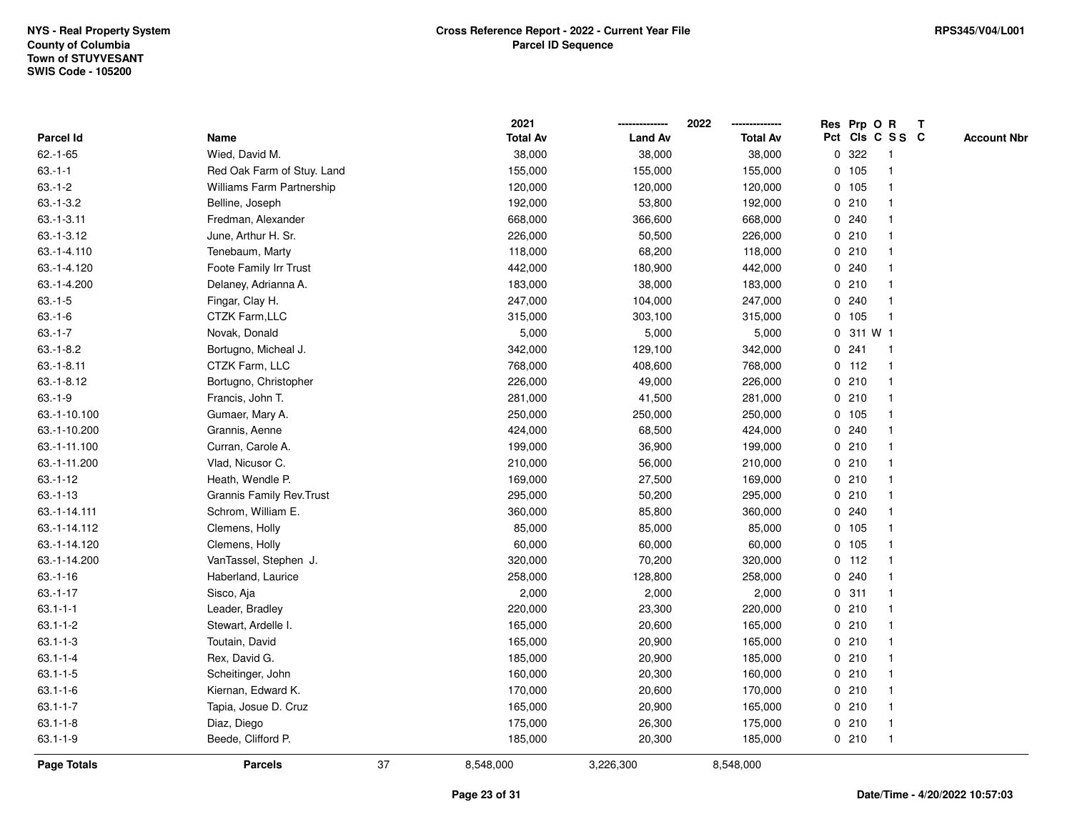| Parcel Id | Name | 2021 Total Av | 2022 Land Av | 2022 Total Av | Res Pct | Prp Cls | O C | R S S | T C | Account Nbr |
|---|---|---|---|---|---|---|---|---|---|---|
| 62.-1-65 | Wied, David M. | 38,000 | 38,000 | 38,000 | 0 | 322 | | 1 | | |
| 63.-1-1 | Red Oak Farm of Stuy. Land | 155,000 | 155,000 | 155,000 | 0 | 105 | | 1 | | |
| 63.-1-2 | Williams Farm Partnership | 120,000 | 120,000 | 120,000 | 0 | 105 | | 1 | | |
| 63.-1-3.2 | Belline, Joseph | 192,000 | 53,800 | 192,000 | 0 | 210 | | 1 | | |
| 63.-1-3.11 | Fredman, Alexander | 668,000 | 366,600 | 668,000 | 0 | 240 | | 1 | | |
| 63.-1-3.12 | June, Arthur H. Sr. | 226,000 | 50,500 | 226,000 | 0 | 210 | | 1 | | |
| 63.-1-4.110 | Tenebaum, Marty | 118,000 | 68,200 | 118,000 | 0 | 210 | | 1 | | |
| 63.-1-4.120 | Foote Family Irr Trust | 442,000 | 180,900 | 442,000 | 0 | 240 | | 1 | | |
| 63.-1-4.200 | Delaney, Adrianna A. | 183,000 | 38,000 | 183,000 | 0 | 210 | | 1 | | |
| 63.-1-5 | Fingar, Clay H. | 247,000 | 104,000 | 247,000 | 0 | 240 | | 1 | | |
| 63.-1-6 | CTZK Farm,LLC | 315,000 | 303,100 | 315,000 | 0 | 105 | | 1 | | |
| 63.-1-7 | Novak, Donald | 5,000 | 5,000 | 5,000 | 0 | 311 | W | 1 | | |
| 63.-1-8.2 | Bortugno, Micheal J. | 342,000 | 129,100 | 342,000 | 0 | 241 | | 1 | | |
| 63.-1-8.11 | CTZK Farm, LLC | 768,000 | 408,600 | 768,000 | 0 | 112 | | 1 | | |
| 63.-1-8.12 | Bortugno, Christopher | 226,000 | 49,000 | 226,000 | 0 | 210 | | 1 | | |
| 63.-1-9 | Francis, John T. | 281,000 | 41,500 | 281,000 | 0 | 210 | | 1 | | |
| 63.-1-10.100 | Gumaer, Mary A. | 250,000 | 250,000 | 250,000 | 0 | 105 | | 1 | | |
| 63.-1-10.200 | Grannis, Aenne | 424,000 | 68,500 | 424,000 | 0 | 240 | | 1 | | |
| 63.-1-11.100 | Curran, Carole A. | 199,000 | 36,900 | 199,000 | 0 | 210 | | 1 | | |
| 63.-1-11.200 | Vlad, Nicusor C. | 210,000 | 56,000 | 210,000 | 0 | 210 | | 1 | | |
| 63.-1-12 | Heath, Wendle P. | 169,000 | 27,500 | 169,000 | 0 | 210 | | 1 | | |
| 63.-1-13 | Grannis Family Rev.Trust | 295,000 | 50,200 | 295,000 | 0 | 210 | | 1 | | |
| 63.-1-14.111 | Schrom, William E. | 360,000 | 85,800 | 360,000 | 0 | 240 | | 1 | | |
| 63.-1-14.112 | Clemens, Holly | 85,000 | 85,000 | 85,000 | 0 | 105 | | 1 | | |
| 63.-1-14.120 | Clemens, Holly | 60,000 | 60,000 | 60,000 | 0 | 105 | | 1 | | |
| 63.-1-14.200 | VanTassel, Stephen J. | 320,000 | 70,200 | 320,000 | 0 | 112 | | 1 | | |
| 63.-1-16 | Haberland, Laurice | 258,000 | 128,800 | 258,000 | 0 | 240 | | 1 | | |
| 63.-1-17 | Sisco, Aja | 2,000 | 2,000 | 2,000 | 0 | 311 | | 1 | | |
| 63.1-1-1 | Leader, Bradley | 220,000 | 23,300 | 220,000 | 0 | 210 | | 1 | | |
| 63.1-1-2 | Stewart, Ardelle I. | 165,000 | 20,600 | 165,000 | 0 | 210 | | 1 | | |
| 63.1-1-3 | Toutain, David | 165,000 | 20,900 | 165,000 | 0 | 210 | | 1 | | |
| 63.1-1-4 | Rex, David G. | 185,000 | 20,900 | 185,000 | 0 | 210 | | 1 | | |
| 63.1-1-5 | Scheitinger, John | 160,000 | 20,300 | 160,000 | 0 | 210 | | 1 | | |
| 63.1-1-6 | Kiernan, Edward K. | 170,000 | 20,600 | 170,000 | 0 | 210 | | 1 | | |
| 63.1-1-7 | Tapia, Josue D. Cruz | 165,000 | 20,900 | 165,000 | 0 | 210 | | 1 | | |
| 63.1-1-8 | Diaz, Diego | 175,000 | 26,300 | 175,000 | 0 | 210 | | 1 | | |
| 63.1-1-9 | Beede, Clifford P. | 185,000 | 20,300 | 185,000 | 0 | 210 | | 1 | | |
| **Page Totals** | **Parcels** 37 | 8,548,000 | 3,226,300 | 8,548,000 | | | | | | |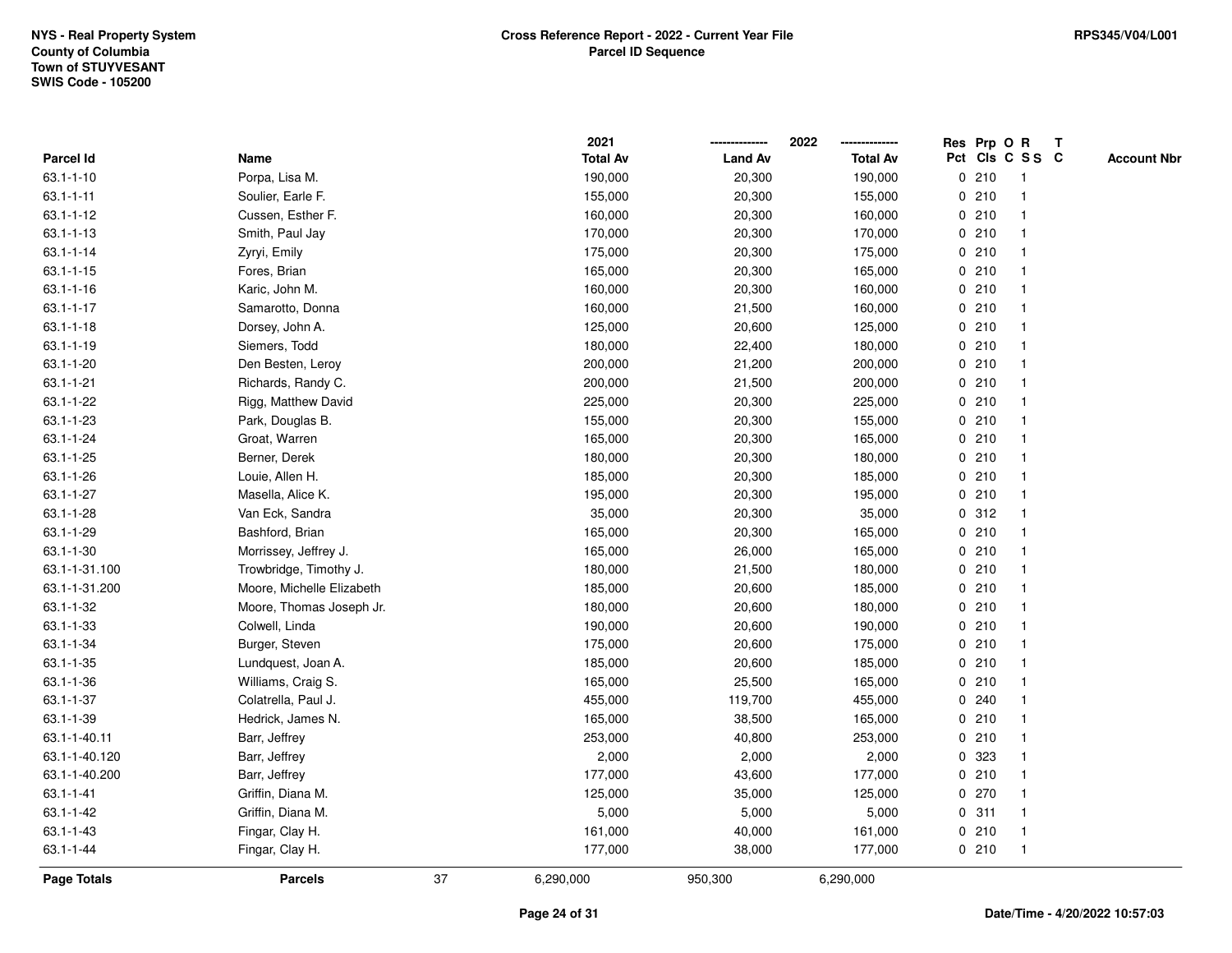NYS - Real Property System
County of Columbia
Town of STUYVESANT
SWIS Code - 105200

**Cross Reference Report - 2022 - Current Year File**
**Parcel ID Sequence**

RPS345/V04/L001

| Parcel Id | Name | 2021 Total Av | 2022 Land Av | 2022 Total Av | Res Pct | Prp Cls | O C | R S S | T C | Account Nbr |
|---|---|---|---|---|---|---|---|---|---|---|
| 63.1-1-10 | Porpa, Lisa M. | 190,000 | 20,300 | 190,000 | 0 | 210 | | 1 | | |
| 63.1-1-11 | Soulier, Earle F. | 155,000 | 20,300 | 155,000 | 0 | 210 | | 1 | | |
| 63.1-1-12 | Cussen, Esther F. | 160,000 | 20,300 | 160,000 | 0 | 210 | | 1 | | |
| 63.1-1-13 | Smith, Paul Jay | 170,000 | 20,300 | 170,000 | 0 | 210 | | 1 | | |
| 63.1-1-14 | Zyryi, Emily | 175,000 | 20,300 | 175,000 | 0 | 210 | | 1 | | |
| 63.1-1-15 | Fores, Brian | 165,000 | 20,300 | 165,000 | 0 | 210 | | 1 | | |
| 63.1-1-16 | Karic, John M. | 160,000 | 20,300 | 160,000 | 0 | 210 | | 1 | | |
| 63.1-1-17 | Samarotto, Donna | 160,000 | 21,500 | 160,000 | 0 | 210 | | 1 | | |
| 63.1-1-18 | Dorsey, John A. | 125,000 | 20,600 | 125,000 | 0 | 210 | | 1 | | |
| 63.1-1-19 | Siemers, Todd | 180,000 | 22,400 | 180,000 | 0 | 210 | | 1 | | |
| 63.1-1-20 | Den Besten, Leroy | 200,000 | 21,200 | 200,000 | 0 | 210 | | 1 | | |
| 63.1-1-21 | Richards, Randy C. | 200,000 | 21,500 | 200,000 | 0 | 210 | | 1 | | |
| 63.1-1-22 | Rigg, Matthew David | 225,000 | 20,300 | 225,000 | 0 | 210 | | 1 | | |
| 63.1-1-23 | Park, Douglas B. | 155,000 | 20,300 | 155,000 | 0 | 210 | | 1 | | |
| 63.1-1-24 | Groat, Warren | 165,000 | 20,300 | 165,000 | 0 | 210 | | 1 | | |
| 63.1-1-25 | Berner, Derek | 180,000 | 20,300 | 180,000 | 0 | 210 | | 1 | | |
| 63.1-1-26 | Louie, Allen H. | 185,000 | 20,300 | 185,000 | 0 | 210 | | 1 | | |
| 63.1-1-27 | Masella, Alice K. | 195,000 | 20,300 | 195,000 | 0 | 210 | | 1 | | |
| 63.1-1-28 | Van Eck, Sandra | 35,000 | 20,300 | 35,000 | 0 | 312 | | 1 | | |
| 63.1-1-29 | Bashford, Brian | 165,000 | 20,300 | 165,000 | 0 | 210 | | 1 | | |
| 63.1-1-30 | Morrissey, Jeffrey J. | 165,000 | 26,000 | 165,000 | 0 | 210 | | 1 | | |
| 63.1-1-31.100 | Trowbridge, Timothy J. | 180,000 | 21,500 | 180,000 | 0 | 210 | | 1 | | |
| 63.1-1-31.200 | Moore, Michelle Elizabeth | 185,000 | 20,600 | 185,000 | 0 | 210 | | 1 | | |
| 63.1-1-32 | Moore, Thomas Joseph Jr. | 180,000 | 20,600 | 180,000 | 0 | 210 | | 1 | | |
| 63.1-1-33 | Colwell, Linda | 190,000 | 20,600 | 190,000 | 0 | 210 | | 1 | | |
| 63.1-1-34 | Burger, Steven | 175,000 | 20,600 | 175,000 | 0 | 210 | | 1 | | |
| 63.1-1-35 | Lundquest, Joan A. | 185,000 | 20,600 | 185,000 | 0 | 210 | | 1 | | |
| 63.1-1-36 | Williams, Craig S. | 165,000 | 25,500 | 165,000 | 0 | 210 | | 1 | | |
| 63.1-1-37 | Colatrella, Paul J. | 455,000 | 119,700 | 455,000 | 0 | 240 | | 1 | | |
| 63.1-1-39 | Hedrick, James N. | 165,000 | 38,500 | 165,000 | 0 | 210 | | 1 | | |
| 63.1-1-40.11 | Barr, Jeffrey | 253,000 | 40,800 | 253,000 | 0 | 210 | | 1 | | |
| 63.1-1-40.120 | Barr, Jeffrey | 2,000 | 2,000 | 2,000 | 0 | 323 | | 1 | | |
| 63.1-1-40.200 | Barr, Jeffrey | 177,000 | 43,600 | 177,000 | 0 | 210 | | 1 | | |
| 63.1-1-41 | Griffin, Diana M. | 125,000 | 35,000 | 125,000 | 0 | 270 | | 1 | | |
| 63.1-1-42 | Griffin, Diana M. | 5,000 | 5,000 | 5,000 | 0 | 311 | | 1 | | |
| 63.1-1-43 | Fingar, Clay H. | 161,000 | 40,000 | 161,000 | 0 | 210 | | 1 | | |
| 63.1-1-44 | Fingar, Clay H. | 177,000 | 38,000 | 177,000 | 0 | 210 | | 1 | | |
| **Page Totals** | **Parcels** 37 | 6,290,000 | 950,300 | 6,290,000 | | | | | | |

Date/Time - 4/20/2022 10:57:03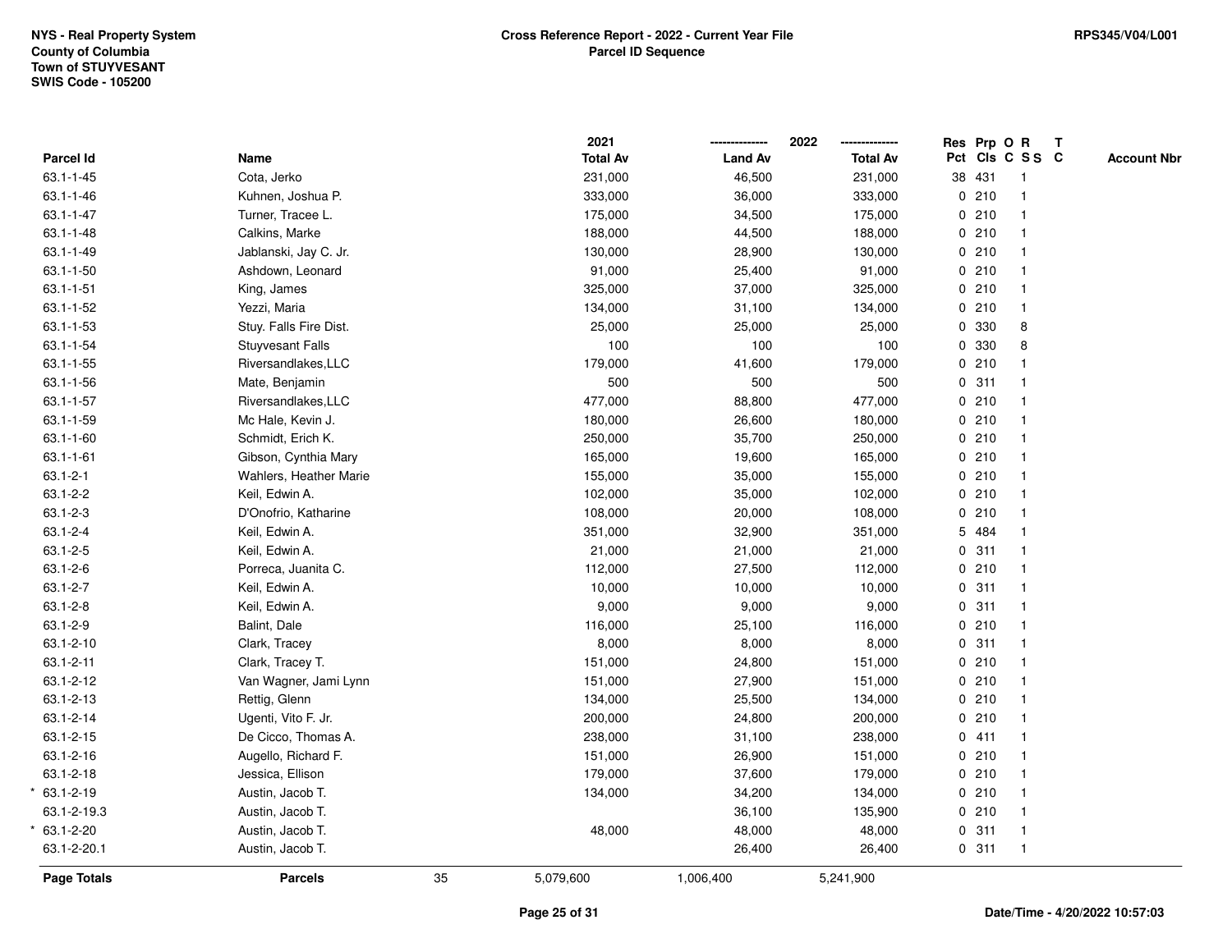NYS - Real Property System
County of Columbia
Town of STUYVESANT
SWIS Code - 105200

**Cross Reference Report - 2022 - Current Year File**
**Parcel ID Sequence**

RPS345/V04/L001

| Parcel Id | Name | 2021 Total Av | 2022 Land Av | 2022 Total Av | Res Pct | Prp Cls | O C | R S S | T C | Account Nbr |
|---|---|---|---|---|---|---|---|---|---|---|
| 63.1-1-45 | Cota, Jerko | 231,000 | 46,500 | 231,000 | 38 | 431 | | 1 | | |
| 63.1-1-46 | Kuhnen, Joshua P. | 333,000 | 36,000 | 333,000 | 0 | 210 | | 1 | | |
| 63.1-1-47 | Turner, Tracee L. | 175,000 | 34,500 | 175,000 | 0 | 210 | | 1 | | |
| 63.1-1-48 | Calkins, Marke | 188,000 | 44,500 | 188,000 | 0 | 210 | | 1 | | |
| 63.1-1-49 | Jablanski, Jay C. Jr. | 130,000 | 28,900 | 130,000 | 0 | 210 | | 1 | | |
| 63.1-1-50 | Ashdown, Leonard | 91,000 | 25,400 | 91,000 | 0 | 210 | | 1 | | |
| 63.1-1-51 | King, James | 325,000 | 37,000 | 325,000 | 0 | 210 | | 1 | | |
| 63.1-1-52 | Yezzi, Maria | 134,000 | 31,100 | 134,000 | 0 | 210 | | 1 | | |
| 63.1-1-53 | Stuy. Falls Fire Dist. | 25,000 | 25,000 | 25,000 | 0 | 330 | | 8 | | |
| 63.1-1-54 | Stuyvesant Falls | 100 | 100 | 100 | 0 | 330 | | 8 | | |
| 63.1-1-55 | Riversandlakes,LLC | 179,000 | 41,600 | 179,000 | 0 | 210 | | 1 | | |
| 63.1-1-56 | Mate, Benjamin | 500 | 500 | 500 | 0 | 311 | | 1 | | |
| 63.1-1-57 | Riversandlakes,LLC | 477,000 | 88,800 | 477,000 | 0 | 210 | | 1 | | |
| 63.1-1-59 | Mc Hale, Kevin J. | 180,000 | 26,600 | 180,000 | 0 | 210 | | 1 | | |
| 63.1-1-60 | Schmidt, Erich K. | 250,000 | 35,700 | 250,000 | 0 | 210 | | 1 | | |
| 63.1-1-61 | Gibson, Cynthia Mary | 165,000 | 19,600 | 165,000 | 0 | 210 | | 1 | | |
| 63.1-2-1 | Wahlers, Heather Marie | 155,000 | 35,000 | 155,000 | 0 | 210 | | 1 | | |
| 63.1-2-2 | Keil, Edwin A. | 102,000 | 35,000 | 102,000 | 0 | 210 | | 1 | | |
| 63.1-2-3 | D'Onofrio, Katharine | 108,000 | 20,000 | 108,000 | 0 | 210 | | 1 | | |
| 63.1-2-4 | Keil, Edwin A. | 351,000 | 32,900 | 351,000 | 5 | 484 | | 1 | | |
| 63.1-2-5 | Keil, Edwin A. | 21,000 | 21,000 | 21,000 | 0 | 311 | | 1 | | |
| 63.1-2-6 | Porreca, Juanita C. | 112,000 | 27,500 | 112,000 | 0 | 210 | | 1 | | |
| 63.1-2-7 | Keil, Edwin A. | 10,000 | 10,000 | 10,000 | 0 | 311 | | 1 | | |
| 63.1-2-8 | Keil, Edwin A. | 9,000 | 9,000 | 9,000 | 0 | 311 | | 1 | | |
| 63.1-2-9 | Balint, Dale | 116,000 | 25,100 | 116,000 | 0 | 210 | | 1 | | |
| 63.1-2-10 | Clark, Tracey | 8,000 | 8,000 | 8,000 | 0 | 311 | | 1 | | |
| 63.1-2-11 | Clark, Tracey T. | 151,000 | 24,800 | 151,000 | 0 | 210 | | 1 | | |
| 63.1-2-12 | Van Wagner, Jami Lynn | 151,000 | 27,900 | 151,000 | 0 | 210 | | 1 | | |
| 63.1-2-13 | Rettig, Glenn | 134,000 | 25,500 | 134,000 | 0 | 210 | | 1 | | |
| 63.1-2-14 | Ugenti, Vito F. Jr. | 200,000 | 24,800 | 200,000 | 0 | 210 | | 1 | | |
| 63.1-2-15 | De Cicco, Thomas A. | 238,000 | 31,100 | 238,000 | 0 | 411 | | 1 | | |
| 63.1-2-16 | Augello, Richard F. | 151,000 | 26,900 | 151,000 | 0 | 210 | | 1 | | |
| 63.1-2-18 | Jessica, Ellison | 179,000 | 37,600 | 179,000 | 0 | 210 | | 1 | | |
| * 63.1-2-19 | Austin, Jacob T. | 134,000 | 34,200 | 134,000 | 0 | 210 | | 1 | | |
| 63.1-2-19.3 | Austin, Jacob T. | | 36,100 | 135,900 | 0 | 210 | | 1 | | |
| * 63.1-2-20 | Austin, Jacob T. | 48,000 | 48,000 | 48,000 | 0 | 311 | | 1 | | |
| 63.1-2-20.1 | Austin, Jacob T. | | 26,400 | 26,400 | 0 | 311 | | 1 | | |
| **Page Totals** | **Parcels** 35 | 5,079,600 | 1,006,400 | 5,241,900 | | | | | | |

**Date/Time - 4/20/2022 10:57:03**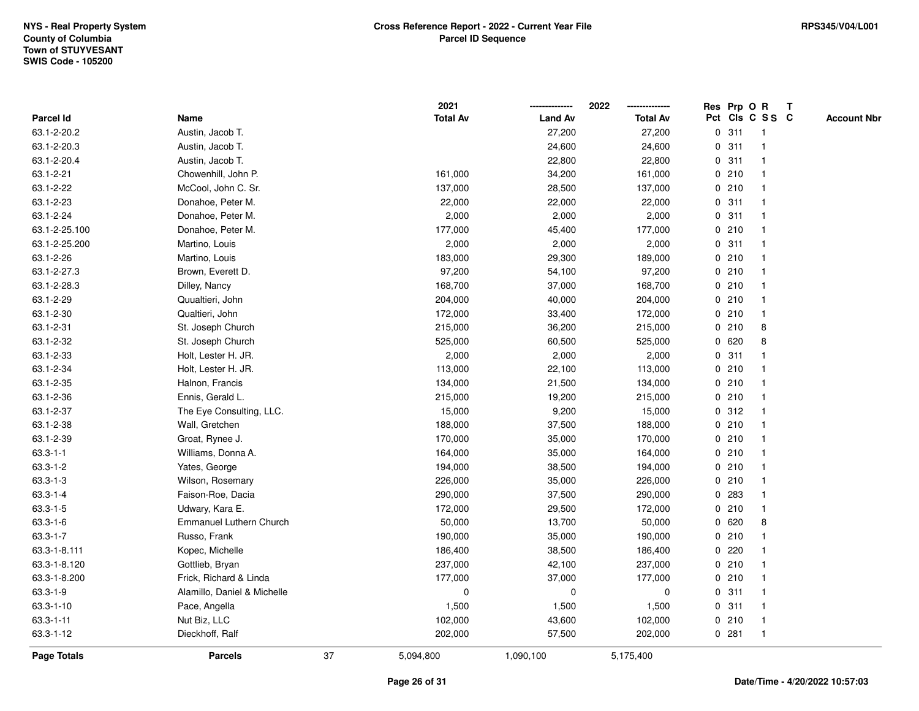NYS - Real Property System
County of Columbia
Town of STUYVESANT
SWIS Code - 105200

**Cross Reference Report - 2022 - Current Year File**
**Parcel ID Sequence**

RPS345/V04/L001

| Parcel Id | Name | 2021 Total Av | 2022 Land Av | 2022 Total Av | Res Pct | Prp Cls | O C | R S S | T C | Account Nbr |
|---|---|---|---|---|---|---|---|---|---|---|
| 63.1-2-20.2 | Austin, Jacob T. | | 27,200 | 27,200 | 0 | 311 | | 1 | | |
| 63.1-2-20.3 | Austin, Jacob T. | | 24,600 | 24,600 | 0 | 311 | | 1 | | |
| 63.1-2-20.4 | Austin, Jacob T. | | 22,800 | 22,800 | 0 | 311 | | 1 | | |
| 63.1-2-21 | Chowenhill, John P. | 161,000 | 34,200 | 161,000 | 0 | 210 | | 1 | | |
| 63.1-2-22 | McCool, John C. Sr. | 137,000 | 28,500 | 137,000 | 0 | 210 | | 1 | | |
| 63.1-2-23 | Donahoe, Peter M. | 22,000 | 22,000 | 22,000 | 0 | 311 | | 1 | | |
| 63.1-2-24 | Donahoe, Peter M. | 2,000 | 2,000 | 2,000 | 0 | 311 | | 1 | | |
| 63.1-2-25.100 | Donahoe, Peter M. | 177,000 | 45,400 | 177,000 | 0 | 210 | | 1 | | |
| 63.1-2-25.200 | Martino, Louis | 2,000 | 2,000 | 2,000 | 0 | 311 | | 1 | | |
| 63.1-2-26 | Martino, Louis | 183,000 | 29,300 | 189,000 | 0 | 210 | | 1 | | |
| 63.1-2-27.3 | Brown, Everett D. | 97,200 | 54,100 | 97,200 | 0 | 210 | | 1 | | |
| 63.1-2-28.3 | Dilley, Nancy | 168,700 | 37,000 | 168,700 | 0 | 210 | | 1 | | |
| 63.1-2-29 | Quualtieri, John | 204,000 | 40,000 | 204,000 | 0 | 210 | | 1 | | |
| 63.1-2-30 | Qualtieri, John | 172,000 | 33,400 | 172,000 | 0 | 210 | | 1 | | |
| 63.1-2-31 | St. Joseph Church | 215,000 | 36,200 | 215,000 | 0 | 210 | | 8 | | |
| 63.1-2-32 | St. Joseph Church | 525,000 | 60,500 | 525,000 | 0 | 620 | | 8 | | |
| 63.1-2-33 | Holt, Lester H. JR. | 2,000 | 2,000 | 2,000 | 0 | 311 | | 1 | | |
| 63.1-2-34 | Holt, Lester H. JR. | 113,000 | 22,100 | 113,000 | 0 | 210 | | 1 | | |
| 63.1-2-35 | Halnon, Francis | 134,000 | 21,500 | 134,000 | 0 | 210 | | 1 | | |
| 63.1-2-36 | Ennis, Gerald L. | 215,000 | 19,200 | 215,000 | 0 | 210 | | 1 | | |
| 63.1-2-37 | The Eye Consulting, LLC. | 15,000 | 9,200 | 15,000 | 0 | 312 | | 1 | | |
| 63.1-2-38 | Wall, Gretchen | 188,000 | 37,500 | 188,000 | 0 | 210 | | 1 | | |
| 63.1-2-39 | Groat, Rynee J. | 170,000 | 35,000 | 170,000 | 0 | 210 | | 1 | | |
| 63.3-1-1 | Williams, Donna A. | 164,000 | 35,000 | 164,000 | 0 | 210 | | 1 | | |
| 63.3-1-2 | Yates, George | 194,000 | 38,500 | 194,000 | 0 | 210 | | 1 | | |
| 63.3-1-3 | Wilson, Rosemary | 226,000 | 35,000 | 226,000 | 0 | 210 | | 1 | | |
| 63.3-1-4 | Faison-Roe, Dacia | 290,000 | 37,500 | 290,000 | 0 | 283 | | 1 | | |
| 63.3-1-5 | Udwary, Kara E. | 172,000 | 29,500 | 172,000 | 0 | 210 | | 1 | | |
| 63.3-1-6 | Emmanuel Luthern Church | 50,000 | 13,700 | 50,000 | 0 | 620 | | 8 | | |
| 63.3-1-7 | Russo, Frank | 190,000 | 35,000 | 190,000 | 0 | 210 | | 1 | | |
| 63.3-1-8.111 | Kopec, Michelle | 186,400 | 38,500 | 186,400 | 0 | 220 | | 1 | | |
| 63.3-1-8.120 | Gottlieb, Bryan | 237,000 | 42,100 | 237,000 | 0 | 210 | | 1 | | |
| 63.3-1-8.200 | Frick, Richard & Linda | 177,000 | 37,000 | 177,000 | 0 | 210 | | 1 | | |
| 63.3-1-9 | Alamillo, Daniel & Michelle | 0 | 0 | 0 | 0 | 311 | | 1 | | |
| 63.3-1-10 | Pace, Angella | 1,500 | 1,500 | 1,500 | 0 | 311 | | 1 | | |
| 63.3-1-11 | Nut Biz, LLC | 102,000 | 43,600 | 102,000 | 0 | 210 | | 1 | | |
| 63.3-1-12 | Dieckhoff, Ralf | 202,000 | 57,500 | 202,000 | 0 | 281 | | 1 | | |
| **Page Totals** | **Parcels** 37 | 5,094,800 | 1,090,100 | 5,175,400 | | | | | | |

Date/Time - 4/20/2022 10:57:03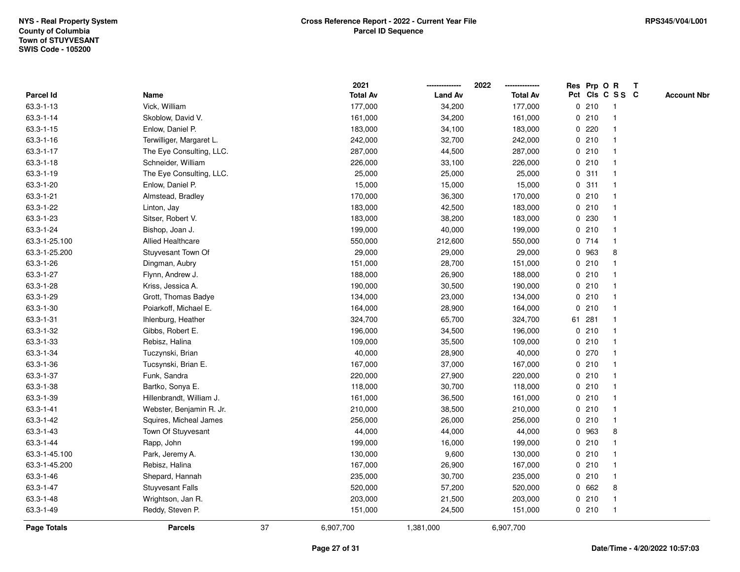NYS - Real Property System
County of Columbia
Town of STUYVESANT
SWIS Code - 105200

**Cross Reference Report - 2022 - Current Year File**
**Parcel ID Sequence**

RPS345/V04/L001

| Parcel Id | Name | 2021 Total Av | 2022 Land Av | 2022 Total Av | Res Pct | Prp Cls | O C | R S S | T C | Account Nbr |
|---|---|---|---|---|---|---|---|---|---|---|
| 63.3-1-13 | Vick, William | 177,000 | 34,200 | 177,000 | 0 | 210 | | 1 | | |
| 63.3-1-14 | Skoblow, David V. | 161,000 | 34,200 | 161,000 | 0 | 210 | | 1 | | |
| 63.3-1-15 | Enlow, Daniel P. | 183,000 | 34,100 | 183,000 | 0 | 220 | | 1 | | |
| 63.3-1-16 | Terwilliger, Margaret L. | 242,000 | 32,700 | 242,000 | 0 | 210 | | 1 | | |
| 63.3-1-17 | The Eye Consulting, LLC. | 287,000 | 44,500 | 287,000 | 0 | 210 | | 1 | | |
| 63.3-1-18 | Schneider, William | 226,000 | 33,100 | 226,000 | 0 | 210 | | 1 | | |
| 63.3-1-19 | The Eye Consulting, LLC. | 25,000 | 25,000 | 25,000 | 0 | 311 | | 1 | | |
| 63.3-1-20 | Enlow, Daniel P. | 15,000 | 15,000 | 15,000 | 0 | 311 | | 1 | | |
| 63.3-1-21 | Almstead, Bradley | 170,000 | 36,300 | 170,000 | 0 | 210 | | 1 | | |
| 63.3-1-22 | Linton, Jay | 183,000 | 42,500 | 183,000 | 0 | 210 | | 1 | | |
| 63.3-1-23 | Sitser, Robert V. | 183,000 | 38,200 | 183,000 | 0 | 230 | | 1 | | |
| 63.3-1-24 | Bishop, Joan J. | 199,000 | 40,000 | 199,000 | 0 | 210 | | 1 | | |
| 63.3-1-25.100 | Allied Healthcare | 550,000 | 212,600 | 550,000 | 0 | 714 | | 1 | | |
| 63.3-1-25.200 | Stuyvesant Town Of | 29,000 | 29,000 | 29,000 | 0 | 963 | | 8 | | |
| 63.3-1-26 | Dingman, Aubry | 151,000 | 28,700 | 151,000 | 0 | 210 | | 1 | | |
| 63.3-1-27 | Flynn, Andrew J. | 188,000 | 26,900 | 188,000 | 0 | 210 | | 1 | | |
| 63.3-1-28 | Kriss, Jessica A. | 190,000 | 30,500 | 190,000 | 0 | 210 | | 1 | | |
| 63.3-1-29 | Grott, Thomas Badye | 134,000 | 23,000 | 134,000 | 0 | 210 | | 1 | | |
| 63.3-1-30 | Poiarkoff, Michael E. | 164,000 | 28,900 | 164,000 | 0 | 210 | | 1 | | |
| 63.3-1-31 | Ihlenburg, Heather | 324,700 | 65,700 | 324,700 | 61 | 281 | | 1 | | |
| 63.3-1-32 | Gibbs, Robert E. | 196,000 | 34,500 | 196,000 | 0 | 210 | | 1 | | |
| 63.3-1-33 | Rebisz, Halina | 109,000 | 35,500 | 109,000 | 0 | 210 | | 1 | | |
| 63.3-1-34 | Tuczynski, Brian | 40,000 | 28,900 | 40,000 | 0 | 270 | | 1 | | |
| 63.3-1-36 | Tucsynski, Brian E. | 167,000 | 37,000 | 167,000 | 0 | 210 | | 1 | | |
| 63.3-1-37 | Funk, Sandra | 220,000 | 27,900 | 220,000 | 0 | 210 | | 1 | | |
| 63.3-1-38 | Bartko, Sonya E. | 118,000 | 30,700 | 118,000 | 0 | 210 | | 1 | | |
| 63.3-1-39 | Hillenbrandt, William J. | 161,000 | 36,500 | 161,000 | 0 | 210 | | 1 | | |
| 63.3-1-41 | Webster, Benjamin R. Jr. | 210,000 | 38,500 | 210,000 | 0 | 210 | | 1 | | |
| 63.3-1-42 | Squires, Micheal James | 256,000 | 26,000 | 256,000 | 0 | 210 | | 1 | | |
| 63.3-1-43 | Town Of Stuyvesant | 44,000 | 44,000 | 44,000 | 0 | 963 | | 8 | | |
| 63.3-1-44 | Rapp, John | 199,000 | 16,000 | 199,000 | 0 | 210 | | 1 | | |
| 63.3-1-45.100 | Park, Jeremy A. | 130,000 | 9,600 | 130,000 | 0 | 210 | | 1 | | |
| 63.3-1-45.200 | Rebisz, Halina | 167,000 | 26,900 | 167,000 | 0 | 210 | | 1 | | |
| 63.3-1-46 | Shepard, Hannah | 235,000 | 30,700 | 235,000 | 0 | 210 | | 1 | | |
| 63.3-1-47 | Stuyvesant Falls | 520,000 | 57,200 | 520,000 | 0 | 662 | | 8 | | |
| 63.3-1-48 | Wrightson, Jan R. | 203,000 | 21,500 | 203,000 | 0 | 210 | | 1 | | |
| 63.3-1-49 | Reddy, Steven P. | 151,000 | 24,500 | 151,000 | 0 | 210 | | 1 | | |
| **Page Totals** | **Parcels** 37 | 6,907,700 | 1,381,000 | 6,907,700 | | | | | | |

Date/Time - 4/20/2022 10:57:03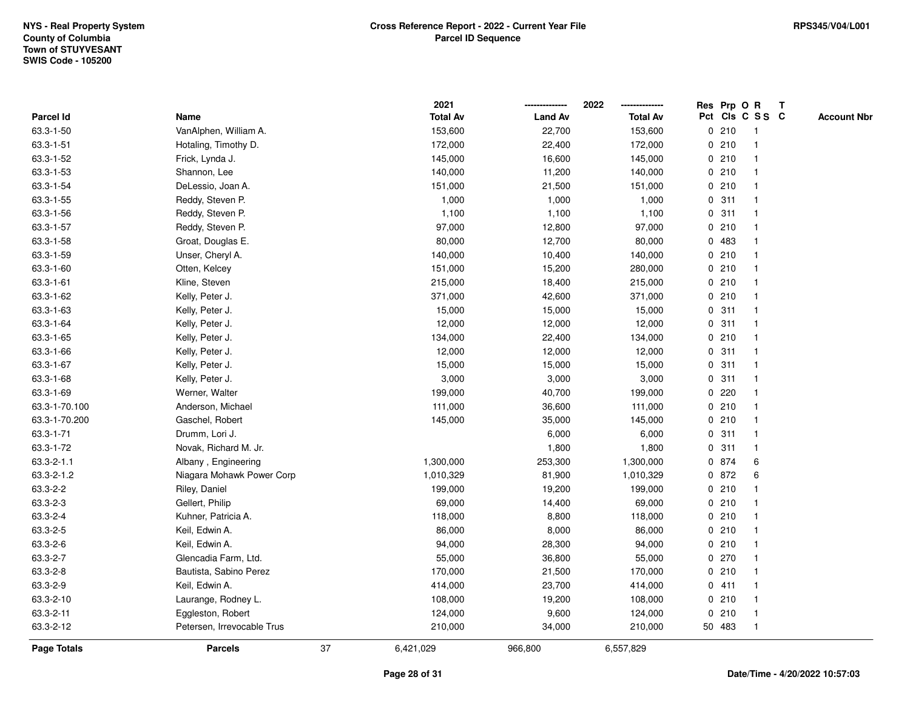NYS - Real Property System
County of Columbia
Town of STUYVESANT
SWIS Code - 105200

**Cross Reference Report - 2022 - Current Year File**
**Parcel ID Sequence**

RPS345/V04/L001

| Parcel Id | Name | 2021 Total Av | 2022 Land Av | 2022 Total Av | Res Pct | Prp Cls | O C | R S S | T C | Account Nbr |
|---|---|---|---|---|---|---|---|---|---|---|
| 63.3-1-50 | VanAlphen, William A. | 153,600 | 22,700 | 153,600 | 0 | 210 | | 1 | | |
| 63.3-1-51 | Hotaling, Timothy D. | 172,000 | 22,400 | 172,000 | 0 | 210 | | 1 | | |
| 63.3-1-52 | Frick, Lynda J. | 145,000 | 16,600 | 145,000 | 0 | 210 | | 1 | | |
| 63.3-1-53 | Shannon, Lee | 140,000 | 11,200 | 140,000 | 0 | 210 | | 1 | | |
| 63.3-1-54 | DeLessio, Joan A. | 151,000 | 21,500 | 151,000 | 0 | 210 | | 1 | | |
| 63.3-1-55 | Reddy, Steven P. | 1,000 | 1,000 | 1,000 | 0 | 311 | | 1 | | |
| 63.3-1-56 | Reddy, Steven P. | 1,100 | 1,100 | 1,100 | 0 | 311 | | 1 | | |
| 63.3-1-57 | Reddy, Steven P. | 97,000 | 12,800 | 97,000 | 0 | 210 | | 1 | | |
| 63.3-1-58 | Groat, Douglas E. | 80,000 | 12,700 | 80,000 | 0 | 483 | | 1 | | |
| 63.3-1-59 | Unser, Cheryl A. | 140,000 | 10,400 | 140,000 | 0 | 210 | | 1 | | |
| 63.3-1-60 | Otten, Kelcey | 151,000 | 15,200 | 280,000 | 0 | 210 | | 1 | | |
| 63.3-1-61 | Kline, Steven | 215,000 | 18,400 | 215,000 | 0 | 210 | | 1 | | |
| 63.3-1-62 | Kelly, Peter J. | 371,000 | 42,600 | 371,000 | 0 | 210 | | 1 | | |
| 63.3-1-63 | Kelly, Peter J. | 15,000 | 15,000 | 15,000 | 0 | 311 | | 1 | | |
| 63.3-1-64 | Kelly, Peter J. | 12,000 | 12,000 | 12,000 | 0 | 311 | | 1 | | |
| 63.3-1-65 | Kelly, Peter J. | 134,000 | 22,400 | 134,000 | 0 | 210 | | 1 | | |
| 63.3-1-66 | Kelly, Peter J. | 12,000 | 12,000 | 12,000 | 0 | 311 | | 1 | | |
| 63.3-1-67 | Kelly, Peter J. | 15,000 | 15,000 | 15,000 | 0 | 311 | | 1 | | |
| 63.3-1-68 | Kelly, Peter J. | 3,000 | 3,000 | 3,000 | 0 | 311 | | 1 | | |
| 63.3-1-69 | Werner, Walter | 199,000 | 40,700 | 199,000 | 0 | 220 | | 1 | | |
| 63.3-1-70.100 | Anderson, Michael | 111,000 | 36,600 | 111,000 | 0 | 210 | | 1 | | |
| 63.3-1-70.200 | Gaschel, Robert | 145,000 | 35,000 | 145,000 | 0 | 210 | | 1 | | |
| 63.3-1-71 | Drumm, Lori J. | | 6,000 | 6,000 | 0 | 311 | | 1 | | |
| 63.3-1-72 | Novak, Richard M. Jr. | | 1,800 | 1,800 | 0 | 311 | | 1 | | |
| 63.3-2-1.1 | Albany , Engineering | 1,300,000 | 253,300 | 1,300,000 | 0 | 874 | | 6 | | |
| 63.3-2-1.2 | Niagara Mohawk Power Corp | 1,010,329 | 81,900 | 1,010,329 | 0 | 872 | | 6 | | |
| 63.3-2-2 | Riley, Daniel | 199,000 | 19,200 | 199,000 | 0 | 210 | | 1 | | |
| 63.3-2-3 | Gellert, Philip | 69,000 | 14,400 | 69,000 | 0 | 210 | | 1 | | |
| 63.3-2-4 | Kuhner, Patricia A. | 118,000 | 8,800 | 118,000 | 0 | 210 | | 1 | | |
| 63.3-2-5 | Keil, Edwin A. | 86,000 | 8,000 | 86,000 | 0 | 210 | | 1 | | |
| 63.3-2-6 | Keil, Edwin A. | 94,000 | 28,300 | 94,000 | 0 | 210 | | 1 | | |
| 63.3-2-7 | Glencadia Farm, Ltd. | 55,000 | 36,800 | 55,000 | 0 | 270 | | 1 | | |
| 63.3-2-8 | Bautista, Sabino Perez | 170,000 | 21,500 | 170,000 | 0 | 210 | | 1 | | |
| 63.3-2-9 | Keil, Edwin A. | 414,000 | 23,700 | 414,000 | 0 | 411 | | 1 | | |
| 63.3-2-10 | Laurange, Rodney L. | 108,000 | 19,200 | 108,000 | 0 | 210 | | 1 | | |
| 63.3-2-11 | Eggleston, Robert | 124,000 | 9,600 | 124,000 | 0 | 210 | | 1 | | |
| 63.3-2-12 | Petersen, Irrevocable Trus | 210,000 | 34,000 | 210,000 | 50 | 483 | | 1 | | |
| **Page Totals** | **Parcels** 37 | 6,421,029 | 966,800 | 6,557,829 | | | | | | |

Date/Time - 4/20/2022 10:57:03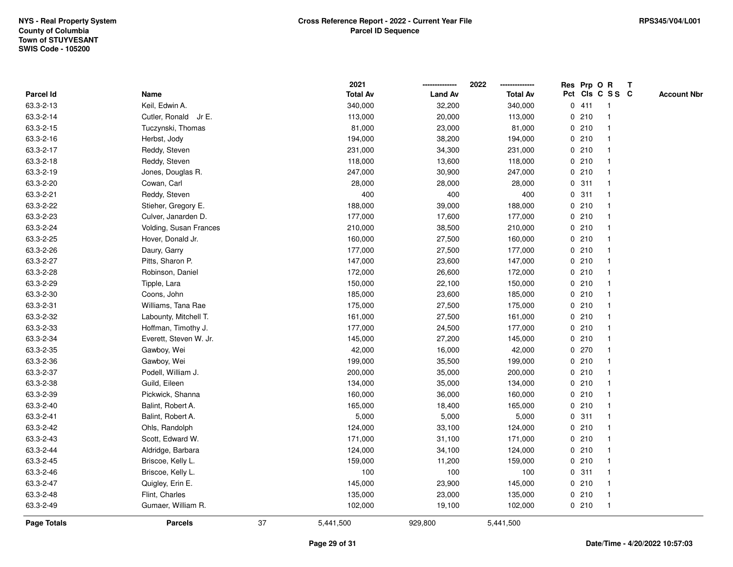NYS - Real Property System
County of Columbia
Town of STUYVESANT
SWIS Code - 105200

**Cross Reference Report - 2022 - Current Year File**
**Parcel ID Sequence**

RPS345/V04/L001

| Parcel Id | Name | | 2021 Total Av | 2022 Land Av | 2022 Total Av | Res Pct | Prp Cls | O C | R S S | T C | Account Nbr |
|---|---|---|---|---|---|---|---|---|---|---|---|
| 63.3-2-13 | Keil, Edwin A. | | 340,000 | 32,200 | 340,000 | 0 | 411 | | 1 | | |
| 63.3-2-14 | Cutler, Ronald Jr E. | | 113,000 | 20,000 | 113,000 | 0 | 210 | | 1 | | |
| 63.3-2-15 | Tuczynski, Thomas | | 81,000 | 23,000 | 81,000 | 0 | 210 | | 1 | | |
| 63.3-2-16 | Herbst, Jody | | 194,000 | 38,200 | 194,000 | 0 | 210 | | 1 | | |
| 63.3-2-17 | Reddy, Steven | | 231,000 | 34,300 | 231,000 | 0 | 210 | | 1 | | |
| 63.3-2-18 | Reddy, Steven | | 118,000 | 13,600 | 118,000 | 0 | 210 | | 1 | | |
| 63.3-2-19 | Jones, Douglas R. | | 247,000 | 30,900 | 247,000 | 0 | 210 | | 1 | | |
| 63.3-2-20 | Cowan, Carl | | 28,000 | 28,000 | 28,000 | 0 | 311 | | 1 | | |
| 63.3-2-21 | Reddy, Steven | | 400 | 400 | 400 | 0 | 311 | | 1 | | |
| 63.3-2-22 | Stieher, Gregory E. | | 188,000 | 39,000 | 188,000 | 0 | 210 | | 1 | | |
| 63.3-2-23 | Culver, Janarden D. | | 177,000 | 17,600 | 177,000 | 0 | 210 | | 1 | | |
| 63.3-2-24 | Volding, Susan Frances | | 210,000 | 38,500 | 210,000 | 0 | 210 | | 1 | | |
| 63.3-2-25 | Hover, Donald Jr. | | 160,000 | 27,500 | 160,000 | 0 | 210 | | 1 | | |
| 63.3-2-26 | Daury, Garry | | 177,000 | 27,500 | 177,000 | 0 | 210 | | 1 | | |
| 63.3-2-27 | Pitts, Sharon P. | | 147,000 | 23,600 | 147,000 | 0 | 210 | | 1 | | |
| 63.3-2-28 | Robinson, Daniel | | 172,000 | 26,600 | 172,000 | 0 | 210 | | 1 | | |
| 63.3-2-29 | Tipple, Lara | | 150,000 | 22,100 | 150,000 | 0 | 210 | | 1 | | |
| 63.3-2-30 | Coons, John | | 185,000 | 23,600 | 185,000 | 0 | 210 | | 1 | | |
| 63.3-2-31 | Williams, Tana Rae | | 175,000 | 27,500 | 175,000 | 0 | 210 | | 1 | | |
| 63.3-2-32 | Labounty, Mitchell T. | | 161,000 | 27,500 | 161,000 | 0 | 210 | | 1 | | |
| 63.3-2-33 | Hoffman, Timothy J. | | 177,000 | 24,500 | 177,000 | 0 | 210 | | 1 | | |
| 63.3-2-34 | Everett, Steven W. Jr. | | 145,000 | 27,200 | 145,000 | 0 | 210 | | 1 | | |
| 63.3-2-35 | Gawboy, Wei | | 42,000 | 16,000 | 42,000 | 0 | 270 | | 1 | | |
| 63.3-2-36 | Gawboy, Wei | | 199,000 | 35,500 | 199,000 | 0 | 210 | | 1 | | |
| 63.3-2-37 | Podell, William J. | | 200,000 | 35,000 | 200,000 | 0 | 210 | | 1 | | |
| 63.3-2-38 | Guild, Eileen | | 134,000 | 35,000 | 134,000 | 0 | 210 | | 1 | | |
| 63.3-2-39 | Pickwick, Shanna | | 160,000 | 36,000 | 160,000 | 0 | 210 | | 1 | | |
| 63.3-2-40 | Balint, Robert A. | | 165,000 | 18,400 | 165,000 | 0 | 210 | | 1 | | |
| 63.3-2-41 | Balint, Robert A. | | 5,000 | 5,000 | 5,000 | 0 | 311 | | 1 | | |
| 63.3-2-42 | Ohls, Randolph | | 124,000 | 33,100 | 124,000 | 0 | 210 | | 1 | | |
| 63.3-2-43 | Scott, Edward W. | | 171,000 | 31,100 | 171,000 | 0 | 210 | | 1 | | |
| 63.3-2-44 | Aldridge, Barbara | | 124,000 | 34,100 | 124,000 | 0 | 210 | | 1 | | |
| 63.3-2-45 | Briscoe, Kelly L. | | 159,000 | 11,200 | 159,000 | 0 | 210 | | 1 | | |
| 63.3-2-46 | Briscoe, Kelly L. | | 100 | 100 | 100 | 0 | 311 | | 1 | | |
| 63.3-2-47 | Quigley, Erin E. | | 145,000 | 23,900 | 145,000 | 0 | 210 | | 1 | | |
| 63.3-2-48 | Flint, Charles | | 135,000 | 23,000 | 135,000 | 0 | 210 | | 1 | | |
| 63.3-2-49 | Gumaer, William R. | | 102,000 | 19,100 | 102,000 | 0 | 210 | | 1 | | |
| **Page Totals** | **Parcels** | 37 | 5,441,500 | 929,800 | 5,441,500 | | | | | | |

**Date/Time - 4/20/2022 10:57:03**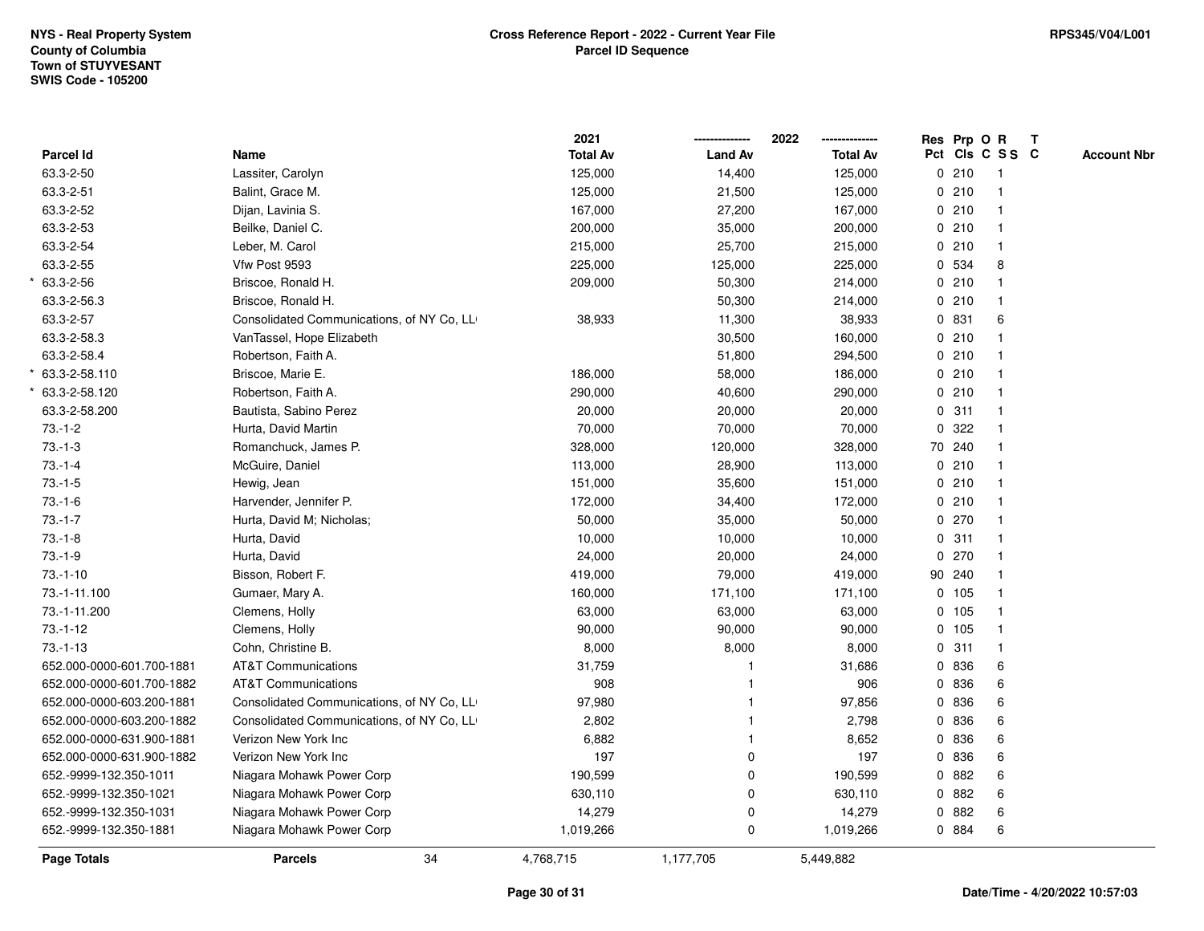NYS - Real Property System
County of Columbia
Town of STUYVESANT
SWIS Code - 105200

**Cross Reference Report - 2022 - Current Year File**
**Parcel ID Sequence**

RPS345/V04/L001

| | Parcel Id | Name | 2021 Total Av | 2022 Land Av | 2022 Total Av | Res Pct | Prp Cls | O C | R S S | T C | Account Nbr |
|---|---|---|---|---|---|---|---|---|---|---|---|
| | 63.3-2-50 | Lassiter, Carolyn | 125,000 | 14,400 | 125,000 | 0 | 210 | | 1 | | |
| | 63.3-2-51 | Balint, Grace M. | 125,000 | 21,500 | 125,000 | 0 | 210 | | 1 | | |
| | 63.3-2-52 | Dijan, Lavinia S. | 167,000 | 27,200 | 167,000 | 0 | 210 | | 1 | | |
| | 63.3-2-53 | Beilke, Daniel C. | 200,000 | 35,000 | 200,000 | 0 | 210 | | 1 | | |
| | 63.3-2-54 | Leber, M. Carol | 215,000 | 25,700 | 215,000 | 0 | 210 | | 1 | | |
| | 63.3-2-55 | Vfw Post 9593 | 225,000 | 125,000 | 225,000 | 0 | 534 | | 8 | | |
| * | 63.3-2-56 | Briscoe, Ronald H. | 209,000 | 50,300 | 214,000 | 0 | 210 | | 1 | | |
| | 63.3-2-56.3 | Briscoe, Ronald H. | | 50,300 | 214,000 | 0 | 210 | | 1 | | |
| | 63.3-2-57 | Consolidated Communications, of NY Co, LL | 38,933 | 11,300 | 38,933 | 0 | 831 | | 6 | | |
| | 63.3-2-58.3 | VanTassel, Hope Elizabeth | | 30,500 | 160,000 | 0 | 210 | | 1 | | |
| | 63.3-2-58.4 | Robertson, Faith A. | | 51,800 | 294,500 | 0 | 210 | | 1 | | |
| * | 63.3-2-58.110 | Briscoe, Marie E. | 186,000 | 58,000 | 186,000 | 0 | 210 | | 1 | | |
| * | 63.3-2-58.120 | Robertson, Faith A. | 290,000 | 40,600 | 290,000 | 0 | 210 | | 1 | | |
| | 63.3-2-58.200 | Bautista, Sabino Perez | 20,000 | 20,000 | 20,000 | 0 | 311 | | 1 | | |
| | 73.-1-2 | Hurta, David Martin | 70,000 | 70,000 | 70,000 | 0 | 322 | | 1 | | |
| | 73.-1-3 | Romanchuck, James P. | 328,000 | 120,000 | 328,000 | 70 | 240 | | 1 | | |
| | 73.-1-4 | McGuire, Daniel | 113,000 | 28,900 | 113,000 | 0 | 210 | | 1 | | |
| | 73.-1-5 | Hewig, Jean | 151,000 | 35,600 | 151,000 | 0 | 210 | | 1 | | |
| | 73.-1-6 | Harvender, Jennifer P. | 172,000 | 34,400 | 172,000 | 0 | 210 | | 1 | | |
| | 73.-1-7 | Hurta, David M; Nicholas; | 50,000 | 35,000 | 50,000 | 0 | 270 | | 1 | | |
| | 73.-1-8 | Hurta, David | 10,000 | 10,000 | 10,000 | 0 | 311 | | 1 | | |
| | 73.-1-9 | Hurta, David | 24,000 | 20,000 | 24,000 | 0 | 270 | | 1 | | |
| | 73.-1-10 | Bisson, Robert F. | 419,000 | 79,000 | 419,000 | 90 | 240 | | 1 | | |
| | 73.-1-11.100 | Gumaer, Mary A. | 160,000 | 171,100 | 171,100 | 0 | 105 | | 1 | | |
| | 73.-1-11.200 | Clemens, Holly | 63,000 | 63,000 | 63,000 | 0 | 105 | | 1 | | |
| | 73.-1-12 | Clemens, Holly | 90,000 | 90,000 | 90,000 | 0 | 105 | | 1 | | |
| | 73.-1-13 | Cohn, Christine B. | 8,000 | 8,000 | 8,000 | 0 | 311 | | 1 | | |
| | 652.000-0000-601.700-1881 | AT&T Communications | 31,759 | 1 | 31,686 | 0 | 836 | | 6 | | |
| | 652.000-0000-601.700-1882 | AT&T Communications | 908 | 1 | 906 | 0 | 836 | | 6 | | |
| | 652.000-0000-603.200-1881 | Consolidated Communications, of NY Co, LL | 97,980 | 1 | 97,856 | 0 | 836 | | 6 | | |
| | 652.000-0000-603.200-1882 | Consolidated Communications, of NY Co, LL | 2,802 | 1 | 2,798 | 0 | 836 | | 6 | | |
| | 652.000-0000-631.900-1881 | Verizon New York Inc | 6,882 | 1 | 8,652 | 0 | 836 | | 6 | | |
| | 652.000-0000-631.900-1882 | Verizon New York Inc | 197 | 0 | 197 | 0 | 836 | | 6 | | |
| | 652.-9999-132.350-1011 | Niagara Mohawk Power Corp | 190,599 | 0 | 190,599 | 0 | 882 | | 6 | | |
| | 652.-9999-132.350-1021 | Niagara Mohawk Power Corp | 630,110 | 0 | 630,110 | 0 | 882 | | 6 | | |
| | 652.-9999-132.350-1031 | Niagara Mohawk Power Corp | 14,279 | 0 | 14,279 | 0 | 882 | | 6 | | |
| | 652.-9999-132.350-1881 | Niagara Mohawk Power Corp | 1,019,266 | 0 | 1,019,266 | 0 | 884 | | 6 | | |
| | **Page Totals** | **Parcels** 34 | 4,768,715 | 1,177,705 | 5,449,882 | | | | | | |

Date/Time - 4/20/2022 10:57:03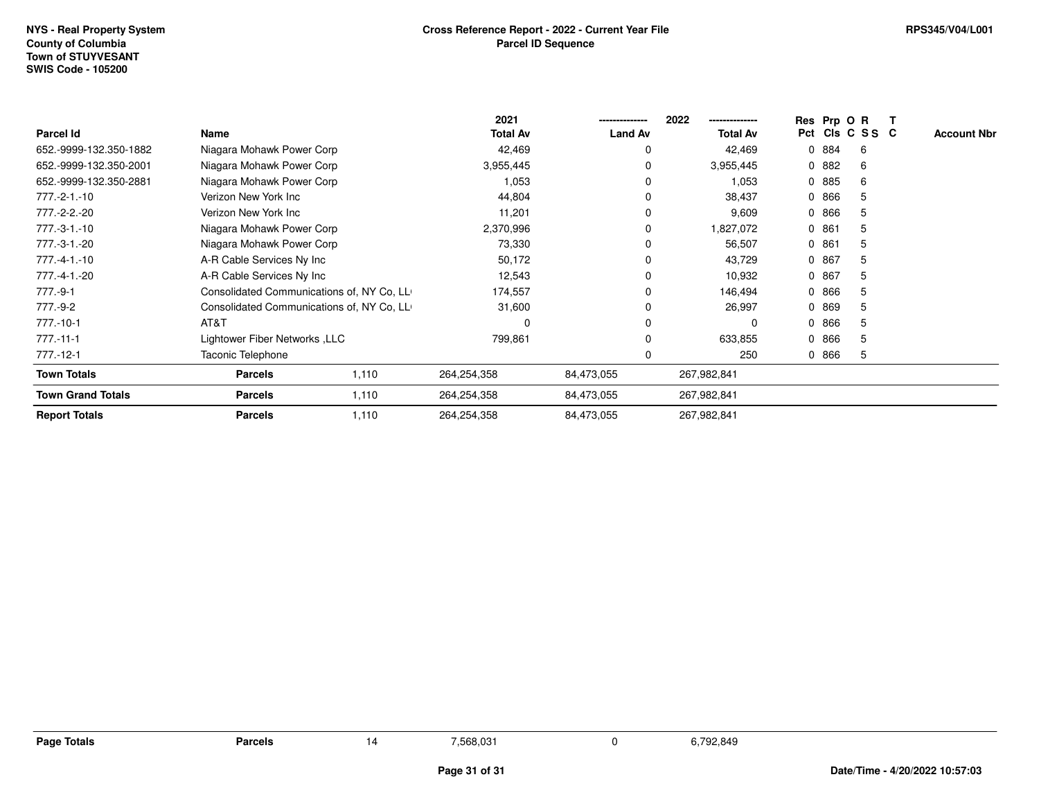NYS - Real Property System
County of Columbia
Town of STUYVESANT
SWIS Code - 105200

**Cross Reference Report - 2022 - Current Year File**
**Parcel ID Sequence**

RPS345/V04/L001

| Parcel Id | Name | | 2021 Total Av | 2022 Land Av | 2022 Total Av | Res Pct | Prp Cls | O C | R S S | T C | Account Nbr |
|---|---|---|---|---|---|---|---|---|---|---|---|
| 652.-9999-132.350-1882 | Niagara Mohawk Power Corp | | 42,469 | 0 | 42,469 | 0 | 884 | | 6 | | |
| 652.-9999-132.350-2001 | Niagara Mohawk Power Corp | | 3,955,445 | 0 | 3,955,445 | 0 | 882 | | 6 | | |
| 652.-9999-132.350-2881 | Niagara Mohawk Power Corp | | 1,053 | 0 | 1,053 | 0 | 885 | | 6 | | |
| 777.-2-1.-10 | Verizon New York Inc | | 44,804 | 0 | 38,437 | 0 | 866 | | 5 | | |
| 777.-2-2.-20 | Verizon New York Inc | | 11,201 | 0 | 9,609 | 0 | 866 | | 5 | | |
| 777.-3-1.-10 | Niagara Mohawk Power Corp | | 2,370,996 | 0 | 1,827,072 | 0 | 861 | | 5 | | |
| 777.-3-1.-20 | Niagara Mohawk Power Corp | | 73,330 | 0 | 56,507 | 0 | 861 | | 5 | | |
| 777.-4-1.-10 | A-R Cable Services Ny Inc | | 50,172 | 0 | 43,729 | 0 | 867 | | 5 | | |
| 777.-4-1.-20 | A-R Cable Services Ny Inc | | 12,543 | 0 | 10,932 | 0 | 867 | | 5 | | |
| 777.-9-1 | Consolidated Communications of, NY Co, LL | | 174,557 | 0 | 146,494 | 0 | 866 | | 5 | | |
| 777.-9-2 | Consolidated Communications of, NY Co, LL | | 31,600 | 0 | 26,997 | 0 | 869 | | 5 | | |
| 777.-10-1 | AT&T | | 0 | 0 | 0 | 0 | 866 | | 5 | | |
| 777.-11-1 | Lightower Fiber Networks ,LLC | | 799,861 | 0 | 633,855 | 0 | 866 | | 5 | | |
| 777.-12-1 | Taconic Telephone | | | 0 | 250 | 0 | 866 | | 5 | | |
| **Town Totals** | **Parcels** | 1,110 | 264,254,358 | 84,473,055 | 267,982,841 | | | | | | |
| **Town Grand Totals** | **Parcels** | 1,110 | 264,254,358 | 84,473,055 | 267,982,841 | | | | | | |
| **Report Totals** | **Parcels** | 1,110 | 264,254,358 | 84,473,055 | 267,982,841 | | | | | | |
| **Page Totals** | **Parcels** | 14 | 7,568,031 | 0 | 6,792,849 | | | | | | |

Date/Time - 4/20/2022 10:57:03